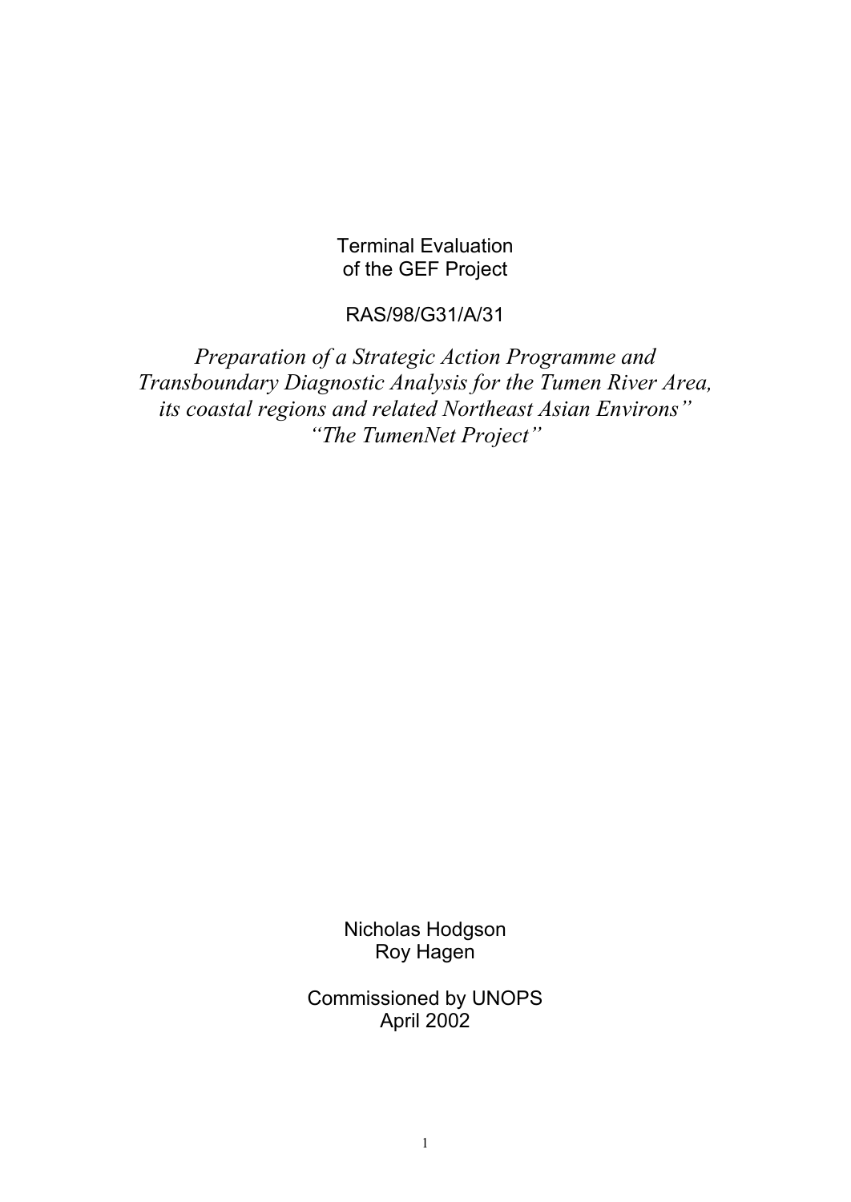Terminal Evaluation
of the GEF Project

RAS/98/G31/A/31

*Preparation of a Strategic Action Programme and Transboundary Diagnostic Analysis for the Tumen River Area, its coastal regions and related Northeast Asian Environs"*
*"The TumenNet Project"*

Nicholas Hodgson
Roy Hagen

Commissioned by UNOPS
April 2002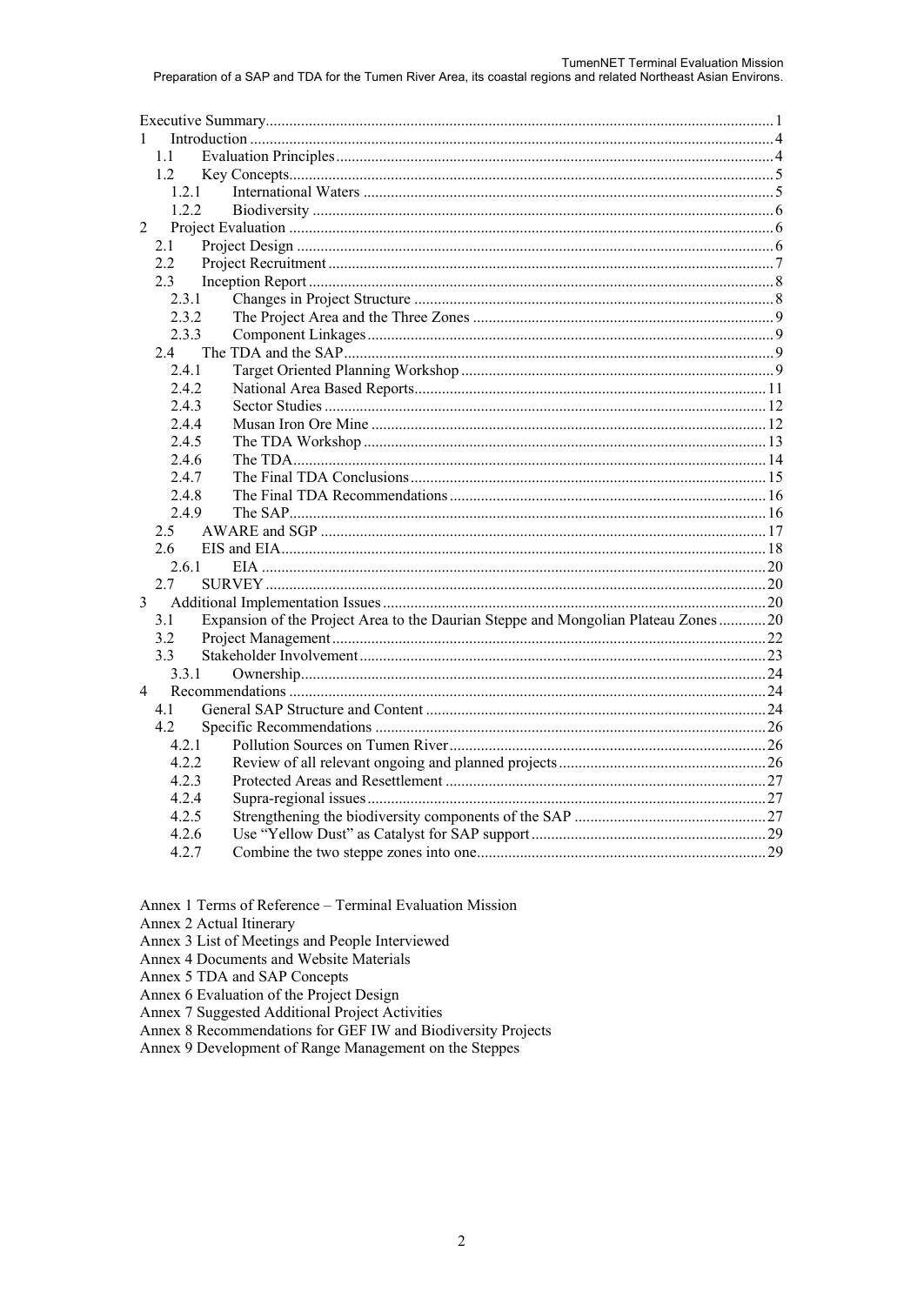Executive Summary ... 1
1 Introduction ... 4
  1.1 Evaluation Principles ... 4
  1.2 Key Concepts ... 5
    1.2.1 International Waters ... 5
    1.2.2 Biodiversity ... 6
2 Project Evaluation ... 6
  2.1 Project Design ... 6
  2.2 Project Recruitment ... 7
  2.3 Inception Report ... 8
    2.3.1 Changes in Project Structure ... 8
    2.3.2 The Project Area and the Three Zones ... 9
    2.3.3 Component Linkages ... 9
  2.4 The TDA and the SAP ... 9
    2.4.1 Target Oriented Planning Workshop ... 9
    2.4.2 National Area Based Reports ... 11
    2.4.3 Sector Studies ... 12
    2.4.4 Musan Iron Ore Mine ... 12
    2.4.5 The TDA Workshop ... 13
    2.4.6 The TDA ... 14
    2.4.7 The Final TDA Conclusions ... 15
    2.4.8 The Final TDA Recommendations ... 16
    2.4.9 The SAP ... 16
  2.5 AWARE and SGP ... 17
  2.6 EIS and EIA ... 18
    2.6.1 EIA ... 20
  2.7 SURVEY ... 20
3 Additional Implementation Issues ... 20
  3.1 Expansion of the Project Area to the Daurian Steppe and Mongolian Plateau Zones ... 20
  3.2 Project Management ... 22
  3.3 Stakeholder Involvement ... 23
    3.3.1 Ownership ... 24
4 Recommendations ... 24
  4.1 General SAP Structure and Content ... 24
  4.2 Specific Recommendations ... 26
    4.2.1 Pollution Sources on Tumen River ... 26
    4.2.2 Review of all relevant ongoing and planned projects ... 26
    4.2.3 Protected Areas and Resettlement ... 27
    4.2.4 Supra-regional issues ... 27
    4.2.5 Strengthening the biodiversity components of the SAP ... 27
    4.2.6 Use "Yellow Dust" as Catalyst for SAP support ... 29
    4.2.7 Combine the two steppe zones into one ... 29

Annex 1 Terms of Reference – Terminal Evaluation Mission
Annex 2 Actual Itinerary
Annex 3 List of Meetings and People Interviewed
Annex 4 Documents and Website Materials
Annex 5 TDA and SAP Concepts
Annex 6 Evaluation of the Project Design
Annex 7 Suggested Additional Project Activities
Annex 8 Recommendations for GEF IW and Biodiversity Projects
Annex 9 Development of Range Management on the Steppes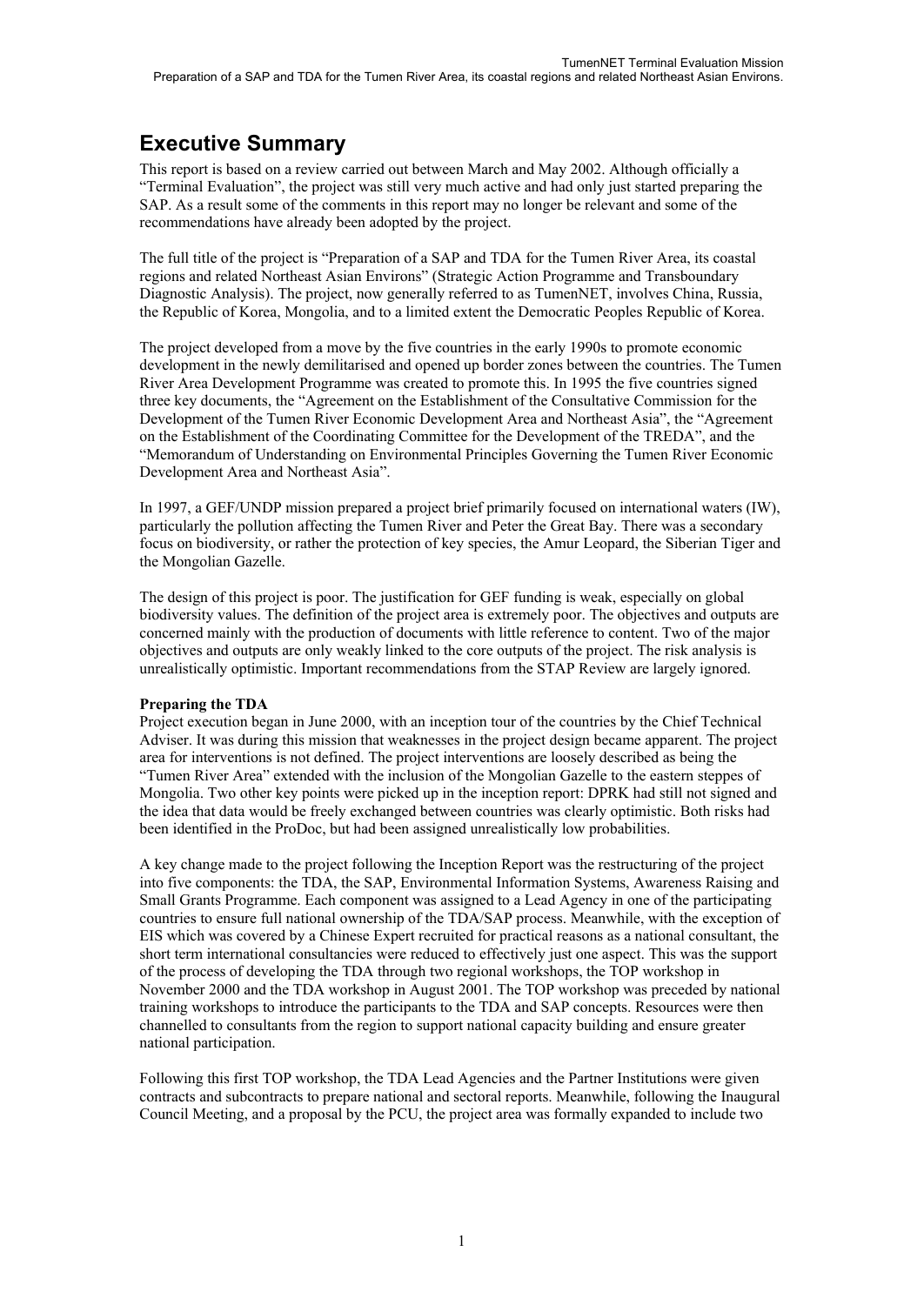# Executive Summary

This report is based on a review carried out between March and May 2002. Although officially a "Terminal Evaluation", the project was still very much active and had only just started preparing the SAP. As a result some of the comments in this report may no longer be relevant and some of the recommendations have already been adopted by the project.

The full title of the project is "Preparation of a SAP and TDA for the Tumen River Area, its coastal regions and related Northeast Asian Environs" (Strategic Action Programme and Transboundary Diagnostic Analysis). The project, now generally referred to as TumenNET, involves China, Russia, the Republic of Korea, Mongolia, and to a limited extent the Democratic Peoples Republic of Korea.

The project developed from a move by the five countries in the early 1990s to promote economic development in the newly demilitarised and opened up border zones between the countries. The Tumen River Area Development Programme was created to promote this. In 1995 the five countries signed three key documents, the "Agreement on the Establishment of the Consultative Commission for the Development of the Tumen River Economic Development Area and Northeast Asia", the "Agreement on the Establishment of the Coordinating Committee for the Development of the TREDA", and the "Memorandum of Understanding on Environmental Principles Governing the Tumen River Economic Development Area and Northeast Asia".

In 1997, a GEF/UNDP mission prepared a project brief primarily focused on international waters (IW), particularly the pollution affecting the Tumen River and Peter the Great Bay. There was a secondary focus on biodiversity, or rather the protection of key species, the Amur Leopard, the Siberian Tiger and the Mongolian Gazelle.

The design of this project is poor. The justification for GEF funding is weak, especially on global biodiversity values. The definition of the project area is extremely poor. The objectives and outputs are concerned mainly with the production of documents with little reference to content. Two of the major objectives and outputs are only weakly linked to the core outputs of the project. The risk analysis is unrealistically optimistic. Important recommendations from the STAP Review are largely ignored.

**Preparing the TDA**

Project execution began in June 2000, with an inception tour of the countries by the Chief Technical Adviser. It was during this mission that weaknesses in the project design became apparent. The project area for interventions is not defined. The project interventions are loosely described as being the "Tumen River Area" extended with the inclusion of the Mongolian Gazelle to the eastern steppes of Mongolia. Two other key points were picked up in the inception report: DPRK had still not signed and the idea that data would be freely exchanged between countries was clearly optimistic. Both risks had been identified in the ProDoc, but had been assigned unrealistically low probabilities.

A key change made to the project following the Inception Report was the restructuring of the project into five components: the TDA, the SAP, Environmental Information Systems, Awareness Raising and Small Grants Programme. Each component was assigned to a Lead Agency in one of the participating countries to ensure full national ownership of the TDA/SAP process. Meanwhile, with the exception of EIS which was covered by a Chinese Expert recruited for practical reasons as a national consultant, the short term international consultancies were reduced to effectively just one aspect. This was the support of the process of developing the TDA through two regional workshops, the TOP workshop in November 2000 and the TDA workshop in August 2001. The TOP workshop was preceded by national training workshops to introduce the participants to the TDA and SAP concepts. Resources were then channelled to consultants from the region to support national capacity building and ensure greater national participation.

Following this first TOP workshop, the TDA Lead Agencies and the Partner Institutions were given contracts and subcontracts to prepare national and sectoral reports. Meanwhile, following the Inaugural Council Meeting, and a proposal by the PCU, the project area was formally expanded to include two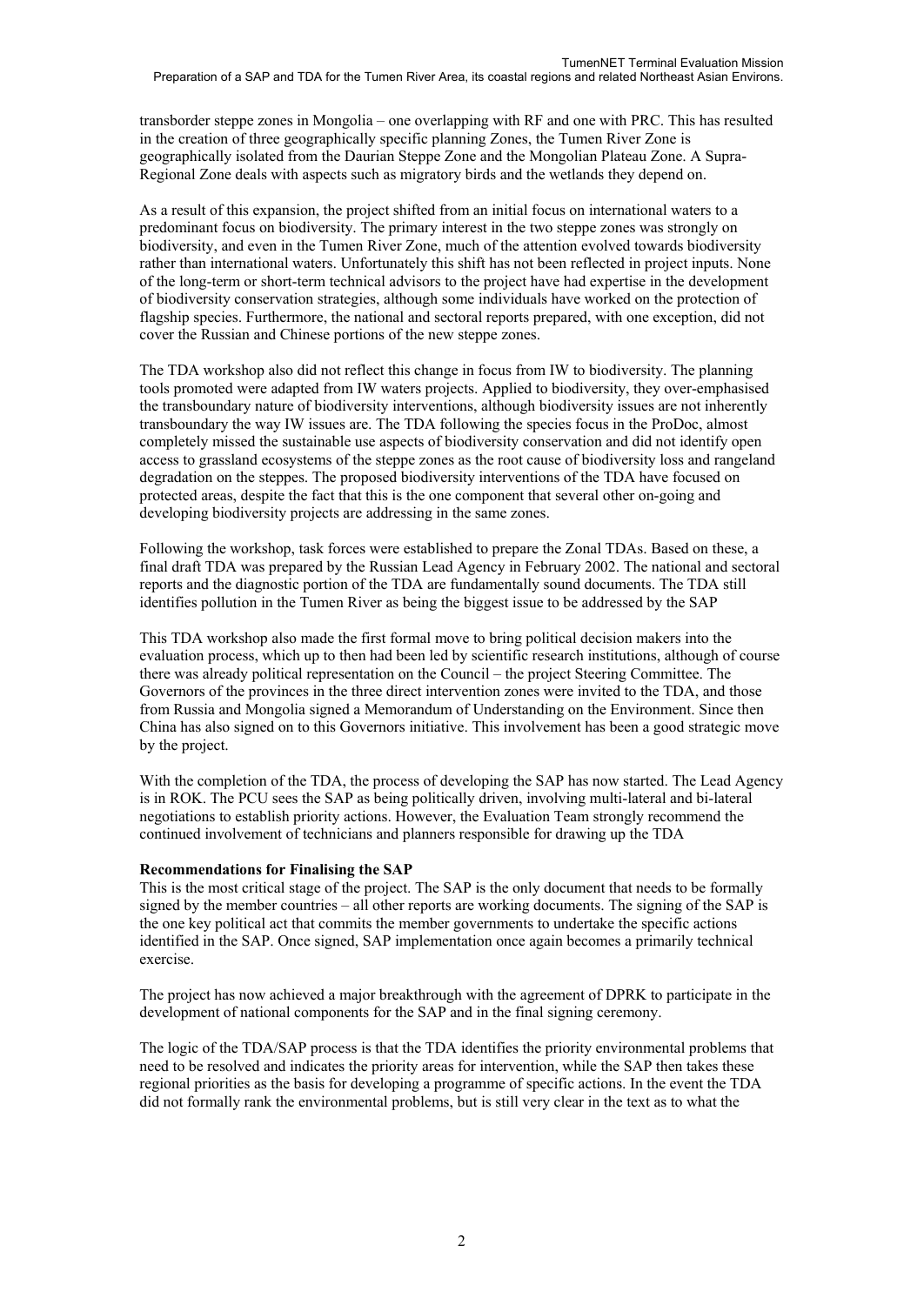transborder steppe zones in Mongolia – one overlapping with RF and one with PRC. This has resulted in the creation of three geographically specific planning Zones, the Tumen River Zone is geographically isolated from the Daurian Steppe Zone and the Mongolian Plateau Zone. A Supra-Regional Zone deals with aspects such as migratory birds and the wetlands they depend on.

As a result of this expansion, the project shifted from an initial focus on international waters to a predominant focus on biodiversity. The primary interest in the two steppe zones was strongly on biodiversity, and even in the Tumen River Zone, much of the attention evolved towards biodiversity rather than international waters. Unfortunately this shift has not been reflected in project inputs. None of the long-term or short-term technical advisors to the project have had expertise in the development of biodiversity conservation strategies, although some individuals have worked on the protection of flagship species. Furthermore, the national and sectoral reports prepared, with one exception, did not cover the Russian and Chinese portions of the new steppe zones.

The TDA workshop also did not reflect this change in focus from IW to biodiversity. The planning tools promoted were adapted from IW waters projects. Applied to biodiversity, they over-emphasised the transboundary nature of biodiversity interventions, although biodiversity issues are not inherently transboundary the way IW issues are. The TDA following the species focus in the ProDoc, almost completely missed the sustainable use aspects of biodiversity conservation and did not identify open access to grassland ecosystems of the steppe zones as the root cause of biodiversity loss and rangeland degradation on the steppes. The proposed biodiversity interventions of the TDA have focused on protected areas, despite the fact that this is the one component that several other on-going and developing biodiversity projects are addressing in the same zones.

Following the workshop, task forces were established to prepare the Zonal TDAs. Based on these, a final draft TDA was prepared by the Russian Lead Agency in February 2002. The national and sectoral reports and the diagnostic portion of the TDA are fundamentally sound documents. The TDA still identifies pollution in the Tumen River as being the biggest issue to be addressed by the SAP

This TDA workshop also made the first formal move to bring political decision makers into the evaluation process, which up to then had been led by scientific research institutions, although of course there was already political representation on the Council – the project Steering Committee. The Governors of the provinces in the three direct intervention zones were invited to the TDA, and those from Russia and Mongolia signed a Memorandum of Understanding on the Environment. Since then China has also signed on to this Governors initiative. This involvement has been a good strategic move by the project.

With the completion of the TDA, the process of developing the SAP has now started. The Lead Agency is in ROK. The PCU sees the SAP as being politically driven, involving multi-lateral and bi-lateral negotiations to establish priority actions. However, the Evaluation Team strongly recommend the continued involvement of technicians and planners responsible for drawing up the TDA

**Recommendations for Finalising the SAP**

This is the most critical stage of the project. The SAP is the only document that needs to be formally signed by the member countries – all other reports are working documents. The signing of the SAP is the one key political act that commits the member governments to undertake the specific actions identified in the SAP. Once signed, SAP implementation once again becomes a primarily technical exercise.

The project has now achieved a major breakthrough with the agreement of DPRK to participate in the development of national components for the SAP and in the final signing ceremony.

The logic of the TDA/SAP process is that the TDA identifies the priority environmental problems that need to be resolved and indicates the priority areas for intervention, while the SAP then takes these regional priorities as the basis for developing a programme of specific actions. In the event the TDA did not formally rank the environmental problems, but is still very clear in the text as to what the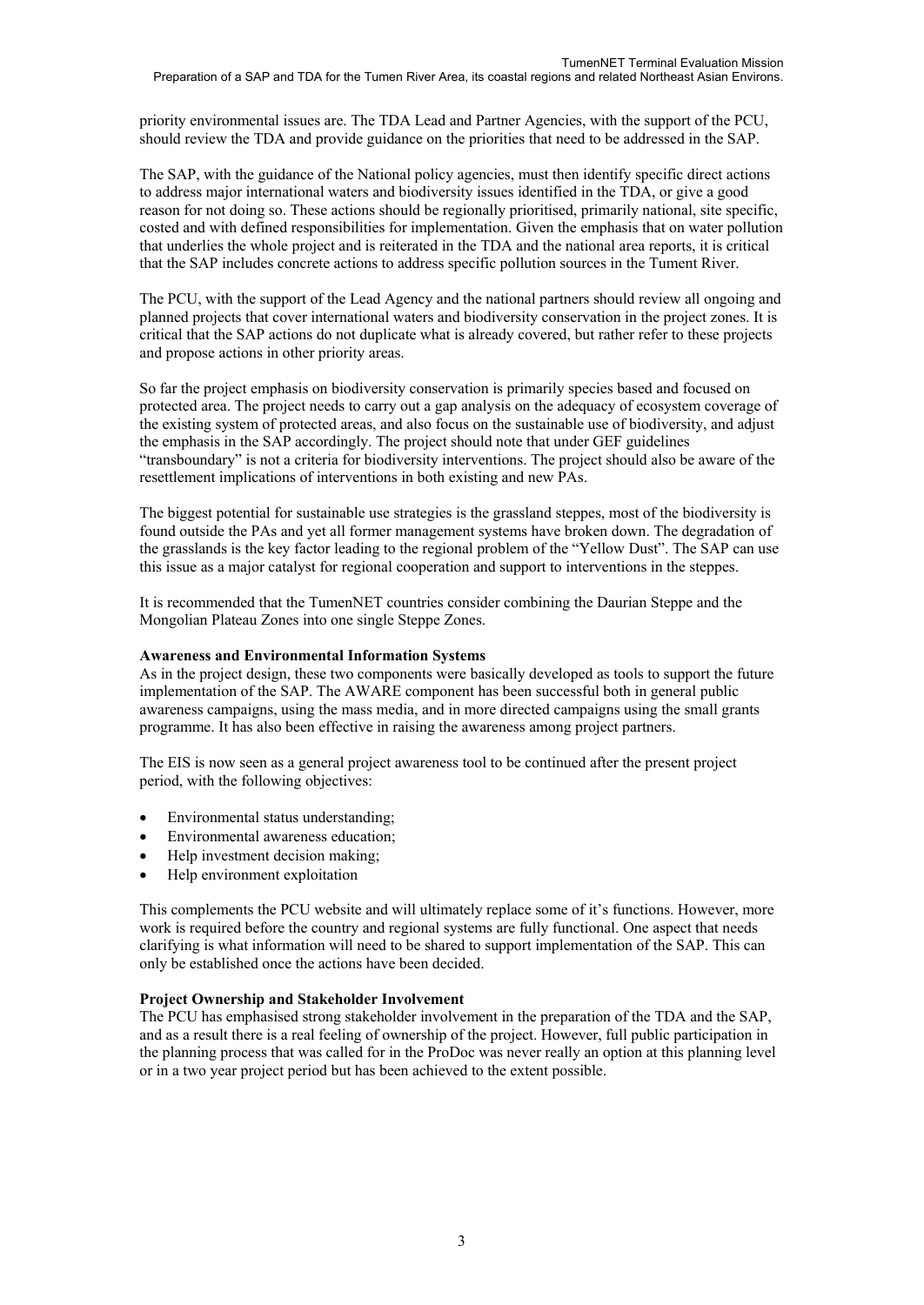priority environmental issues are. The TDA Lead and Partner Agencies, with the support of the PCU, should review the TDA and provide guidance on the priorities that need to be addressed in the SAP.

The SAP, with the guidance of the National policy agencies, must then identify specific direct actions to address major international waters and biodiversity issues identified in the TDA, or give a good reason for not doing so. These actions should be regionally prioritised, primarily national, site specific, costed and with defined responsibilities for implementation. Given the emphasis that on water pollution that underlies the whole project and is reiterated in the TDA and the national area reports, it is critical that the SAP includes concrete actions to address specific pollution sources in the Tument River.

The PCU, with the support of the Lead Agency and the national partners should review all ongoing and planned projects that cover international waters and biodiversity conservation in the project zones. It is critical that the SAP actions do not duplicate what is already covered, but rather refer to these projects and propose actions in other priority areas.

So far the project emphasis on biodiversity conservation is primarily species based and focused on protected area. The project needs to carry out a gap analysis on the adequacy of ecosystem coverage of the existing system of protected areas, and also focus on the sustainable use of biodiversity, and adjust the emphasis in the SAP accordingly. The project should note that under GEF guidelines "transboundary" is not a criteria for biodiversity interventions. The project should also be aware of the resettlement implications of interventions in both existing and new PAs.

The biggest potential for sustainable use strategies is the grassland steppes, most of the biodiversity is found outside the PAs and yet all former management systems have broken down. The degradation of the grasslands is the key factor leading to the regional problem of the "Yellow Dust". The SAP can use this issue as a major catalyst for regional cooperation and support to interventions in the steppes.

It is recommended that the TumenNET countries consider combining the Daurian Steppe and the Mongolian Plateau Zones into one single Steppe Zones.

**Awareness and Environmental Information Systems**

As in the project design, these two components were basically developed as tools to support the future implementation of the SAP. The AWARE component has been successful both in general public awareness campaigns, using the mass media, and in more directed campaigns using the small grants programme. It has also been effective in raising the awareness among project partners.

The EIS is now seen as a general project awareness tool to be continued after the present project period, with the following objectives:

- Environmental status understanding;
- Environmental awareness education;
- Help investment decision making;
- Help environment exploitation

This complements the PCU website and will ultimately replace some of it's functions. However, more work is required before the country and regional systems are fully functional. One aspect that needs clarifying is what information will need to be shared to support implementation of the SAP. This can only be established once the actions have been decided.

**Project Ownership and Stakeholder Involvement**

The PCU has emphasised strong stakeholder involvement in the preparation of the TDA and the SAP, and as a result there is a real feeling of ownership of the project. However, full public participation in the planning process that was called for in the ProDoc was never really an option at this planning level or in a two year project period but has been achieved to the extent possible.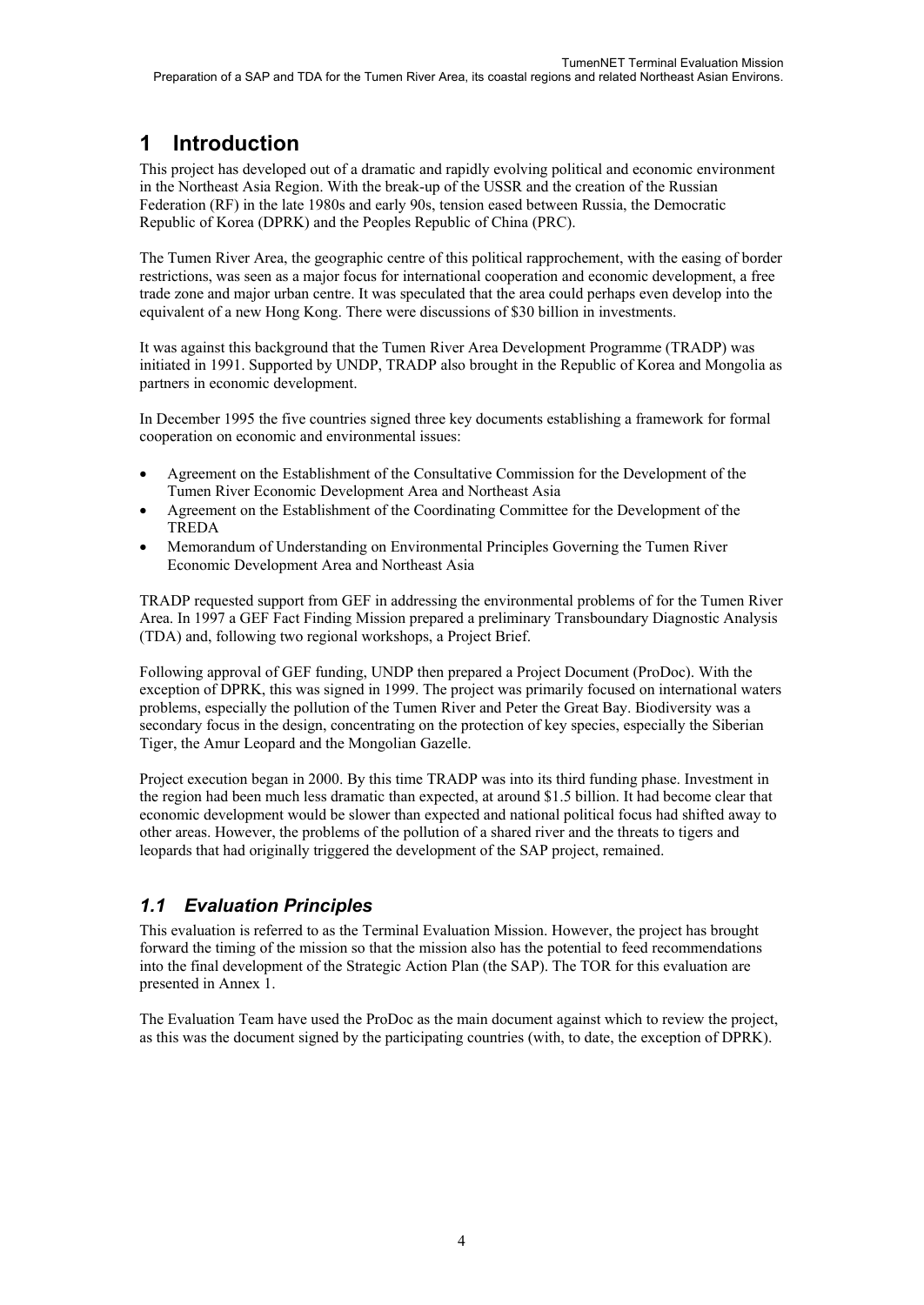# 1 Introduction

This project has developed out of a dramatic and rapidly evolving political and economic environment in the Northeast Asia Region. With the break-up of the USSR and the creation of the Russian Federation (RF) in the late 1980s and early 90s, tension eased between Russia, the Democratic Republic of Korea (DPRK) and the Peoples Republic of China (PRC).

The Tumen River Area, the geographic centre of this political rapprochement, with the easing of border restrictions, was seen as a major focus for international cooperation and economic development, a free trade zone and major urban centre. It was speculated that the area could perhaps even develop into the equivalent of a new Hong Kong. There were discussions of $30 billion in investments.

It was against this background that the Tumen River Area Development Programme (TRADP) was initiated in 1991. Supported by UNDP, TRADP also brought in the Republic of Korea and Mongolia as partners in economic development.

In December 1995 the five countries signed three key documents establishing a framework for formal cooperation on economic and environmental issues:

- Agreement on the Establishment of the Consultative Commission for the Development of the Tumen River Economic Development Area and Northeast Asia
- Agreement on the Establishment of the Coordinating Committee for the Development of the TREDA
- Memorandum of Understanding on Environmental Principles Governing the Tumen River Economic Development Area and Northeast Asia

TRADP requested support from GEF in addressing the environmental problems of for the Tumen River Area. In 1997 a GEF Fact Finding Mission prepared a preliminary Transboundary Diagnostic Analysis (TDA) and, following two regional workshops, a Project Brief.

Following approval of GEF funding, UNDP then prepared a Project Document (ProDoc). With the exception of DPRK, this was signed in 1999. The project was primarily focused on international waters problems, especially the pollution of the Tumen River and Peter the Great Bay. Biodiversity was a secondary focus in the design, concentrating on the protection of key species, especially the Siberian Tiger, the Amur Leopard and the Mongolian Gazelle.

Project execution began in 2000. By this time TRADP was into its third funding phase. Investment in the region had been much less dramatic than expected, at around $1.5 billion. It had become clear that economic development would be slower than expected and national political focus had shifted away to other areas. However, the problems of the pollution of a shared river and the threats to tigers and leopards that had originally triggered the development of the SAP project, remained.

## *1.1 Evaluation Principles*

This evaluation is referred to as the Terminal Evaluation Mission. However, the project has brought forward the timing of the mission so that the mission also has the potential to feed recommendations into the final development of the Strategic Action Plan (the SAP). The TOR for this evaluation are presented in Annex 1.

The Evaluation Team have used the ProDoc as the main document against which to review the project, as this was the document signed by the participating countries (with, to date, the exception of DPRK).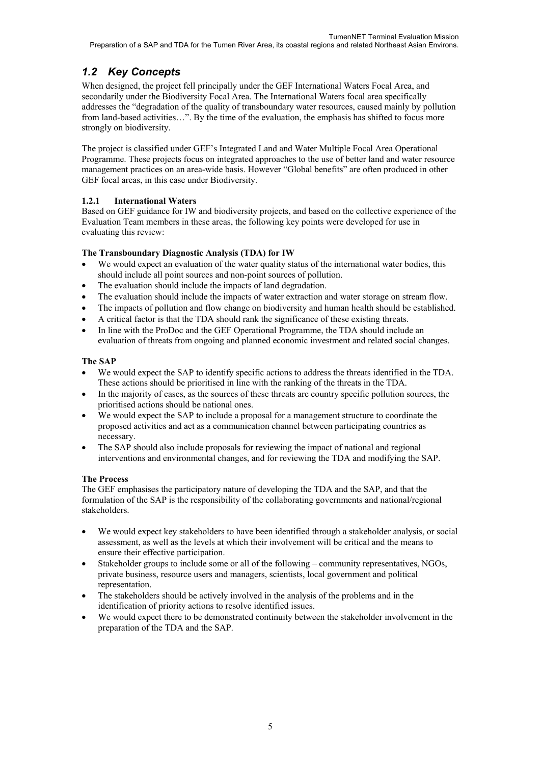## *1.2 Key Concepts*

When designed, the project fell principally under the GEF International Waters Focal Area, and secondarily under the Biodiversity Focal Area. The International Waters focal area specifically addresses the "degradation of the quality of transboundary water resources, caused mainly by pollution from land-based activities…". By the time of the evaluation, the emphasis has shifted to focus more strongly on biodiversity.

The project is classified under GEF's Integrated Land and Water Multiple Focal Area Operational Programme. These projects focus on integrated approaches to the use of better land and water resource management practices on an area-wide basis. However "Global benefits" are often produced in other GEF focal areas, in this case under Biodiversity.

### 1.2.1 International Waters

Based on GEF guidance for IW and biodiversity projects, and based on the collective experience of the Evaluation Team members in these areas, the following key points were developed for use in evaluating this review:

**The Transboundary Diagnostic Analysis (TDA) for IW**

- We would expect an evaluation of the water quality status of the international water bodies, this should include all point sources and non-point sources of pollution.
- The evaluation should include the impacts of land degradation.
- The evaluation should include the impacts of water extraction and water storage on stream flow.
- The impacts of pollution and flow change on biodiversity and human health should be established.
- A critical factor is that the TDA should rank the significance of these existing threats.
- In line with the ProDoc and the GEF Operational Programme, the TDA should include an evaluation of threats from ongoing and planned economic investment and related social changes.

**The SAP**

- We would expect the SAP to identify specific actions to address the threats identified in the TDA. These actions should be prioritised in line with the ranking of the threats in the TDA.
- In the majority of cases, as the sources of these threats are country specific pollution sources, the prioritised actions should be national ones.
- We would expect the SAP to include a proposal for a management structure to coordinate the proposed activities and act as a communication channel between participating countries as necessary.
- The SAP should also include proposals for reviewing the impact of national and regional interventions and environmental changes, and for reviewing the TDA and modifying the SAP.

**The Process**

The GEF emphasises the participatory nature of developing the TDA and the SAP, and that the formulation of the SAP is the responsibility of the collaborating governments and national/regional stakeholders.

- We would expect key stakeholders to have been identified through a stakeholder analysis, or social assessment, as well as the levels at which their involvement will be critical and the means to ensure their effective participation.
- Stakeholder groups to include some or all of the following – community representatives, NGOs, private business, resource users and managers, scientists, local government and political representation.
- The stakeholders should be actively involved in the analysis of the problems and in the identification of priority actions to resolve identified issues.
- We would expect there to be demonstrated continuity between the stakeholder involvement in the preparation of the TDA and the SAP.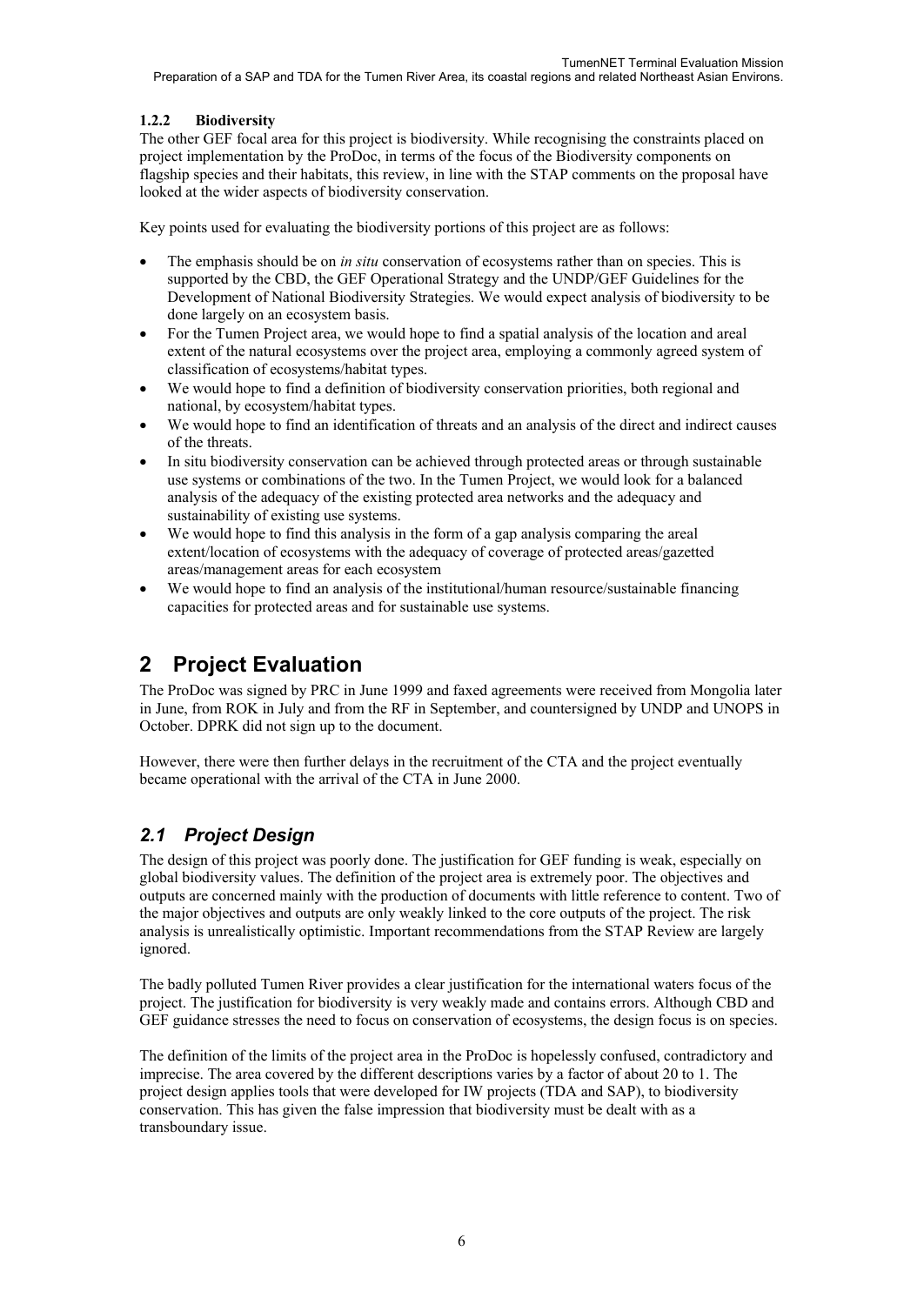### 1.2.2 Biodiversity

The other GEF focal area for this project is biodiversity. While recognising the constraints placed on project implementation by the ProDoc, in terms of the focus of the Biodiversity components on flagship species and their habitats, this review, in line with the STAP comments on the proposal have looked at the wider aspects of biodiversity conservation.

Key points used for evaluating the biodiversity portions of this project are as follows:

- The emphasis should be on *in situ* conservation of ecosystems rather than on species. This is supported by the CBD, the GEF Operational Strategy and the UNDP/GEF Guidelines for the Development of National Biodiversity Strategies. We would expect analysis of biodiversity to be done largely on an ecosystem basis.
- For the Tumen Project area, we would hope to find a spatial analysis of the location and areal extent of the natural ecosystems over the project area, employing a commonly agreed system of classification of ecosystems/habitat types.
- We would hope to find a definition of biodiversity conservation priorities, both regional and national, by ecosystem/habitat types.
- We would hope to find an identification of threats and an analysis of the direct and indirect causes of the threats.
- In situ biodiversity conservation can be achieved through protected areas or through sustainable use systems or combinations of the two. In the Tumen Project, we would look for a balanced analysis of the adequacy of the existing protected area networks and the adequacy and sustainability of existing use systems.
- We would hope to find this analysis in the form of a gap analysis comparing the areal extent/location of ecosystems with the adequacy of coverage of protected areas/gazetted areas/management areas for each ecosystem
- We would hope to find an analysis of the institutional/human resource/sustainable financing capacities for protected areas and for sustainable use systems.

# 2 Project Evaluation

The ProDoc was signed by PRC in June 1999 and faxed agreements were received from Mongolia later in June, from ROK in July and from the RF in September, and countersigned by UNDP and UNOPS in October. DPRK did not sign up to the document.

However, there were then further delays in the recruitment of the CTA and the project eventually became operational with the arrival of the CTA in June 2000.

## *2.1 Project Design*

The design of this project was poorly done. The justification for GEF funding is weak, especially on global biodiversity values. The definition of the project area is extremely poor. The objectives and outputs are concerned mainly with the production of documents with little reference to content. Two of the major objectives and outputs are only weakly linked to the core outputs of the project. The risk analysis is unrealistically optimistic. Important recommendations from the STAP Review are largely ignored.

The badly polluted Tumen River provides a clear justification for the international waters focus of the project. The justification for biodiversity is very weakly made and contains errors. Although CBD and GEF guidance stresses the need to focus on conservation of ecosystems, the design focus is on species.

The definition of the limits of the project area in the ProDoc is hopelessly confused, contradictory and imprecise. The area covered by the different descriptions varies by a factor of about 20 to 1. The project design applies tools that were developed for IW projects (TDA and SAP), to biodiversity conservation. This has given the false impression that biodiversity must be dealt with as a transboundary issue.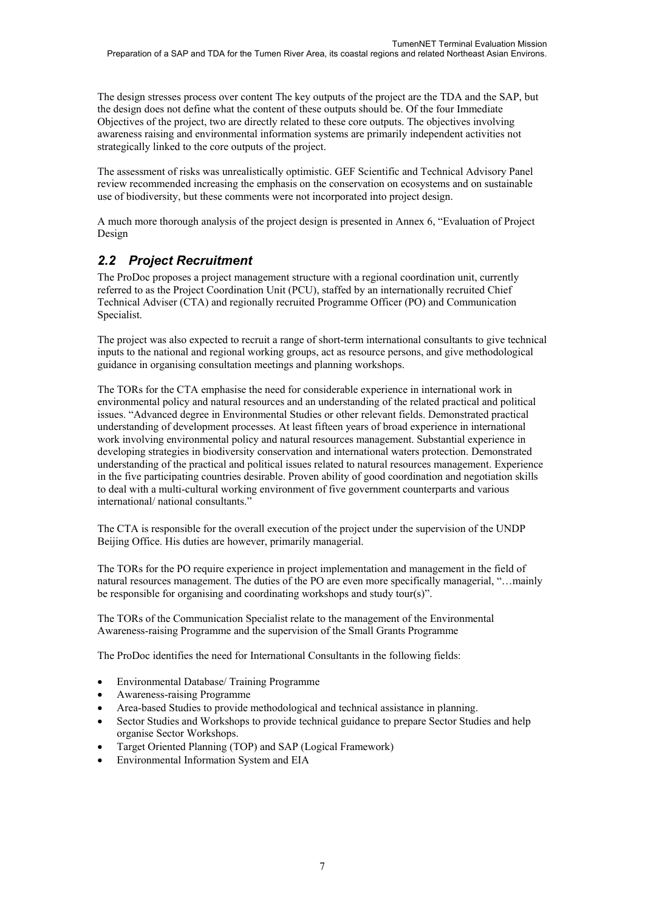The design stresses process over content The key outputs of the project are the TDA and the SAP, but the design does not define what the content of these outputs should be. Of the four Immediate Objectives of the project, two are directly related to these core outputs. The objectives involving awareness raising and environmental information systems are primarily independent activities not strategically linked to the core outputs of the project.

The assessment of risks was unrealistically optimistic. GEF Scientific and Technical Advisory Panel review recommended increasing the emphasis on the conservation on ecosystems and on sustainable use of biodiversity, but these comments were not incorporated into project design.

A much more thorough analysis of the project design is presented in Annex 6, "Evaluation of Project Design

## *2.2 Project Recruitment*

The ProDoc proposes a project management structure with a regional coordination unit, currently referred to as the Project Coordination Unit (PCU), staffed by an internationally recruited Chief Technical Adviser (CTA) and regionally recruited Programme Officer (PO) and Communication Specialist.

The project was also expected to recruit a range of short-term international consultants to give technical inputs to the national and regional working groups, act as resource persons, and give methodological guidance in organising consultation meetings and planning workshops.

The TORs for the CTA emphasise the need for considerable experience in international work in environmental policy and natural resources and an understanding of the related practical and political issues. "Advanced degree in Environmental Studies or other relevant fields. Demonstrated practical understanding of development processes. At least fifteen years of broad experience in international work involving environmental policy and natural resources management. Substantial experience in developing strategies in biodiversity conservation and international waters protection. Demonstrated understanding of the practical and political issues related to natural resources management. Experience in the five participating countries desirable. Proven ability of good coordination and negotiation skills to deal with a multi-cultural working environment of five government counterparts and various international/ national consultants."

The CTA is responsible for the overall execution of the project under the supervision of the UNDP Beijing Office. His duties are however, primarily managerial.

The TORs for the PO require experience in project implementation and management in the field of natural resources management. The duties of the PO are even more specifically managerial, "…mainly be responsible for organising and coordinating workshops and study tour(s)".

The TORs of the Communication Specialist relate to the management of the Environmental Awareness-raising Programme and the supervision of the Small Grants Programme

The ProDoc identifies the need for International Consultants in the following fields:

- Environmental Database/ Training Programme
- Awareness-raising Programme
- Area-based Studies to provide methodological and technical assistance in planning.
- Sector Studies and Workshops to provide technical guidance to prepare Sector Studies and help organise Sector Workshops.
- Target Oriented Planning (TOP) and SAP (Logical Framework)
- Environmental Information System and EIA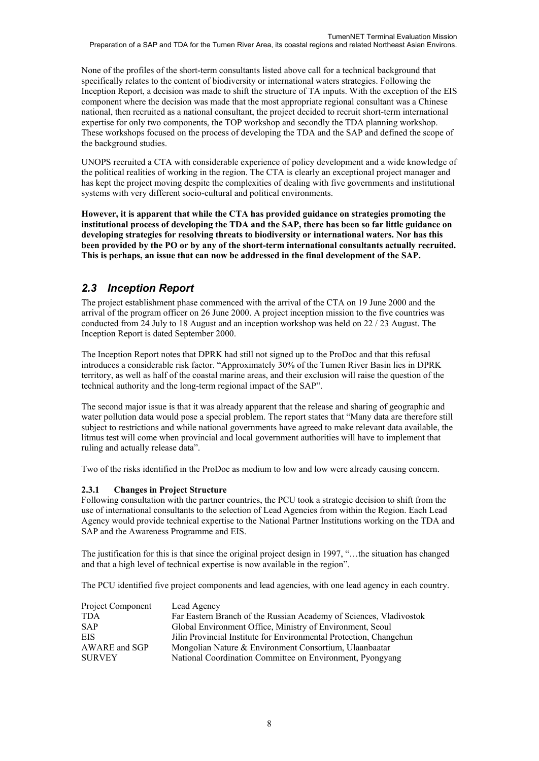None of the profiles of the short-term consultants listed above call for a technical background that specifically relates to the content of biodiversity or international waters strategies. Following the Inception Report, a decision was made to shift the structure of TA inputs. With the exception of the EIS component where the decision was made that the most appropriate regional consultant was a Chinese national, then recruited as a national consultant, the project decided to recruit short-term international expertise for only two components, the TOP workshop and secondly the TDA planning workshop. These workshops focused on the process of developing the TDA and the SAP and defined the scope of the background studies.

UNOPS recruited a CTA with considerable experience of policy development and a wide knowledge of the political realities of working in the region. The CTA is clearly an exceptional project manager and has kept the project moving despite the complexities of dealing with five governments and institutional systems with very different socio-cultural and political environments.

**However, it is apparent that while the CTA has provided guidance on strategies promoting the institutional process of developing the TDA and the SAP, there has been so far little guidance on developing strategies for resolving threats to biodiversity or international waters. Nor has this been provided by the PO or by any of the short-term international consultants actually recruited. This is perhaps, an issue that can now be addressed in the final development of the SAP.**

## *2.3 Inception Report*

The project establishment phase commenced with the arrival of the CTA on 19 June 2000 and the arrival of the program officer on 26 June 2000. A project inception mission to the five countries was conducted from 24 July to 18 August and an inception workshop was held on 22 / 23 August. The Inception Report is dated September 2000.

The Inception Report notes that DPRK had still not signed up to the ProDoc and that this refusal introduces a considerable risk factor. "Approximately 30% of the Tumen River Basin lies in DPRK territory, as well as half of the coastal marine areas, and their exclusion will raise the question of the technical authority and the long-term regional impact of the SAP".

The second major issue is that it was already apparent that the release and sharing of geographic and water pollution data would pose a special problem. The report states that "Many data are therefore still subject to restrictions and while national governments have agreed to make relevant data available, the litmus test will come when provincial and local government authorities will have to implement that ruling and actually release data".

Two of the risks identified in the ProDoc as medium to low and low were already causing concern.

### 2.3.1 Changes in Project Structure

Following consultation with the partner countries, the PCU took a strategic decision to shift from the use of international consultants to the selection of Lead Agencies from within the Region. Each Lead Agency would provide technical expertise to the National Partner Institutions working on the TDA and SAP and the Awareness Programme and EIS.

The justification for this is that since the original project design in 1997, "…the situation has changed and that a high level of technical expertise is now available in the region".

The PCU identified five project components and lead agencies, with one lead agency in each country.

| Project Component | Lead Agency |
|---|---|
| TDA | Far Eastern Branch of the Russian Academy of Sciences, Vladivostok |
| SAP | Global Environment Office, Ministry of Environment, Seoul |
| EIS | Jilin Provincial Institute for Environmental Protection, Changchun |
| AWARE and SGP | Mongolian Nature & Environment Consortium, Ulaanbaatar |
| SURVEY | National Coordination Committee on Environment, Pyongyang |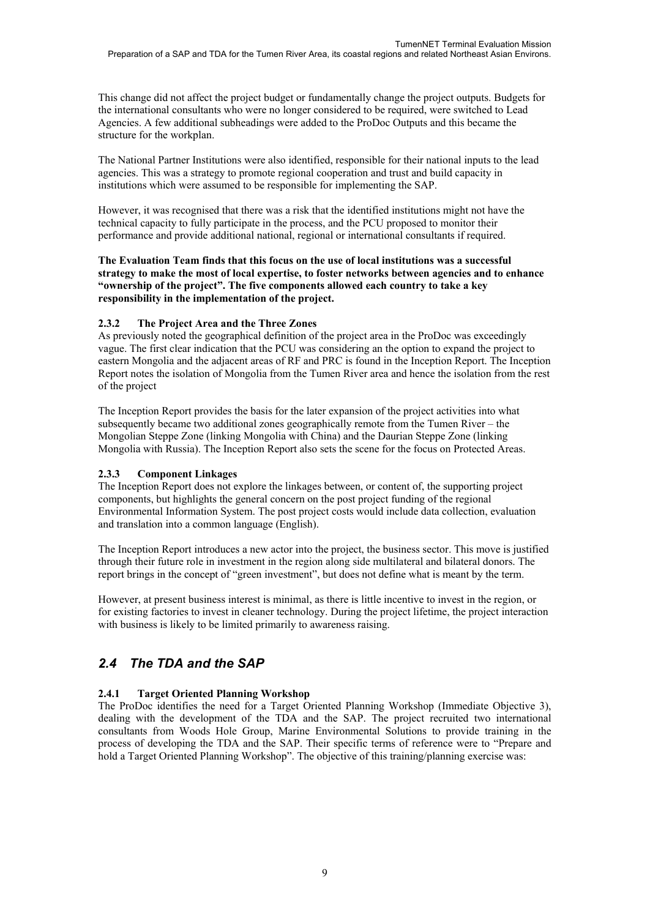This change did not affect the project budget or fundamentally change the project outputs. Budgets for the international consultants who were no longer considered to be required, were switched to Lead Agencies. A few additional subheadings were added to the ProDoc Outputs and this became the structure for the workplan.

The National Partner Institutions were also identified, responsible for their national inputs to the lead agencies. This was a strategy to promote regional cooperation and trust and build capacity in institutions which were assumed to be responsible for implementing the SAP.

However, it was recognised that there was a risk that the identified institutions might not have the technical capacity to fully participate in the process, and the PCU proposed to monitor their performance and provide additional national, regional or international consultants if required.

**The Evaluation Team finds that this focus on the use of local institutions was a successful strategy to make the most of local expertise, to foster networks between agencies and to enhance "ownership of the project". The five components allowed each country to take a key responsibility in the implementation of the project.**

### 2.3.2 The Project Area and the Three Zones

As previously noted the geographical definition of the project area in the ProDoc was exceedingly vague. The first clear indication that the PCU was considering an the option to expand the project to eastern Mongolia and the adjacent areas of RF and PRC is found in the Inception Report. The Inception Report notes the isolation of Mongolia from the Tumen River area and hence the isolation from the rest of the project

The Inception Report provides the basis for the later expansion of the project activities into what subsequently became two additional zones geographically remote from the Tumen River – the Mongolian Steppe Zone (linking Mongolia with China) and the Daurian Steppe Zone (linking Mongolia with Russia). The Inception Report also sets the scene for the focus on Protected Areas.

### 2.3.3 Component Linkages

The Inception Report does not explore the linkages between, or content of, the supporting project components, but highlights the general concern on the post project funding of the regional Environmental Information System. The post project costs would include data collection, evaluation and translation into a common language (English).

The Inception Report introduces a new actor into the project, the business sector. This move is justified through their future role in investment in the region along side multilateral and bilateral donors. The report brings in the concept of "green investment", but does not define what is meant by the term.

However, at present business interest is minimal, as there is little incentive to invest in the region, or for existing factories to invest in cleaner technology. During the project lifetime, the project interaction with business is likely to be limited primarily to awareness raising.

## *2.4 The TDA and the SAP*

### 2.4.1 Target Oriented Planning Workshop

The ProDoc identifies the need for a Target Oriented Planning Workshop (Immediate Objective 3), dealing with the development of the TDA and the SAP. The project recruited two international consultants from Woods Hole Group, Marine Environmental Solutions to provide training in the process of developing the TDA and the SAP. Their specific terms of reference were to "Prepare and hold a Target Oriented Planning Workshop". The objective of this training/planning exercise was: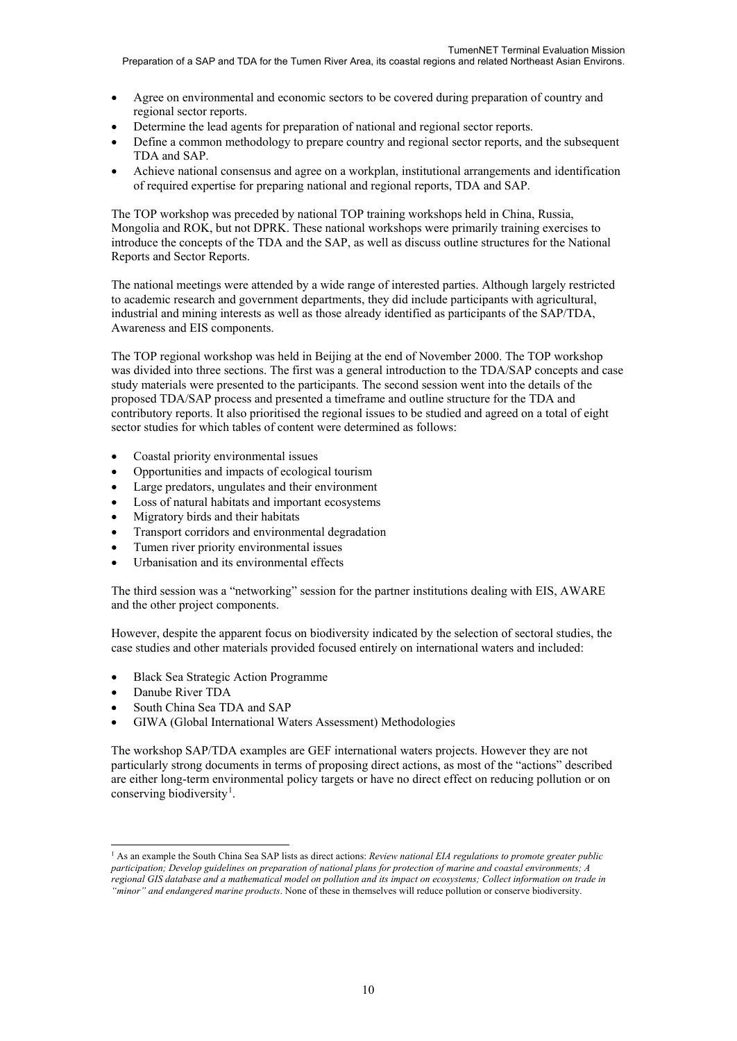- Agree on environmental and economic sectors to be covered during preparation of country and regional sector reports.
- Determine the lead agents for preparation of national and regional sector reports.
- Define a common methodology to prepare country and regional sector reports, and the subsequent TDA and SAP.
- Achieve national consensus and agree on a workplan, institutional arrangements and identification of required expertise for preparing national and regional reports, TDA and SAP.

The TOP workshop was preceded by national TOP training workshops held in China, Russia, Mongolia and ROK, but not DPRK. These national workshops were primarily training exercises to introduce the concepts of the TDA and the SAP, as well as discuss outline structures for the National Reports and Sector Reports.

The national meetings were attended by a wide range of interested parties. Although largely restricted to academic research and government departments, they did include participants with agricultural, industrial and mining interests as well as those already identified as participants of the SAP/TDA, Awareness and EIS components.

The TOP regional workshop was held in Beijing at the end of November 2000. The TOP workshop was divided into three sections. The first was a general introduction to the TDA/SAP concepts and case study materials were presented to the participants. The second session went into the details of the proposed TDA/SAP process and presented a timeframe and outline structure for the TDA and contributory reports. It also prioritised the regional issues to be studied and agreed on a total of eight sector studies for which tables of content were determined as follows:

- Coastal priority environmental issues
- Opportunities and impacts of ecological tourism
- Large predators, ungulates and their environment
- Loss of natural habitats and important ecosystems
- Migratory birds and their habitats
- Transport corridors and environmental degradation
- Tumen river priority environmental issues
- Urbanisation and its environmental effects

The third session was a "networking" session for the partner institutions dealing with EIS, AWARE and the other project components.

However, despite the apparent focus on biodiversity indicated by the selection of sectoral studies, the case studies and other materials provided focused entirely on international waters and included:

- Black Sea Strategic Action Programme
- Danube River TDA
- South China Sea TDA and SAP
- GIWA (Global International Waters Assessment) Methodologies

The workshop SAP/TDA examples are GEF international waters projects. However they are not particularly strong documents in terms of proposing direct actions, as most of the "actions" described are either long-term environmental policy targets or have no direct effect on reducing pollution or on conserving biodiversity[1].

[1] As an example the South China Sea SAP lists as direct actions: *Review national EIA regulations to promote greater public participation; Develop guidelines on preparation of national plans for protection of marine and coastal environments; A regional GIS database and a mathematical model on pollution and its impact on ecosystems; Collect information on trade in "minor" and endangered marine products*. None of these in themselves will reduce pollution or conserve biodiversity.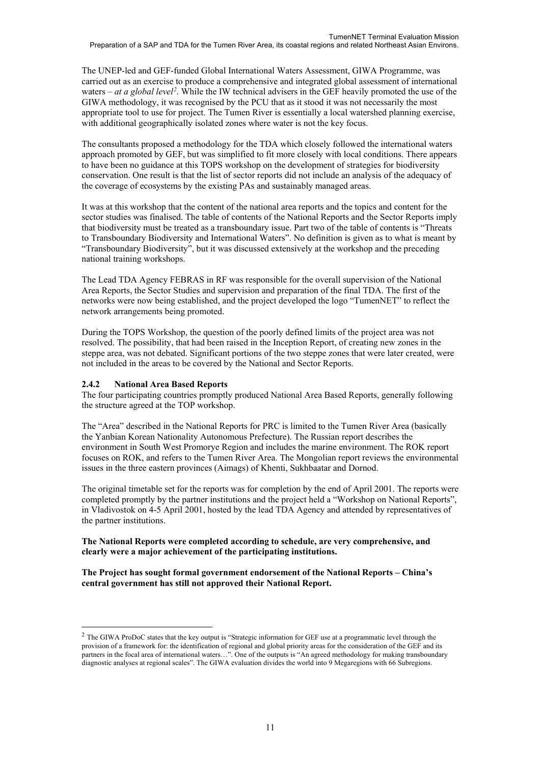The UNEP-led and GEF-funded Global International Waters Assessment, GIWA Programme, was carried out as an exercise to produce a comprehensive and integrated global assessment of international waters – *at a global level*[2]. While the IW technical advisers in the GEF heavily promoted the use of the GIWA methodology, it was recognised by the PCU that as it stood it was not necessarily the most appropriate tool to use for project. The Tumen River is essentially a local watershed planning exercise, with additional geographically isolated zones where water is not the key focus.

The consultants proposed a methodology for the TDA which closely followed the international waters approach promoted by GEF, but was simplified to fit more closely with local conditions. There appears to have been no guidance at this TOPS workshop on the development of strategies for biodiversity conservation. One result is that the list of sector reports did not include an analysis of the adequacy of the coverage of ecosystems by the existing PAs and sustainably managed areas.

It was at this workshop that the content of the national area reports and the topics and content for the sector studies was finalised. The table of contents of the National Reports and the Sector Reports imply that biodiversity must be treated as a transboundary issue. Part two of the table of contents is "Threats to Transboundary Biodiversity and International Waters". No definition is given as to what is meant by "Transboundary Biodiversity", but it was discussed extensively at the workshop and the preceding national training workshops.

The Lead TDA Agency FEBRAS in RF was responsible for the overall supervision of the National Area Reports, the Sector Studies and supervision and preparation of the final TDA. The first of the networks were now being established, and the project developed the logo "TumenNET" to reflect the network arrangements being promoted.

During the TOPS Workshop, the question of the poorly defined limits of the project area was not resolved. The possibility, that had been raised in the Inception Report, of creating new zones in the steppe area, was not debated. Significant portions of the two steppe zones that were later created, were not included in the areas to be covered by the National and Sector Reports.

### 2.4.2 National Area Based Reports

The four participating countries promptly produced National Area Based Reports, generally following the structure agreed at the TOP workshop.

The "Area" described in the National Reports for PRC is limited to the Tumen River Area (basically the Yanbian Korean Nationality Autonomous Prefecture). The Russian report describes the environment in South West Promorye Region and includes the marine environment. The ROK report focuses on ROK, and refers to the Tumen River Area. The Mongolian report reviews the environmental issues in the three eastern provinces (Aimags) of Khenti, Sukhbaatar and Dornod.

The original timetable set for the reports was for completion by the end of April 2001. The reports were completed promptly by the partner institutions and the project held a "Workshop on National Reports", in Vladivostok on 4-5 April 2001, hosted by the lead TDA Agency and attended by representatives of the partner institutions.

**The National Reports were completed according to schedule, are very comprehensive, and clearly were a major achievement of the participating institutions.**

**The Project has sought formal government endorsement of the National Reports – China's central government has still not approved their National Report.**

---

[2] The GIWA ProDoC states that the key output is "Strategic information for GEF use at a programmatic level through the provision of a framework for: the identification of regional and global priority areas for the consideration of the GEF and its partners in the focal area of international waters…". One of the outputs is "An agreed methodology for making transboundary diagnostic analyses at regional scales". The GIWA evaluation divides the world into 9 Megaregions with 66 Subregions.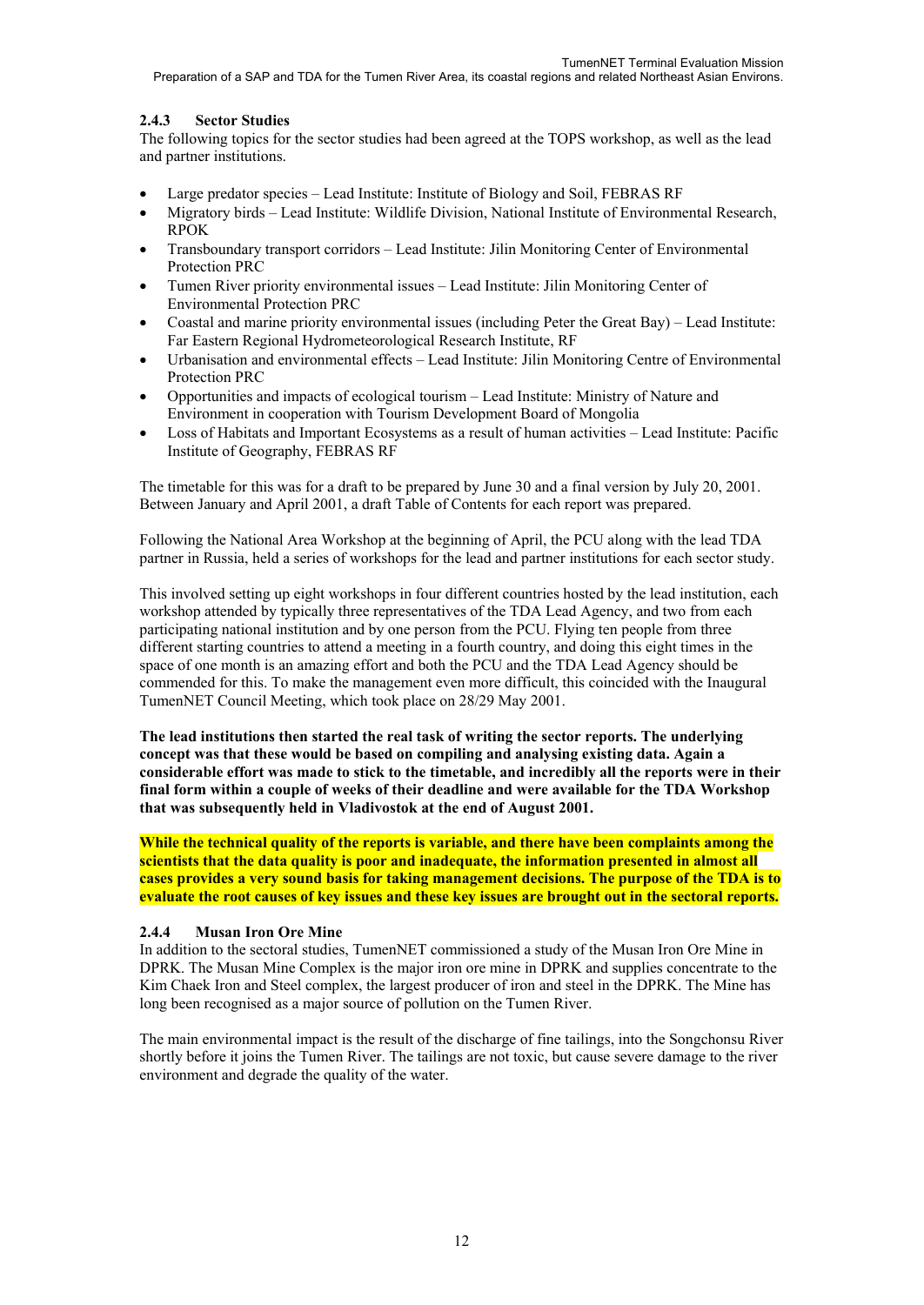### 2.4.3 Sector Studies

The following topics for the sector studies had been agreed at the TOPS workshop, as well as the lead and partner institutions.

- Large predator species – Lead Institute: Institute of Biology and Soil, FEBRAS RF
- Migratory birds – Lead Institute: Wildlife Division, National Institute of Environmental Research, RPOK
- Transboundary transport corridors – Lead Institute: Jilin Monitoring Center of Environmental Protection PRC
- Tumen River priority environmental issues – Lead Institute: Jilin Monitoring Center of Environmental Protection PRC
- Coastal and marine priority environmental issues (including Peter the Great Bay) – Lead Institute: Far Eastern Regional Hydrometeorological Research Institute, RF
- Urbanisation and environmental effects – Lead Institute: Jilin Monitoring Centre of Environmental Protection PRC
- Opportunities and impacts of ecological tourism – Lead Institute: Ministry of Nature and Environment in cooperation with Tourism Development Board of Mongolia
- Loss of Habitats and Important Ecosystems as a result of human activities – Lead Institute: Pacific Institute of Geography, FEBRAS RF

The timetable for this was for a draft to be prepared by June 30 and a final version by July 20, 2001. Between January and April 2001, a draft Table of Contents for each report was prepared.

Following the National Area Workshop at the beginning of April, the PCU along with the lead TDA partner in Russia, held a series of workshops for the lead and partner institutions for each sector study.

This involved setting up eight workshops in four different countries hosted by the lead institution, each workshop attended by typically three representatives of the TDA Lead Agency, and two from each participating national institution and by one person from the PCU. Flying ten people from three different starting countries to attend a meeting in a fourth country, and doing this eight times in the space of one month is an amazing effort and both the PCU and the TDA Lead Agency should be commended for this. To make the management even more difficult, this coincided with the Inaugural TumenNET Council Meeting, which took place on 28/29 May 2001.

**The lead institutions then started the real task of writing the sector reports. The underlying concept was that these would be based on compiling and analysing existing data. Again a considerable effort was made to stick to the timetable, and incredibly all the reports were in their final form within a couple of weeks of their deadline and were available for the TDA Workshop that was subsequently held in Vladivostok at the end of August 2001.**

**While the technical quality of the reports is variable, and there have been complaints among the scientists that the data quality is poor and inadequate, the information presented in almost all cases provides a very sound basis for taking management decisions. The purpose of the TDA is to evaluate the root causes of key issues and these key issues are brought out in the sectoral reports.**

### 2.4.4 Musan Iron Ore Mine

In addition to the sectoral studies, TumenNET commissioned a study of the Musan Iron Ore Mine in DPRK. The Musan Mine Complex is the major iron ore mine in DPRK and supplies concentrate to the Kim Chaek Iron and Steel complex, the largest producer of iron and steel in the DPRK. The Mine has long been recognised as a major source of pollution on the Tumen River.

The main environmental impact is the result of the discharge of fine tailings, into the Songchonsu River shortly before it joins the Tumen River. The tailings are not toxic, but cause severe damage to the river environment and degrade the quality of the water.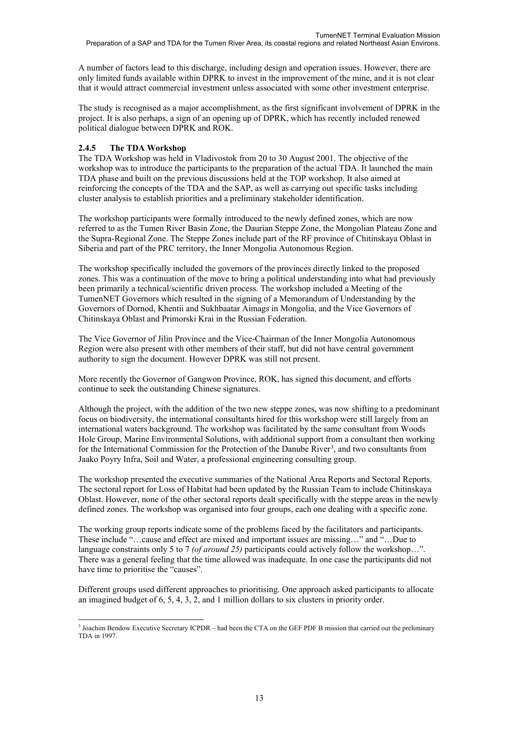A number of factors lead to this discharge, including design and operation issues. However, there are only limited funds available within DPRK to invest in the improvement of the mine, and it is not clear that it would attract commercial investment unless associated with some other investment enterprise.

The study is recognised as a major accomplishment, as the first significant involvement of DPRK in the project. It is also perhaps, a sign of an opening up of DPRK, which has recently included renewed political dialogue between DPRK and ROK.

### 2.4.5 The TDA Workshop

The TDA Workshop was held in Vladivostok from 20 to 30 August 2001. The objective of the workshop was to introduce the participants to the preparation of the actual TDA. It launched the main TDA phase and built on the previous discussions held at the TOP workshop. It also aimed at reinforcing the concepts of the TDA and the SAP, as well as carrying out specific tasks including cluster analysis to establish priorities and a preliminary stakeholder identification.

The workshop participants were formally introduced to the newly defined zones, which are now referred to as the Tumen River Basin Zone, the Daurian Steppe Zone, the Mongolian Plateau Zone and the Supra-Regional Zone. The Steppe Zones include part of the RF province of Chitinskaya Oblast in Siberia and part of the PRC territory, the Inner Mongolia Autonomous Region.

The workshop specifically included the governors of the provinces directly linked to the proposed zones. This was a continuation of the move to bring a political understanding into what had previously been primarily a technical/scientific driven process. The workshop included a Meeting of the TumenNET Governors which resulted in the signing of a Memorandum of Understanding by the Governors of Dornod, Khentii and Sukhbaatar Aimags in Mongolia, and the Vice Governors of Chitinskaya Oblast and Primorski Krai in the Russian Federation.

The Vice Governor of Jilin Province and the Vice-Chairman of the Inner Mongolia Autonomous Region were also present with other members of their staff, but did not have central government authority to sign the document. However DPRK was still not present.

More recently the Governor of Gangwon Province, ROK, has signed this document, and efforts continue to seek the outstanding Chinese signatures.

Although the project, with the addition of the two new steppe zones, was now shifting to a predominant focus on biodiversity, the international consultants hired for this workshop were still largely from an international waters background. The workshop was facilitated by the same consultant from Woods Hole Group, Marine Environmental Solutions, with additional support from a consultant then working for the International Commission for the Protection of the Danube River[3], and two consultants from Jaako Poyry Infra, Soil and Water, a professional engineering consulting group.

The workshop presented the executive summaries of the National Area Reports and Sectoral Reports. The sectoral report for Loss of Habitat had been updated by the Russian Team to include Chitinskaya Oblast. However, none of the other sectoral reports dealt specifically with the steppe areas in the newly defined zones. The workshop was organised into four groups, each one dealing with a specific zone.

The working group reports indicate some of the problems faced by the facilitators and participants. These include "…cause and effect are mixed and important issues are missing…" and "…Due to language constraints only 5 to 7 *(of around 25)* participants could actively follow the workshop…". There was a general feeling that the time allowed was inadequate. In one case the participants did not have time to prioritise the "causes".

Different groups used different approaches to prioritising. One approach asked participants to allocate an imagined budget of 6, 5, 4, 3, 2, and 1 million dollars to six clusters in priority order.

[3] Joachim Bendow Executive Secretary ICPDR – had been the CTA on the GEF PDF B mission that carried out the preliminary TDA in 1997.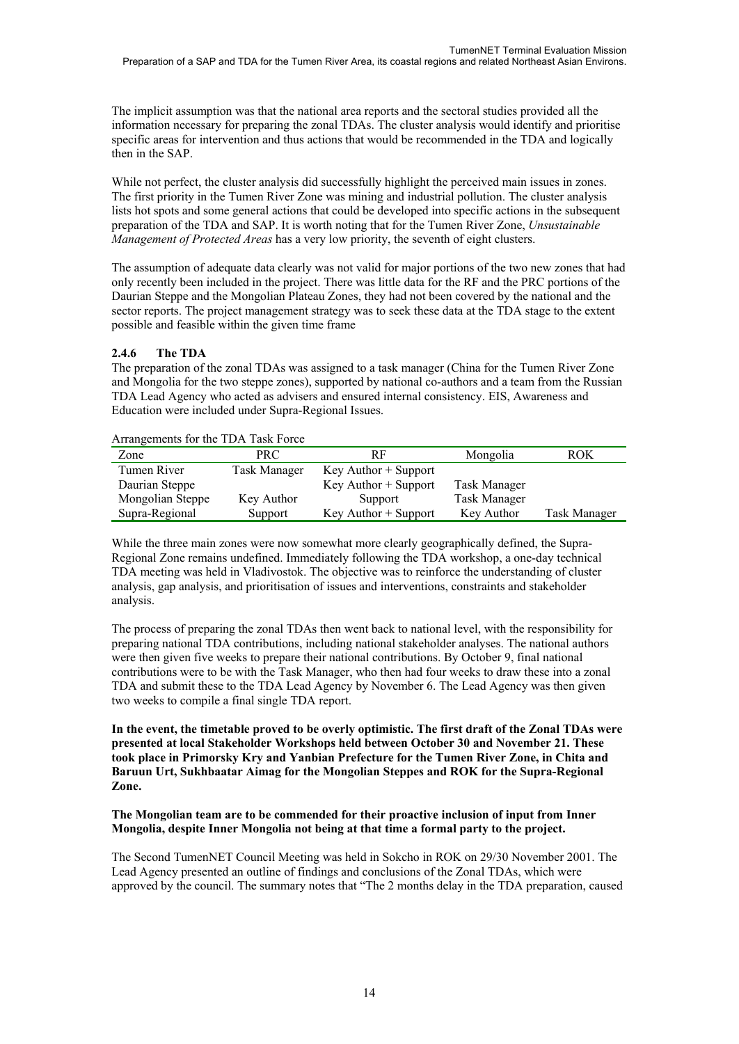The implicit assumption was that the national area reports and the sectoral studies provided all the information necessary for preparing the zonal TDAs. The cluster analysis would identify and prioritise specific areas for intervention and thus actions that would be recommended in the TDA and logically then in the SAP.

While not perfect, the cluster analysis did successfully highlight the perceived main issues in zones. The first priority in the Tumen River Zone was mining and industrial pollution. The cluster analysis lists hot spots and some general actions that could be developed into specific actions in the subsequent preparation of the TDA and SAP. It is worth noting that for the Tumen River Zone, *Unsustainable Management of Protected Areas* has a very low priority, the seventh of eight clusters.

The assumption of adequate data clearly was not valid for major portions of the two new zones that had only recently been included in the project. There was little data for the RF and the PRC portions of the Daurian Steppe and the Mongolian Plateau Zones, they had not been covered by the national and the sector reports. The project management strategy was to seek these data at the TDA stage to the extent possible and feasible within the given time frame

### 2.4.6 The TDA

The preparation of the zonal TDAs was assigned to a task manager (China for the Tumen River Zone and Mongolia for the two steppe zones), supported by national co-authors and a team from the Russian TDA Lead Agency who acted as advisers and ensured internal consistency. EIS, Awareness and Education were included under Supra-Regional Issues.

Arrangements for the TDA Task Force

| Zone | PRC | RF | Mongolia | ROK |
|---|---|---|---|---|
| Tumen River | Task Manager | Key Author + Support | | |
| Daurian Steppe | | Key Author + Support | Task Manager | |
| Mongolian Steppe | Key Author | Support | Task Manager | |
| Supra-Regional | Support | Key Author + Support | Key Author | Task Manager |

While the three main zones were now somewhat more clearly geographically defined, the Supra-Regional Zone remains undefined. Immediately following the TDA workshop, a one-day technical TDA meeting was held in Vladivostok. The objective was to reinforce the understanding of cluster analysis, gap analysis, and prioritisation of issues and interventions, constraints and stakeholder analysis.

The process of preparing the zonal TDAs then went back to national level, with the responsibility for preparing national TDA contributions, including national stakeholder analyses. The national authors were then given five weeks to prepare their national contributions. By October 9, final national contributions were to be with the Task Manager, who then had four weeks to draw these into a zonal TDA and submit these to the TDA Lead Agency by November 6. The Lead Agency was then given two weeks to compile a final single TDA report.

**In the event, the timetable proved to be overly optimistic. The first draft of the Zonal TDAs were presented at local Stakeholder Workshops held between October 30 and November 21. These took place in Primorsky Kry and Yanbian Prefecture for the Tumen River Zone, in Chita and Baruun Urt, Sukhbaatar Aimag for the Mongolian Steppes and ROK for the Supra-Regional Zone.**

**The Mongolian team are to be commended for their proactive inclusion of input from Inner Mongolia, despite Inner Mongolia not being at that time a formal party to the project.**

The Second TumenNET Council Meeting was held in Sokcho in ROK on 29/30 November 2001. The Lead Agency presented an outline of findings and conclusions of the Zonal TDAs, which were approved by the council. The summary notes that "The 2 months delay in the TDA preparation, caused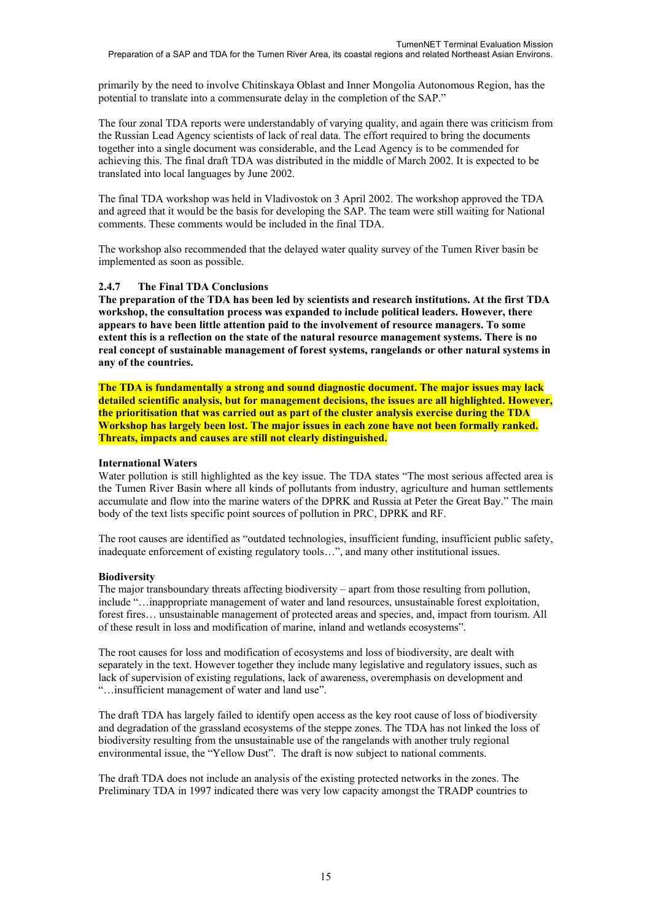primarily by the need to involve Chitinskaya Oblast and Inner Mongolia Autonomous Region, has the potential to translate into a commensurate delay in the completion of the SAP."

The four zonal TDA reports were understandably of varying quality, and again there was criticism from the Russian Lead Agency scientists of lack of real data. The effort required to bring the documents together into a single document was considerable, and the Lead Agency is to be commended for achieving this. The final draft TDA was distributed in the middle of March 2002. It is expected to be translated into local languages by June 2002.

The final TDA workshop was held in Vladivostok on 3 April 2002. The workshop approved the TDA and agreed that it would be the basis for developing the SAP. The team were still waiting for National comments. These comments would be included in the final TDA.

The workshop also recommended that the delayed water quality survey of the Tumen River basin be implemented as soon as possible.

#### 2.4.7 The Final TDA Conclusions

**The preparation of the TDA has been led by scientists and research institutions. At the first TDA workshop, the consultation process was expanded to include political leaders. However, there appears to have been little attention paid to the involvement of resource managers. To some extent this is a reflection on the state of the natural resource management systems. There is no real concept of sustainable management of forest systems, rangelands or other natural systems in any of the countries.**

**The TDA is fundamentally a strong and sound diagnostic document. The major issues may lack detailed scientific analysis, but for management decisions, the issues are all highlighted. However, the prioritisation that was carried out as part of the cluster analysis exercise during the TDA Workshop has largely been lost. The major issues in each zone have not been formally ranked. Threats, impacts and causes are still not clearly distinguished.**

**International Waters**

Water pollution is still highlighted as the key issue. The TDA states "The most serious affected area is the Tumen River Basin where all kinds of pollutants from industry, agriculture and human settlements accumulate and flow into the marine waters of the DPRK and Russia at Peter the Great Bay." The main body of the text lists specific point sources of pollution in PRC, DPRK and RF.

The root causes are identified as "outdated technologies, insufficient funding, insufficient public safety, inadequate enforcement of existing regulatory tools…", and many other institutional issues.

**Biodiversity**

The major transboundary threats affecting biodiversity – apart from those resulting from pollution, include "…inappropriate management of water and land resources, unsustainable forest exploitation, forest fires… unsustainable management of protected areas and species, and, impact from tourism. All of these result in loss and modification of marine, inland and wetlands ecosystems".

The root causes for loss and modification of ecosystems and loss of biodiversity, are dealt with separately in the text. However together they include many legislative and regulatory issues, such as lack of supervision of existing regulations, lack of awareness, overemphasis on development and "…insufficient management of water and land use".

The draft TDA has largely failed to identify open access as the key root cause of loss of biodiversity and degradation of the grassland ecosystems of the steppe zones. The TDA has not linked the loss of biodiversity resulting from the unsustainable use of the rangelands with another truly regional environmental issue, the "Yellow Dust". The draft is now subject to national comments.

The draft TDA does not include an analysis of the existing protected networks in the zones. The Preliminary TDA in 1997 indicated there was very low capacity amongst the TRADP countries to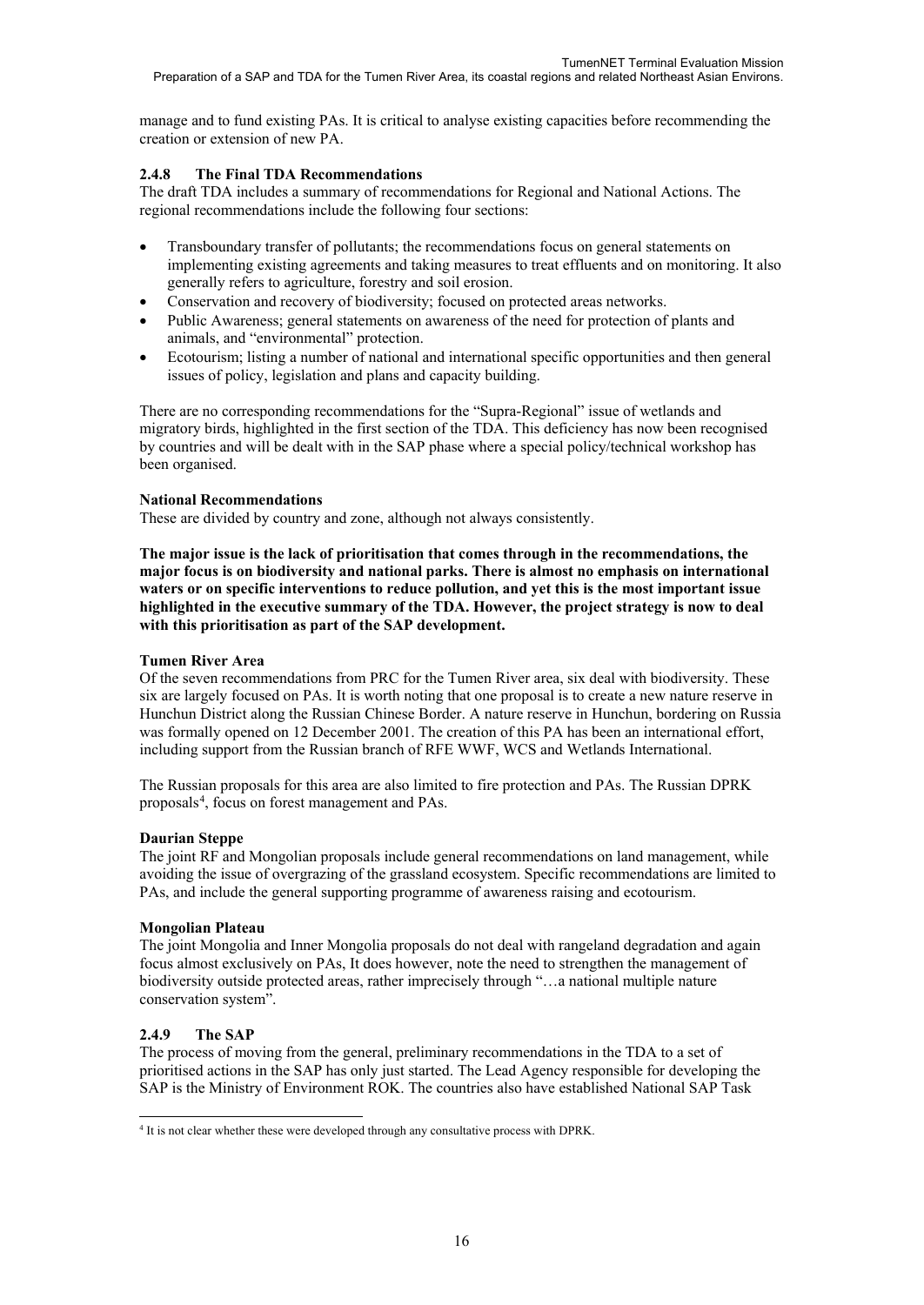manage and to fund existing PAs. It is critical to analyse existing capacities before recommending the creation or extension of new PA.

### 2.4.8 The Final TDA Recommendations

The draft TDA includes a summary of recommendations for Regional and National Actions. The regional recommendations include the following four sections:

- Transboundary transfer of pollutants; the recommendations focus on general statements on implementing existing agreements and taking measures to treat effluents and on monitoring. It also generally refers to agriculture, forestry and soil erosion.
- Conservation and recovery of biodiversity; focused on protected areas networks.
- Public Awareness; general statements on awareness of the need for protection of plants and animals, and "environmental" protection.
- Ecotourism; listing a number of national and international specific opportunities and then general issues of policy, legislation and plans and capacity building.

There are no corresponding recommendations for the "Supra-Regional" issue of wetlands and migratory birds, highlighted in the first section of the TDA. This deficiency has now been recognised by countries and will be dealt with in the SAP phase where a special policy/technical workshop has been organised.

**National Recommendations**

These are divided by country and zone, although not always consistently.

**The major issue is the lack of prioritisation that comes through in the recommendations, the major focus is on biodiversity and national parks. There is almost no emphasis on international waters or on specific interventions to reduce pollution, and yet this is the most important issue highlighted in the executive summary of the TDA. However, the project strategy is now to deal with this prioritisation as part of the SAP development.**

**Tumen River Area**

Of the seven recommendations from PRC for the Tumen River area, six deal with biodiversity. These six are largely focused on PAs. It is worth noting that one proposal is to create a new nature reserve in Hunchun District along the Russian Chinese Border. A nature reserve in Hunchun, bordering on Russia was formally opened on 12 December 2001. The creation of this PA has been an international effort, including support from the Russian branch of RFE WWF, WCS and Wetlands International.

The Russian proposals for this area are also limited to fire protection and PAs. The Russian DPRK proposals[4], focus on forest management and PAs.

**Daurian Steppe**

The joint RF and Mongolian proposals include general recommendations on land management, while avoiding the issue of overgrazing of the grassland ecosystem. Specific recommendations are limited to PAs, and include the general supporting programme of awareness raising and ecotourism.

**Mongolian Plateau**

The joint Mongolia and Inner Mongolia proposals do not deal with rangeland degradation and again focus almost exclusively on PAs, It does however, note the need to strengthen the management of biodiversity outside protected areas, rather imprecisely through "…a national multiple nature conservation system".

### 2.4.9 The SAP

The process of moving from the general, preliminary recommendations in the TDA to a set of prioritised actions in the SAP has only just started. The Lead Agency responsible for developing the SAP is the Ministry of Environment ROK. The countries also have established National SAP Task

[4] It is not clear whether these were developed through any consultative process with DPRK.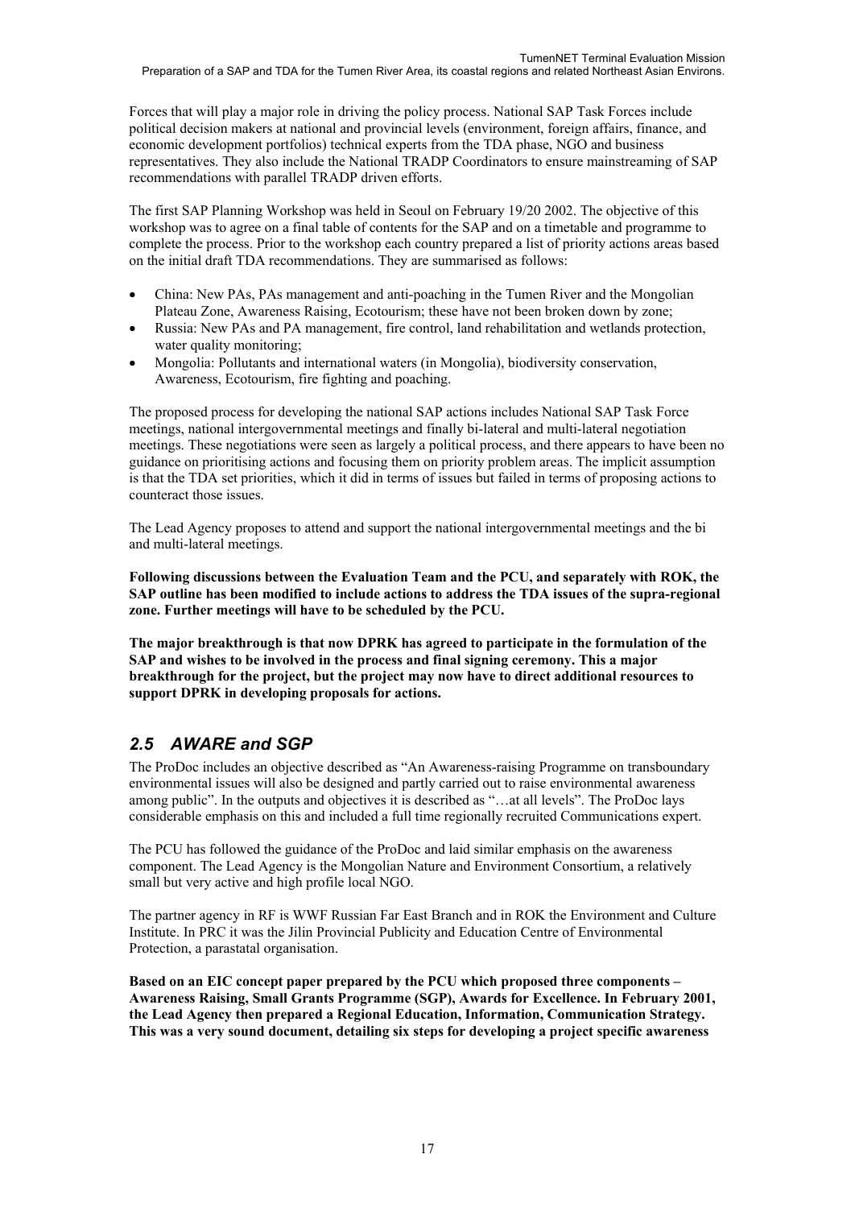Forces that will play a major role in driving the policy process. National SAP Task Forces include political decision makers at national and provincial levels (environment, foreign affairs, finance, and economic development portfolios) technical experts from the TDA phase, NGO and business representatives. They also include the National TRADP Coordinators to ensure mainstreaming of SAP recommendations with parallel TRADP driven efforts.

The first SAP Planning Workshop was held in Seoul on February 19/20 2002. The objective of this workshop was to agree on a final table of contents for the SAP and on a timetable and programme to complete the process. Prior to the workshop each country prepared a list of priority actions areas based on the initial draft TDA recommendations. They are summarised as follows:

- China: New PAs, PAs management and anti-poaching in the Tumen River and the Mongolian Plateau Zone, Awareness Raising, Ecotourism; these have not been broken down by zone;
- Russia: New PAs and PA management, fire control, land rehabilitation and wetlands protection, water quality monitoring;
- Mongolia: Pollutants and international waters (in Mongolia), biodiversity conservation, Awareness, Ecotourism, fire fighting and poaching.

The proposed process for developing the national SAP actions includes National SAP Task Force meetings, national intergovernmental meetings and finally bi-lateral and multi-lateral negotiation meetings. These negotiations were seen as largely a political process, and there appears to have been no guidance on prioritising actions and focusing them on priority problem areas. The implicit assumption is that the TDA set priorities, which it did in terms of issues but failed in terms of proposing actions to counteract those issues.

The Lead Agency proposes to attend and support the national intergovernmental meetings and the bi and multi-lateral meetings.

**Following discussions between the Evaluation Team and the PCU, and separately with ROK, the SAP outline has been modified to include actions to address the TDA issues of the supra-regional zone. Further meetings will have to be scheduled by the PCU.**

**The major breakthrough is that now DPRK has agreed to participate in the formulation of the SAP and wishes to be involved in the process and final signing ceremony. This a major breakthrough for the project, but the project may now have to direct additional resources to support DPRK in developing proposals for actions.**

## *2.5 AWARE and SGP*

The ProDoc includes an objective described as "An Awareness-raising Programme on transboundary environmental issues will also be designed and partly carried out to raise environmental awareness among public". In the outputs and objectives it is described as "…at all levels". The ProDoc lays considerable emphasis on this and included a full time regionally recruited Communications expert.

The PCU has followed the guidance of the ProDoc and laid similar emphasis on the awareness component. The Lead Agency is the Mongolian Nature and Environment Consortium, a relatively small but very active and high profile local NGO.

The partner agency in RF is WWF Russian Far East Branch and in ROK the Environment and Culture Institute. In PRC it was the Jilin Provincial Publicity and Education Centre of Environmental Protection, a parastatal organisation.

**Based on an EIC concept paper prepared by the PCU which proposed three components – Awareness Raising, Small Grants Programme (SGP), Awards for Excellence. In February 2001, the Lead Agency then prepared a Regional Education, Information, Communication Strategy. This was a very sound document, detailing six steps for developing a project specific awareness**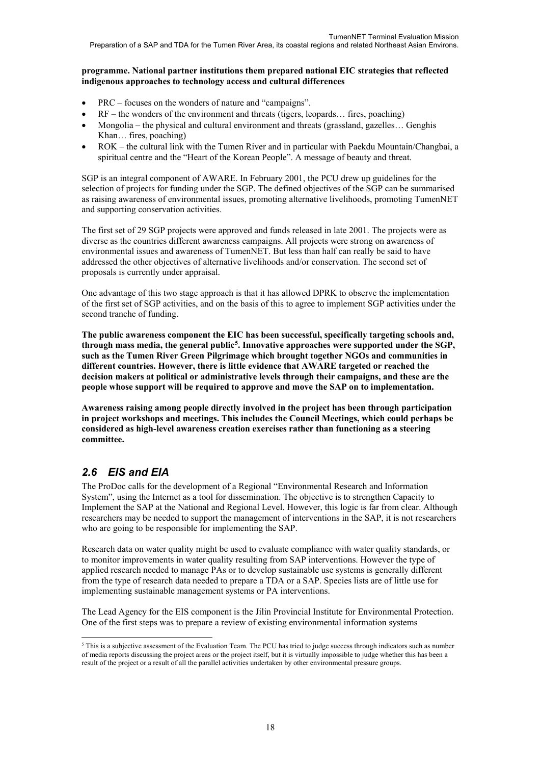**programme. National partner institutions them prepared national EIC strategies that reflected indigenous approaches to technology access and cultural differences**

- PRC – focuses on the wonders of nature and "campaigns".
- RF – the wonders of the environment and threats (tigers, leopards… fires, poaching)
- Mongolia – the physical and cultural environment and threats (grassland, gazelles… Genghis Khan… fires, poaching)
- ROK – the cultural link with the Tumen River and in particular with Paekdu Mountain/Changbai, a spiritual centre and the "Heart of the Korean People". A message of beauty and threat.

SGP is an integral component of AWARE. In February 2001, the PCU drew up guidelines for the selection of projects for funding under the SGP. The defined objectives of the SGP can be summarised as raising awareness of environmental issues, promoting alternative livelihoods, promoting TumenNET and supporting conservation activities.

The first set of 29 SGP projects were approved and funds released in late 2001. The projects were as diverse as the countries different awareness campaigns. All projects were strong on awareness of environmental issues and awareness of TumenNET. But less than half can really be said to have addressed the other objectives of alternative livelihoods and/or conservation. The second set of proposals is currently under appraisal.

One advantage of this two stage approach is that it has allowed DPRK to observe the implementation of the first set of SGP activities, and on the basis of this to agree to implement SGP activities under the second tranche of funding.

**The public awareness component the EIC has been successful, specifically targeting schools and, through mass media, the general public[5]. Innovative approaches were supported under the SGP, such as the Tumen River Green Pilgrimage which brought together NGOs and communities in different countries. However, there is little evidence that AWARE targeted or reached the decision makers at political or administrative levels through their campaigns, and these are the people whose support will be required to approve and move the SAP on to implementation.**

**Awareness raising among people directly involved in the project has been through participation in project workshops and meetings. This includes the Council Meetings, which could perhaps be considered as high-level awareness creation exercises rather than functioning as a steering committee.**

## *2.6 EIS and EIA*

The ProDoc calls for the development of a Regional "Environmental Research and Information System", using the Internet as a tool for dissemination. The objective is to strengthen Capacity to Implement the SAP at the National and Regional Level. However, this logic is far from clear. Although researchers may be needed to support the management of interventions in the SAP, it is not researchers who are going to be responsible for implementing the SAP.

Research data on water quality might be used to evaluate compliance with water quality standards, or to monitor improvements in water quality resulting from SAP interventions. However the type of applied research needed to manage PAs or to develop sustainable use systems is generally different from the type of research data needed to prepare a TDA or a SAP. Species lists are of little use for implementing sustainable management systems or PA interventions.

The Lead Agency for the EIS component is the Jilin Provincial Institute for Environmental Protection. One of the first steps was to prepare a review of existing environmental information systems

[5] This is a subjective assessment of the Evaluation Team. The PCU has tried to judge success through indicators such as number of media reports discussing the project areas or the project itself, but it is virtually impossible to judge whether this has been a result of the project or a result of all the parallel activities undertaken by other environmental pressure groups.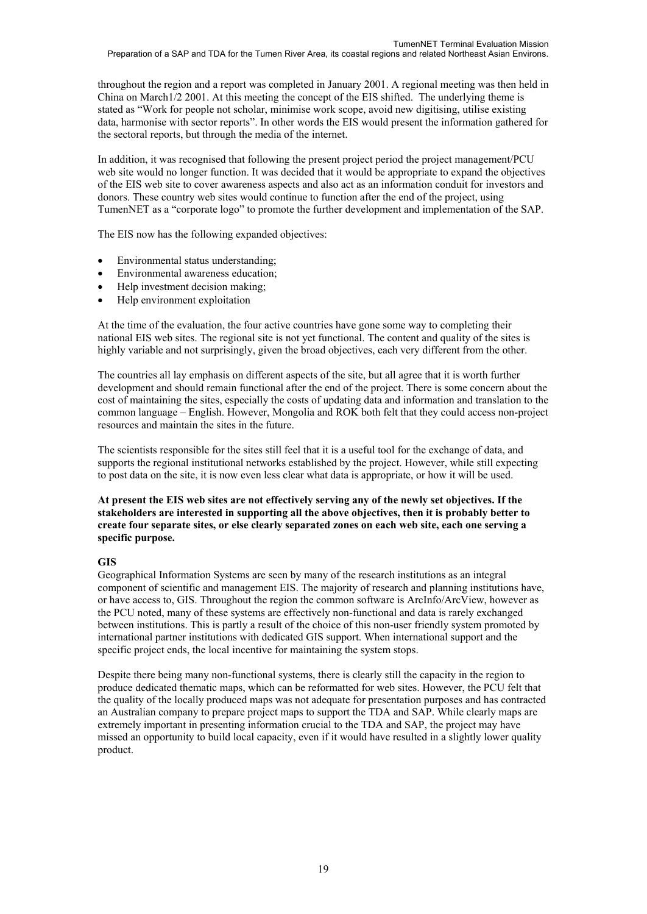throughout the region and a report was completed in January 2001. A regional meeting was then held in China on March1/2 2001. At this meeting the concept of the EIS shifted. The underlying theme is stated as "Work for people not scholar, minimise work scope, avoid new digitising, utilise existing data, harmonise with sector reports". In other words the EIS would present the information gathered for the sectoral reports, but through the media of the internet.

In addition, it was recognised that following the present project period the project management/PCU web site would no longer function. It was decided that it would be appropriate to expand the objectives of the EIS web site to cover awareness aspects and also act as an information conduit for investors and donors. These country web sites would continue to function after the end of the project, using TumenNET as a "corporate logo" to promote the further development and implementation of the SAP.

The EIS now has the following expanded objectives:

- Environmental status understanding;
- Environmental awareness education;
- Help investment decision making;
- Help environment exploitation

At the time of the evaluation, the four active countries have gone some way to completing their national EIS web sites. The regional site is not yet functional. The content and quality of the sites is highly variable and not surprisingly, given the broad objectives, each very different from the other.

The countries all lay emphasis on different aspects of the site, but all agree that it is worth further development and should remain functional after the end of the project. There is some concern about the cost of maintaining the sites, especially the costs of updating data and information and translation to the common language – English. However, Mongolia and ROK both felt that they could access non-project resources and maintain the sites in the future.

The scientists responsible for the sites still feel that it is a useful tool for the exchange of data, and supports the regional institutional networks established by the project. However, while still expecting to post data on the site, it is now even less clear what data is appropriate, or how it will be used.

**At present the EIS web sites are not effectively serving any of the newly set objectives. If the stakeholders are interested in supporting all the above objectives, then it is probably better to create four separate sites, or else clearly separated zones on each web site, each one serving a specific purpose.**

**GIS**

Geographical Information Systems are seen by many of the research institutions as an integral component of scientific and management EIS. The majority of research and planning institutions have, or have access to, GIS. Throughout the region the common software is ArcInfo/ArcView, however as the PCU noted, many of these systems are effectively non-functional and data is rarely exchanged between institutions. This is partly a result of the choice of this non-user friendly system promoted by international partner institutions with dedicated GIS support. When international support and the specific project ends, the local incentive for maintaining the system stops.

Despite there being many non-functional systems, there is clearly still the capacity in the region to produce dedicated thematic maps, which can be reformatted for web sites. However, the PCU felt that the quality of the locally produced maps was not adequate for presentation purposes and has contracted an Australian company to prepare project maps to support the TDA and SAP. While clearly maps are extremely important in presenting information crucial to the TDA and SAP, the project may have missed an opportunity to build local capacity, even if it would have resulted in a slightly lower quality product.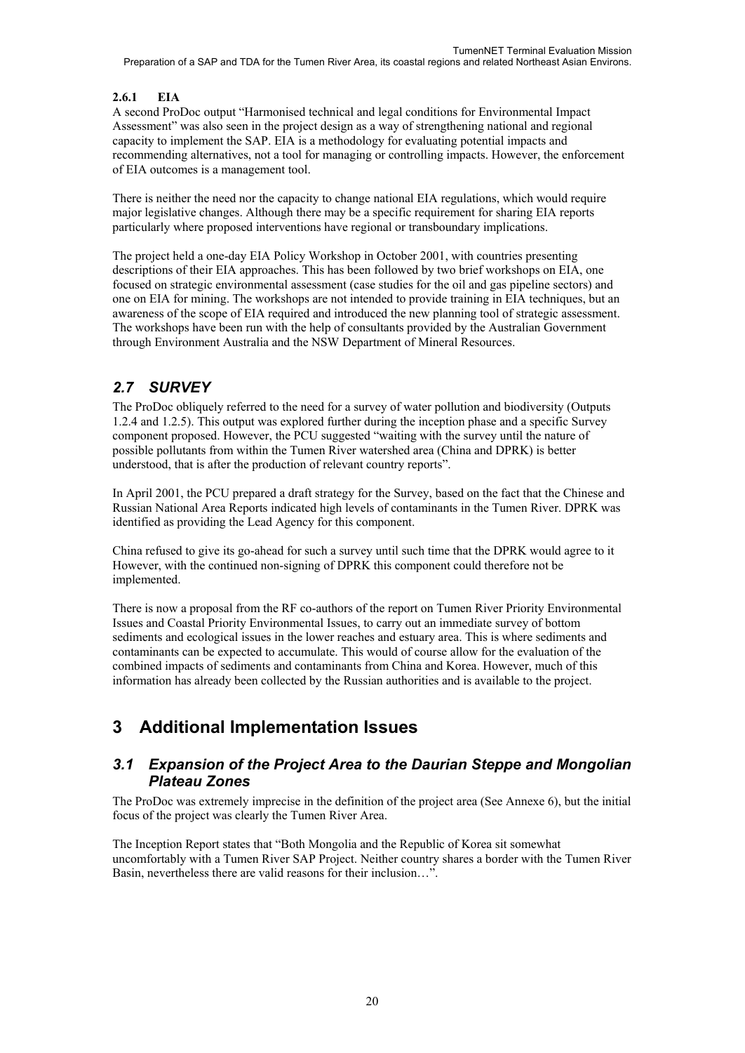#### 2.6.1 EIA

A second ProDoc output "Harmonised technical and legal conditions for Environmental Impact Assessment" was also seen in the project design as a way of strengthening national and regional capacity to implement the SAP. EIA is a methodology for evaluating potential impacts and recommending alternatives, not a tool for managing or controlling impacts. However, the enforcement of EIA outcomes is a management tool.

There is neither the need nor the capacity to change national EIA regulations, which would require major legislative changes. Although there may be a specific requirement for sharing EIA reports particularly where proposed interventions have regional or transboundary implications.

The project held a one-day EIA Policy Workshop in October 2001, with countries presenting descriptions of their EIA approaches. This has been followed by two brief workshops on EIA, one focused on strategic environmental assessment (case studies for the oil and gas pipeline sectors) and one on EIA for mining. The workshops are not intended to provide training in EIA techniques, but an awareness of the scope of EIA required and introduced the new planning tool of strategic assessment. The workshops have been run with the help of consultants provided by the Australian Government through Environment Australia and the NSW Department of Mineral Resources.

## *2.7 SURVEY*

The ProDoc obliquely referred to the need for a survey of water pollution and biodiversity (Outputs 1.2.4 and 1.2.5). This output was explored further during the inception phase and a specific Survey component proposed. However, the PCU suggested "waiting with the survey until the nature of possible pollutants from within the Tumen River watershed area (China and DPRK) is better understood, that is after the production of relevant country reports".

In April 2001, the PCU prepared a draft strategy for the Survey, based on the fact that the Chinese and Russian National Area Reports indicated high levels of contaminants in the Tumen River. DPRK was identified as providing the Lead Agency for this component.

China refused to give its go-ahead for such a survey until such time that the DPRK would agree to it However, with the continued non-signing of DPRK this component could therefore not be implemented.

There is now a proposal from the RF co-authors of the report on Tumen River Priority Environmental Issues and Coastal Priority Environmental Issues, to carry out an immediate survey of bottom sediments and ecological issues in the lower reaches and estuary area. This is where sediments and contaminants can be expected to accumulate. This would of course allow for the evaluation of the combined impacts of sediments and contaminants from China and Korea. However, much of this information has already been collected by the Russian authorities and is available to the project.

# 3 Additional Implementation Issues

## *3.1 Expansion of the Project Area to the Daurian Steppe and Mongolian Plateau Zones*

The ProDoc was extremely imprecise in the definition of the project area (See Annexe 6), but the initial focus of the project was clearly the Tumen River Area.

The Inception Report states that "Both Mongolia and the Republic of Korea sit somewhat uncomfortably with a Tumen River SAP Project. Neither country shares a border with the Tumen River Basin, nevertheless there are valid reasons for their inclusion…".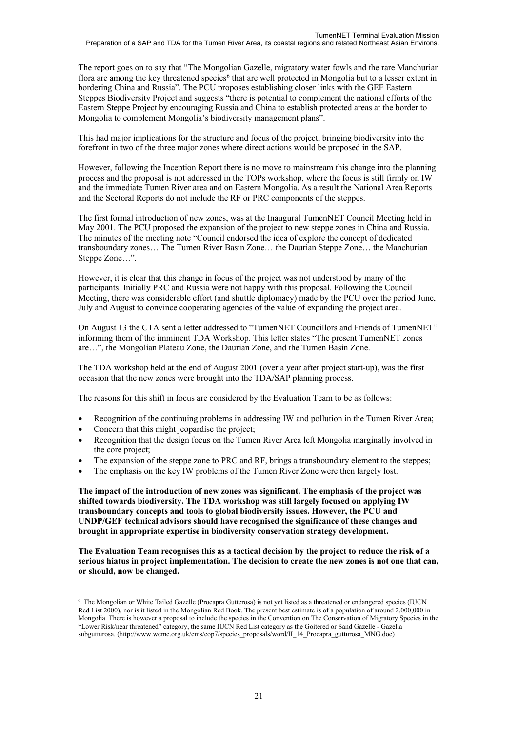The report goes on to say that "The Mongolian Gazelle, migratory water fowls and the rare Manchurian flora are among the key threatened species[6] that are well protected in Mongolia but to a lesser extent in bordering China and Russia". The PCU proposes establishing closer links with the GEF Eastern Steppes Biodiversity Project and suggests "there is potential to complement the national efforts of the Eastern Steppe Project by encouraging Russia and China to establish protected areas at the border to Mongolia to complement Mongolia's biodiversity management plans".

This had major implications for the structure and focus of the project, bringing biodiversity into the forefront in two of the three major zones where direct actions would be proposed in the SAP.

However, following the Inception Report there is no move to mainstream this change into the planning process and the proposal is not addressed in the TOPs workshop, where the focus is still firmly on IW and the immediate Tumen River area and on Eastern Mongolia. As a result the National Area Reports and the Sectoral Reports do not include the RF or PRC components of the steppes.

The first formal introduction of new zones, was at the Inaugural TumenNET Council Meeting held in May 2001. The PCU proposed the expansion of the project to new steppe zones in China and Russia. The minutes of the meeting note "Council endorsed the idea of explore the concept of dedicated transboundary zones… The Tumen River Basin Zone… the Daurian Steppe Zone… the Manchurian Steppe Zone…".

However, it is clear that this change in focus of the project was not understood by many of the participants. Initially PRC and Russia were not happy with this proposal. Following the Council Meeting, there was considerable effort (and shuttle diplomacy) made by the PCU over the period June, July and August to convince cooperating agencies of the value of expanding the project area.

On August 13 the CTA sent a letter addressed to "TumenNET Councillors and Friends of TumenNET" informing them of the imminent TDA Workshop. This letter states "The present TumenNET zones are…", the Mongolian Plateau Zone, the Daurian Zone, and the Tumen Basin Zone.

The TDA workshop held at the end of August 2001 (over a year after project start-up), was the first occasion that the new zones were brought into the TDA/SAP planning process.

The reasons for this shift in focus are considered by the Evaluation Team to be as follows:

- Recognition of the continuing problems in addressing IW and pollution in the Tumen River Area;
- Concern that this might jeopardise the project;
- Recognition that the design focus on the Tumen River Area left Mongolia marginally involved in the core project;
- The expansion of the steppe zone to PRC and RF, brings a transboundary element to the steppes;
- The emphasis on the key IW problems of the Tumen River Zone were then largely lost.

**The impact of the introduction of new zones was significant. The emphasis of the project was shifted towards biodiversity. The TDA workshop was still largely focused on applying IW transboundary concepts and tools to global biodiversity issues. However, the PCU and UNDP/GEF technical advisors should have recognised the significance of these changes and brought in appropriate expertise in biodiversity conservation strategy development.**

**The Evaluation Team recognises this as a tactical decision by the project to reduce the risk of a serious hiatus in project implementation. The decision to create the new zones is not one that can, or should, now be changed.**

---

[6]. The Mongolian or White Tailed Gazelle (Procapra Gutterosa) is not yet listed as a threatened or endangered species (IUCN Red List 2000), nor is it listed in the Mongolian Red Book. The present best estimate is of a population of around 2,000,000 in Mongolia. There is however a proposal to include the species in the Convention on The Conservation of Migratory Species in the "Lower Risk/near threatened" category, the same IUCN Red List category as the Goitered or Sand Gazelle - Gazella subgutturosa. (http://www.wcmc.org.uk/cms/cop7/species_proposals/word/II_14_Procapra_gutturosa_MNG.doc)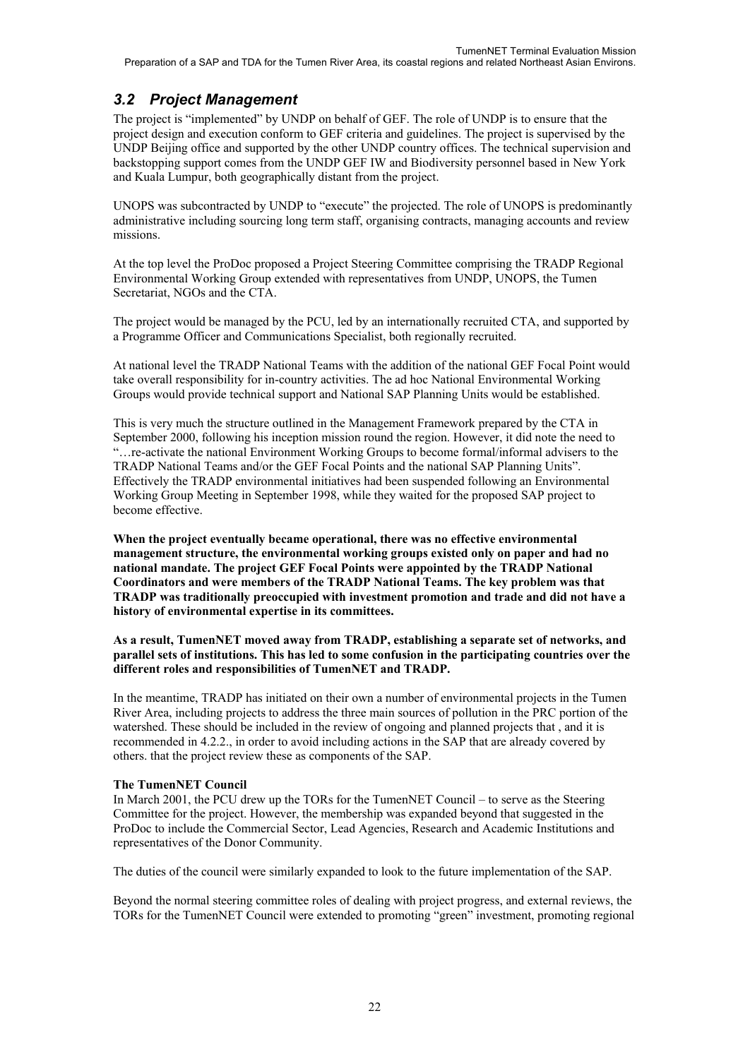## *3.2 Project Management*

The project is "implemented" by UNDP on behalf of GEF. The role of UNDP is to ensure that the project design and execution conform to GEF criteria and guidelines. The project is supervised by the UNDP Beijing office and supported by the other UNDP country offices. The technical supervision and backstopping support comes from the UNDP GEF IW and Biodiversity personnel based in New York and Kuala Lumpur, both geographically distant from the project.

UNOPS was subcontracted by UNDP to "execute" the projected. The role of UNOPS is predominantly administrative including sourcing long term staff, organising contracts, managing accounts and review missions.

At the top level the ProDoc proposed a Project Steering Committee comprising the TRADP Regional Environmental Working Group extended with representatives from UNDP, UNOPS, the Tumen Secretariat, NGOs and the CTA.

The project would be managed by the PCU, led by an internationally recruited CTA, and supported by a Programme Officer and Communications Specialist, both regionally recruited.

At national level the TRADP National Teams with the addition of the national GEF Focal Point would take overall responsibility for in-country activities. The ad hoc National Environmental Working Groups would provide technical support and National SAP Planning Units would be established.

This is very much the structure outlined in the Management Framework prepared by the CTA in September 2000, following his inception mission round the region. However, it did note the need to "…re-activate the national Environment Working Groups to become formal/informal advisers to the TRADP National Teams and/or the GEF Focal Points and the national SAP Planning Units". Effectively the TRADP environmental initiatives had been suspended following an Environmental Working Group Meeting in September 1998, while they waited for the proposed SAP project to become effective.

**When the project eventually became operational, there was no effective environmental management structure, the environmental working groups existed only on paper and had no national mandate. The project GEF Focal Points were appointed by the TRADP National Coordinators and were members of the TRADP National Teams. The key problem was that TRADP was traditionally preoccupied with investment promotion and trade and did not have a history of environmental expertise in its committees.**

**As a result, TumenNET moved away from TRADP, establishing a separate set of networks, and parallel sets of institutions. This has led to some confusion in the participating countries over the different roles and responsibilities of TumenNET and TRADP.**

In the meantime, TRADP has initiated on their own a number of environmental projects in the Tumen River Area, including projects to address the three main sources of pollution in the PRC portion of the watershed. These should be included in the review of ongoing and planned projects that , and it is recommended in 4.2.2., in order to avoid including actions in the SAP that are already covered by others. that the project review these as components of the SAP.

**The TumenNET Council**

In March 2001, the PCU drew up the TORs for the TumenNET Council – to serve as the Steering Committee for the project. However, the membership was expanded beyond that suggested in the ProDoc to include the Commercial Sector, Lead Agencies, Research and Academic Institutions and representatives of the Donor Community.

The duties of the council were similarly expanded to look to the future implementation of the SAP.

Beyond the normal steering committee roles of dealing with project progress, and external reviews, the TORs for the TumenNET Council were extended to promoting "green" investment, promoting regional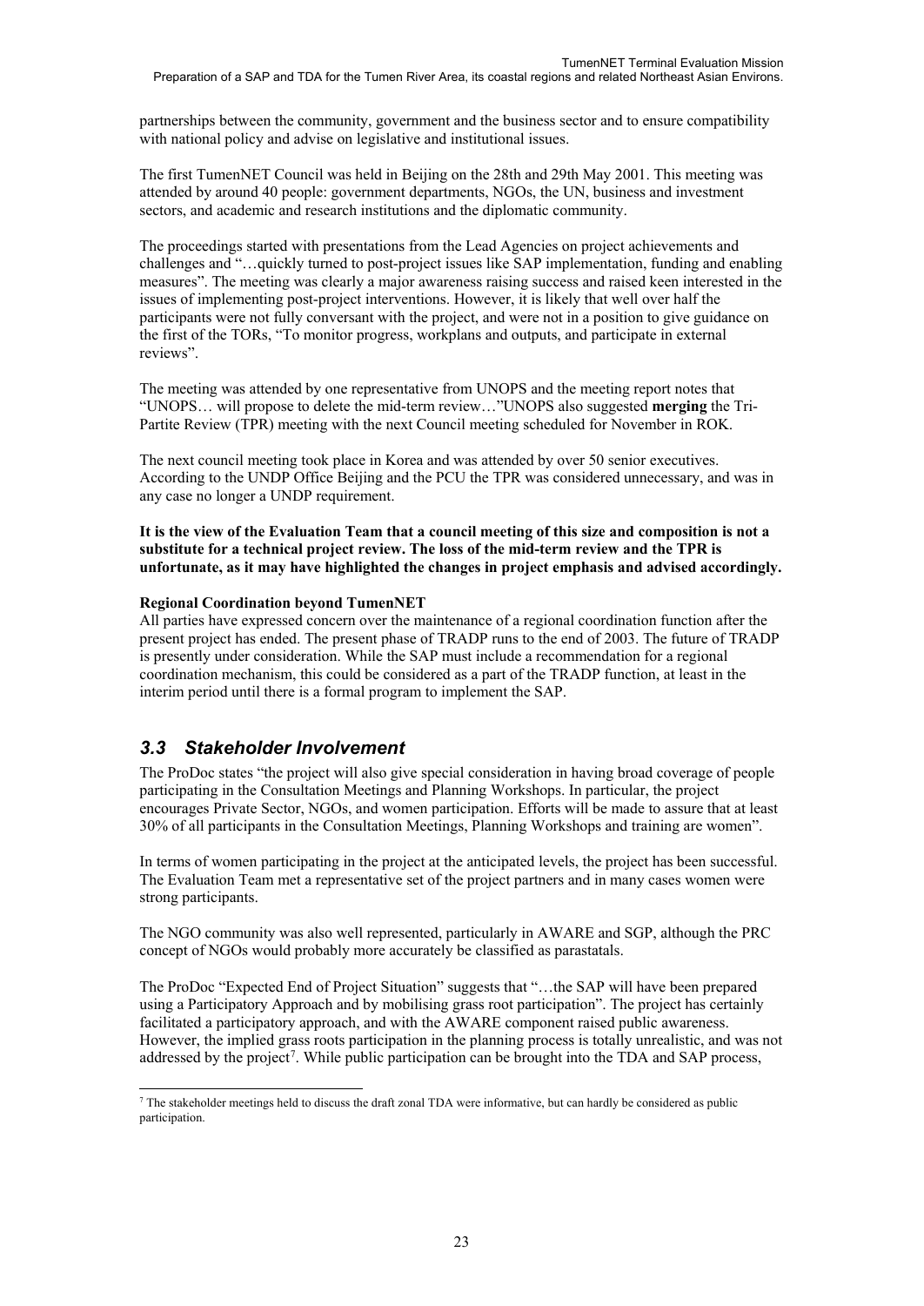partnerships between the community, government and the business sector and to ensure compatibility with national policy and advise on legislative and institutional issues.

The first TumenNET Council was held in Beijing on the 28th and 29th May 2001. This meeting was attended by around 40 people: government departments, NGOs, the UN, business and investment sectors, and academic and research institutions and the diplomatic community.

The proceedings started with presentations from the Lead Agencies on project achievements and challenges and "…quickly turned to post-project issues like SAP implementation, funding and enabling measures". The meeting was clearly a major awareness raising success and raised keen interested in the issues of implementing post-project interventions. However, it is likely that well over half the participants were not fully conversant with the project, and were not in a position to give guidance on the first of the TORs, "To monitor progress, workplans and outputs, and participate in external reviews".

The meeting was attended by one representative from UNOPS and the meeting report notes that "UNOPS… will propose to delete the mid-term review…"UNOPS also suggested **merging** the Tri-Partite Review (TPR) meeting with the next Council meeting scheduled for November in ROK.

The next council meeting took place in Korea and was attended by over 50 senior executives. According to the UNDP Office Beijing and the PCU the TPR was considered unnecessary, and was in any case no longer a UNDP requirement.

**It is the view of the Evaluation Team that a council meeting of this size and composition is not a substitute for a technical project review. The loss of the mid-term review and the TPR is unfortunate, as it may have highlighted the changes in project emphasis and advised accordingly.**

**Regional Coordination beyond TumenNET**

All parties have expressed concern over the maintenance of a regional coordination function after the present project has ended. The present phase of TRADP runs to the end of 2003. The future of TRADP is presently under consideration. While the SAP must include a recommendation for a regional coordination mechanism, this could be considered as a part of the TRADP function, at least in the interim period until there is a formal program to implement the SAP.

## *3.3 Stakeholder Involvement*

The ProDoc states "the project will also give special consideration in having broad coverage of people participating in the Consultation Meetings and Planning Workshops. In particular, the project encourages Private Sector, NGOs, and women participation. Efforts will be made to assure that at least 30% of all participants in the Consultation Meetings, Planning Workshops and training are women".

In terms of women participating in the project at the anticipated levels, the project has been successful. The Evaluation Team met a representative set of the project partners and in many cases women were strong participants.

The NGO community was also well represented, particularly in AWARE and SGP, although the PRC concept of NGOs would probably more accurately be classified as parastatals.

The ProDoc "Expected End of Project Situation" suggests that "…the SAP will have been prepared using a Participatory Approach and by mobilising grass root participation". The project has certainly facilitated a participatory approach, and with the AWARE component raised public awareness. However, the implied grass roots participation in the planning process is totally unrealistic, and was not addressed by the project[7]. While public participation can be brought into the TDA and SAP process,

[7] The stakeholder meetings held to discuss the draft zonal TDA were informative, but can hardly be considered as public participation.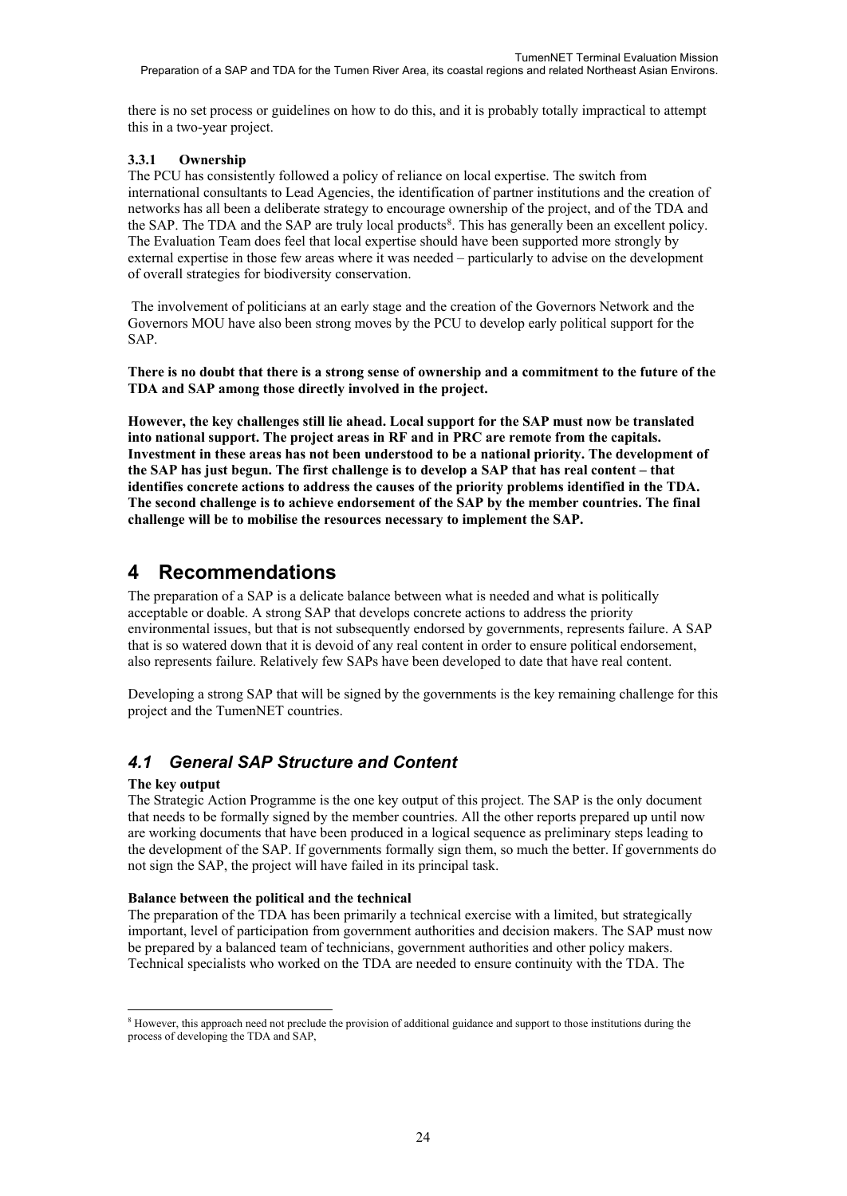there is no set process or guidelines on how to do this, and it is probably totally impractical to attempt this in a two-year project.

### 3.3.1 Ownership

The PCU has consistently followed a policy of reliance on local expertise. The switch from international consultants to Lead Agencies, the identification of partner institutions and the creation of networks has all been a deliberate strategy to encourage ownership of the project, and of the TDA and the SAP. The TDA and the SAP are truly local products[8]. This has generally been an excellent policy. The Evaluation Team does feel that local expertise should have been supported more strongly by external expertise in those few areas where it was needed – particularly to advise on the development of overall strategies for biodiversity conservation.

The involvement of politicians at an early stage and the creation of the Governors Network and the Governors MOU have also been strong moves by the PCU to develop early political support for the SAP.

**There is no doubt that there is a strong sense of ownership and a commitment to the future of the TDA and SAP among those directly involved in the project.**

**However, the key challenges still lie ahead. Local support for the SAP must now be translated into national support. The project areas in RF and in PRC are remote from the capitals. Investment in these areas has not been understood to be a national priority. The development of the SAP has just begun. The first challenge is to develop a SAP that has real content – that identifies concrete actions to address the causes of the priority problems identified in the TDA. The second challenge is to achieve endorsement of the SAP by the member countries. The final challenge will be to mobilise the resources necessary to implement the SAP.**

# 4 Recommendations

The preparation of a SAP is a delicate balance between what is needed and what is politically acceptable or doable. A strong SAP that develops concrete actions to address the priority environmental issues, but that is not subsequently endorsed by governments, represents failure. A SAP that is so watered down that it is devoid of any real content in order to ensure political endorsement, also represents failure. Relatively few SAPs have been developed to date that have real content.

Developing a strong SAP that will be signed by the governments is the key remaining challenge for this project and the TumenNET countries.

## *4.1 General SAP Structure and Content*

**The key output**

The Strategic Action Programme is the one key output of this project. The SAP is the only document that needs to be formally signed by the member countries. All the other reports prepared up until now are working documents that have been produced in a logical sequence as preliminary steps leading to the development of the SAP. If governments formally sign them, so much the better. If governments do not sign the SAP, the project will have failed in its principal task.

**Balance between the political and the technical**

The preparation of the TDA has been primarily a technical exercise with a limited, but strategically important, level of participation from government authorities and decision makers. The SAP must now be prepared by a balanced team of technicians, government authorities and other policy makers. Technical specialists who worked on the TDA are needed to ensure continuity with the TDA. The

[8] However, this approach need not preclude the provision of additional guidance and support to those institutions during the process of developing the TDA and SAP,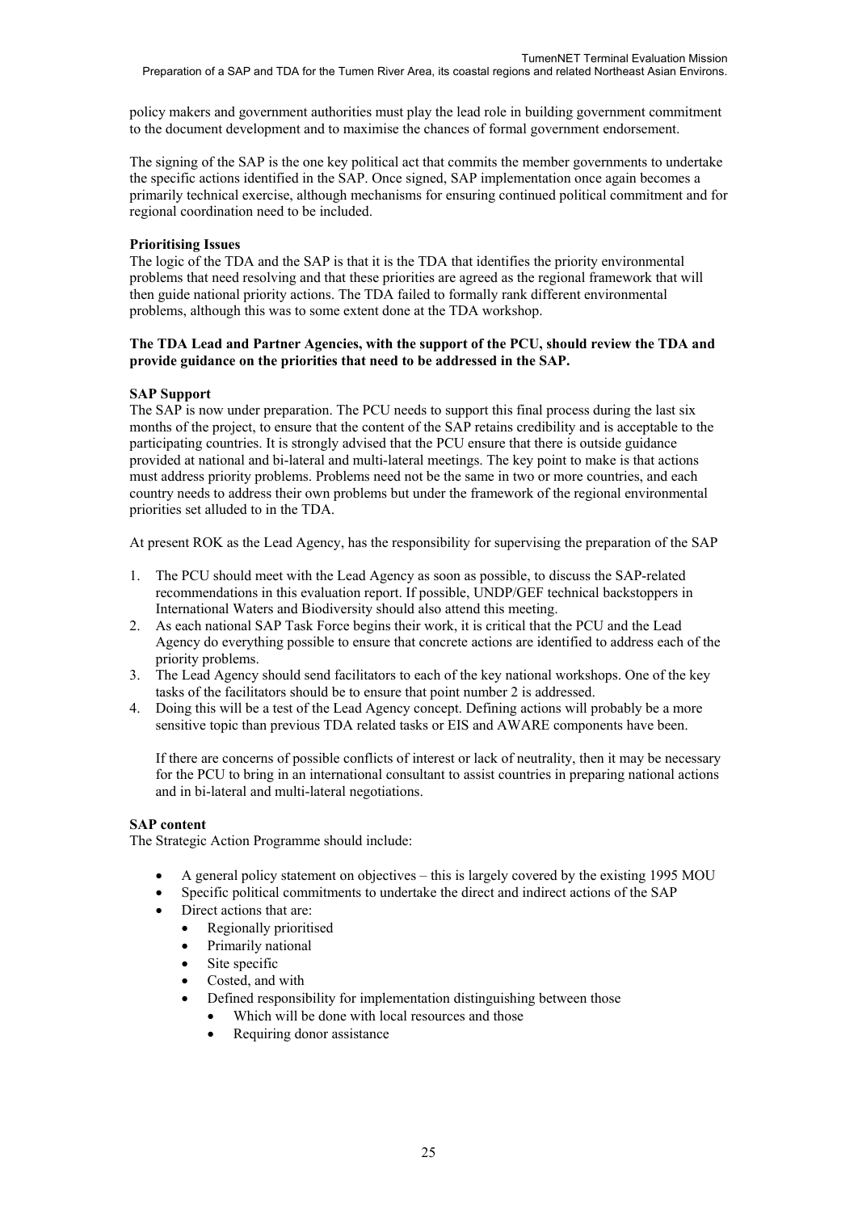policy makers and government authorities must play the lead role in building government commitment to the document development and to maximise the chances of formal government endorsement.

The signing of the SAP is the one key political act that commits the member governments to undertake the specific actions identified in the SAP. Once signed, SAP implementation once again becomes a primarily technical exercise, although mechanisms for ensuring continued political commitment and for regional coordination need to be included.

**Prioritising Issues**

The logic of the TDA and the SAP is that it is the TDA that identifies the priority environmental problems that need resolving and that these priorities are agreed as the regional framework that will then guide national priority actions. The TDA failed to formally rank different environmental problems, although this was to some extent done at the TDA workshop.

**The TDA Lead and Partner Agencies, with the support of the PCU, should review the TDA and provide guidance on the priorities that need to be addressed in the SAP.**

**SAP Support**

The SAP is now under preparation. The PCU needs to support this final process during the last six months of the project, to ensure that the content of the SAP retains credibility and is acceptable to the participating countries. It is strongly advised that the PCU ensure that there is outside guidance provided at national and bi-lateral and multi-lateral meetings. The key point to make is that actions must address priority problems. Problems need not be the same in two or more countries, and each country needs to address their own problems but under the framework of the regional environmental priorities set alluded to in the TDA.

At present ROK as the Lead Agency, has the responsibility for supervising the preparation of the SAP

1. The PCU should meet with the Lead Agency as soon as possible, to discuss the SAP-related recommendations in this evaluation report. If possible, UNDP/GEF technical backstoppers in International Waters and Biodiversity should also attend this meeting.
2. As each national SAP Task Force begins their work, it is critical that the PCU and the Lead Agency do everything possible to ensure that concrete actions are identified to address each of the priority problems.
3. The Lead Agency should send facilitators to each of the key national workshops. One of the key tasks of the facilitators should be to ensure that point number 2 is addressed.
4. Doing this will be a test of the Lead Agency concept. Defining actions will probably be a more sensitive topic than previous TDA related tasks or EIS and AWARE components have been.

   If there are concerns of possible conflicts of interest or lack of neutrality, then it may be necessary for the PCU to bring in an international consultant to assist countries in preparing national actions and in bi-lateral and multi-lateral negotiations.

**SAP content**

The Strategic Action Programme should include:

- A general policy statement on objectives – this is largely covered by the existing 1995 MOU
- Specific political commitments to undertake the direct and indirect actions of the SAP
- Direct actions that are:
  - Regionally prioritised
  - Primarily national
  - Site specific
  - Costed, and with
  - Defined responsibility for implementation distinguishing between those
    - Which will be done with local resources and those
    - Requiring donor assistance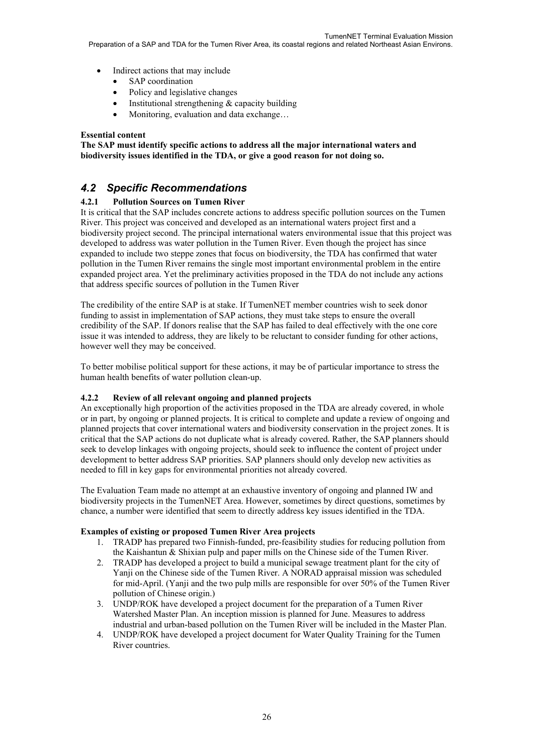- Indirect actions that may include
  - SAP coordination
  - Policy and legislative changes
  - Institutional strengthening & capacity building
  - Monitoring, evaluation and data exchange…

**Essential content**

**The SAP must identify specific actions to address all the major international waters and biodiversity issues identified in the TDA, or give a good reason for not doing so.**

## *4.2 Specific Recommendations*

### 4.2.1 Pollution Sources on Tumen River

It is critical that the SAP includes concrete actions to address specific pollution sources on the Tumen River. This project was conceived and developed as an international waters project first and a biodiversity project second. The principal international waters environmental issue that this project was developed to address was water pollution in the Tumen River. Even though the project has since expanded to include two steppe zones that focus on biodiversity, the TDA has confirmed that water pollution in the Tumen River remains the single most important environmental problem in the entire expanded project area. Yet the preliminary activities proposed in the TDA do not include any actions that address specific sources of pollution in the Tumen River

The credibility of the entire SAP is at stake. If TumenNET member countries wish to seek donor funding to assist in implementation of SAP actions, they must take steps to ensure the overall credibility of the SAP. If donors realise that the SAP has failed to deal effectively with the one core issue it was intended to address, they are likely to be reluctant to consider funding for other actions, however well they may be conceived.

To better mobilise political support for these actions, it may be of particular importance to stress the human health benefits of water pollution clean-up.

### 4.2.2 Review of all relevant ongoing and planned projects

An exceptionally high proportion of the activities proposed in the TDA are already covered, in whole or in part, by ongoing or planned projects. It is critical to complete and update a review of ongoing and planned projects that cover international waters and biodiversity conservation in the project zones. It is critical that the SAP actions do not duplicate what is already covered. Rather, the SAP planners should seek to develop linkages with ongoing projects, should seek to influence the content of project under development to better address SAP priorities. SAP planners should only develop new activities as needed to fill in key gaps for environmental priorities not already covered.

The Evaluation Team made no attempt at an exhaustive inventory of ongoing and planned IW and biodiversity projects in the TumenNET Area. However, sometimes by direct questions, sometimes by chance, a number were identified that seem to directly address key issues identified in the TDA.

**Examples of existing or proposed Tumen River Area projects**

1. TRADP has prepared two Finnish-funded, pre-feasibility studies for reducing pollution from the Kaishantun & Shixian pulp and paper mills on the Chinese side of the Tumen River.
2. TRADP has developed a project to build a municipal sewage treatment plant for the city of Yanji on the Chinese side of the Tumen River. A NORAD appraisal mission was scheduled for mid-April. (Yanji and the two pulp mills are responsible for over 50% of the Tumen River pollution of Chinese origin.)
3. UNDP/ROK have developed a project document for the preparation of a Tumen River Watershed Master Plan. An inception mission is planned for June. Measures to address industrial and urban-based pollution on the Tumen River will be included in the Master Plan.
4. UNDP/ROK have developed a project document for Water Quality Training for the Tumen River countries.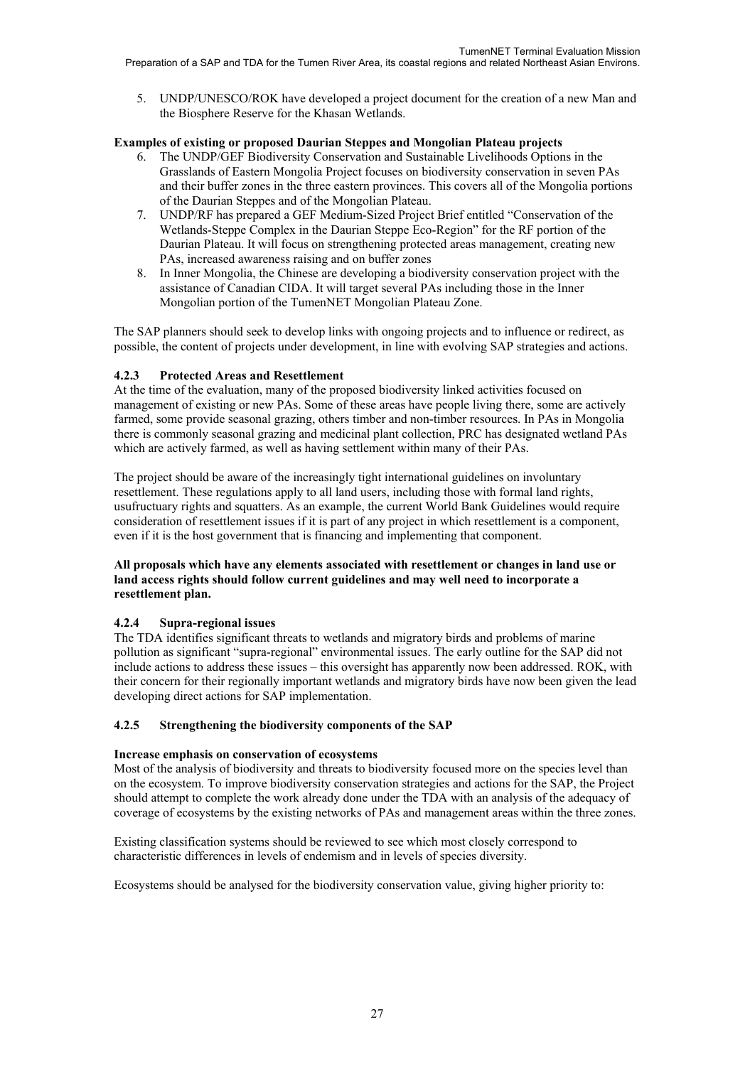5. UNDP/UNESCO/ROK have developed a project document for the creation of a new Man and the Biosphere Reserve for the Khasan Wetlands.

**Examples of existing or proposed Daurian Steppes and Mongolian Plateau projects**

6. The UNDP/GEF Biodiversity Conservation and Sustainable Livelihoods Options in the Grasslands of Eastern Mongolia Project focuses on biodiversity conservation in seven PAs and their buffer zones in the three eastern provinces. This covers all of the Mongolia portions of the Daurian Steppes and of the Mongolian Plateau.
7. UNDP/RF has prepared a GEF Medium-Sized Project Brief entitled "Conservation of the Wetlands-Steppe Complex in the Daurian Steppe Eco-Region" for the RF portion of the Daurian Plateau. It will focus on strengthening protected areas management, creating new PAs, increased awareness raising and on buffer zones
8. In Inner Mongolia, the Chinese are developing a biodiversity conservation project with the assistance of Canadian CIDA. It will target several PAs including those in the Inner Mongolian portion of the TumenNET Mongolian Plateau Zone.

The SAP planners should seek to develop links with ongoing projects and to influence or redirect, as possible, the content of projects under development, in line with evolving SAP strategies and actions.

### 4.2.3 Protected Areas and Resettlement

At the time of the evaluation, many of the proposed biodiversity linked activities focused on management of existing or new PAs. Some of these areas have people living there, some are actively farmed, some provide seasonal grazing, others timber and non-timber resources. In PAs in Mongolia there is commonly seasonal grazing and medicinal plant collection, PRC has designated wetland PAs which are actively farmed, as well as having settlement within many of their PAs.

The project should be aware of the increasingly tight international guidelines on involuntary resettlement. These regulations apply to all land users, including those with formal land rights, usufructuary rights and squatters. As an example, the current World Bank Guidelines would require consideration of resettlement issues if it is part of any project in which resettlement is a component, even if it is the host government that is financing and implementing that component.

**All proposals which have any elements associated with resettlement or changes in land use or land access rights should follow current guidelines and may well need to incorporate a resettlement plan.**

### 4.2.4 Supra-regional issues

The TDA identifies significant threats to wetlands and migratory birds and problems of marine pollution as significant "supra-regional" environmental issues. The early outline for the SAP did not include actions to address these issues – this oversight has apparently now been addressed. ROK, with their concern for their regionally important wetlands and migratory birds have now been given the lead developing direct actions for SAP implementation.

### 4.2.5 Strengthening the biodiversity components of the SAP

**Increase emphasis on conservation of ecosystems**

Most of the analysis of biodiversity and threats to biodiversity focused more on the species level than on the ecosystem. To improve biodiversity conservation strategies and actions for the SAP, the Project should attempt to complete the work already done under the TDA with an analysis of the adequacy of coverage of ecosystems by the existing networks of PAs and management areas within the three zones.

Existing classification systems should be reviewed to see which most closely correspond to characteristic differences in levels of endemism and in levels of species diversity.

Ecosystems should be analysed for the biodiversity conservation value, giving higher priority to: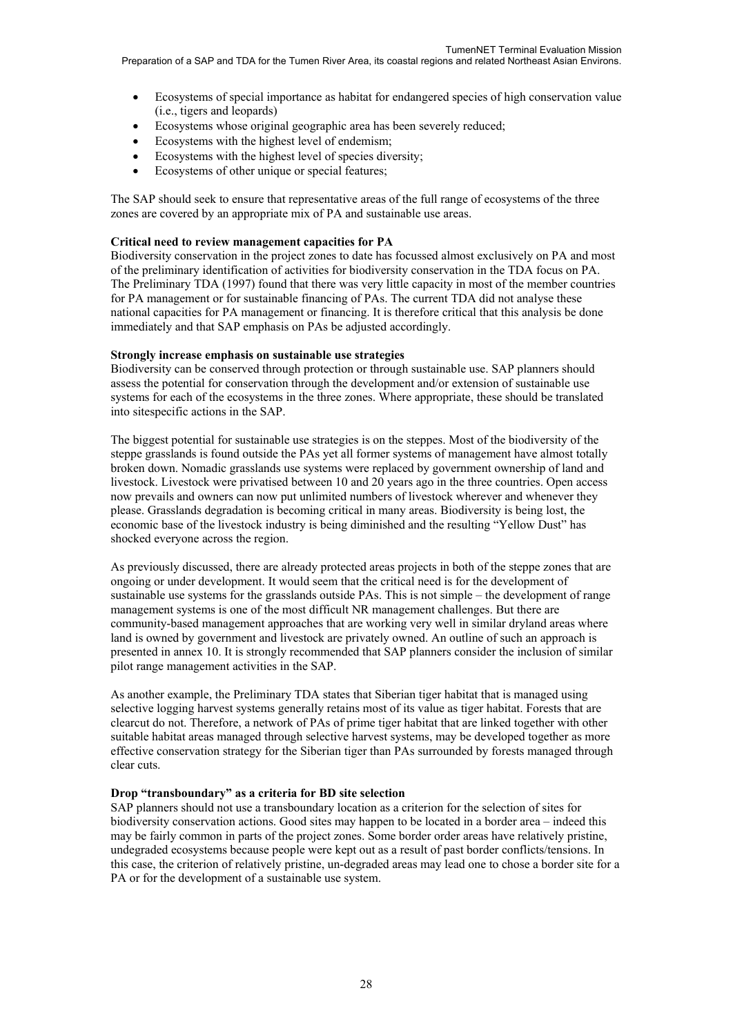- Ecosystems of special importance as habitat for endangered species of high conservation value (i.e., tigers and leopards)
- Ecosystems whose original geographic area has been severely reduced;
- Ecosystems with the highest level of endemism;
- Ecosystems with the highest level of species diversity;
- Ecosystems of other unique or special features;

The SAP should seek to ensure that representative areas of the full range of ecosystems of the three zones are covered by an appropriate mix of PA and sustainable use areas.

**Critical need to review management capacities for PA**

Biodiversity conservation in the project zones to date has focussed almost exclusively on PA and most of the preliminary identification of activities for biodiversity conservation in the TDA focus on PA. The Preliminary TDA (1997) found that there was very little capacity in most of the member countries for PA management or for sustainable financing of PAs. The current TDA did not analyse these national capacities for PA management or financing. It is therefore critical that this analysis be done immediately and that SAP emphasis on PAs be adjusted accordingly.

**Strongly increase emphasis on sustainable use strategies**

Biodiversity can be conserved through protection or through sustainable use. SAP planners should assess the potential for conservation through the development and/or extension of sustainable use systems for each of the ecosystems in the three zones. Where appropriate, these should be translated into sitespecific actions in the SAP.

The biggest potential for sustainable use strategies is on the steppes. Most of the biodiversity of the steppe grasslands is found outside the PAs yet all former systems of management have almost totally broken down. Nomadic grasslands use systems were replaced by government ownership of land and livestock. Livestock were privatised between 10 and 20 years ago in the three countries. Open access now prevails and owners can now put unlimited numbers of livestock wherever and whenever they please. Grasslands degradation is becoming critical in many areas. Biodiversity is being lost, the economic base of the livestock industry is being diminished and the resulting "Yellow Dust" has shocked everyone across the region.

As previously discussed, there are already protected areas projects in both of the steppe zones that are ongoing or under development. It would seem that the critical need is for the development of sustainable use systems for the grasslands outside PAs. This is not simple – the development of range management systems is one of the most difficult NR management challenges. But there are community-based management approaches that are working very well in similar dryland areas where land is owned by government and livestock are privately owned. An outline of such an approach is presented in annex 10. It is strongly recommended that SAP planners consider the inclusion of similar pilot range management activities in the SAP.

As another example, the Preliminary TDA states that Siberian tiger habitat that is managed using selective logging harvest systems generally retains most of its value as tiger habitat. Forests that are clearcut do not. Therefore, a network of PAs of prime tiger habitat that are linked together with other suitable habitat areas managed through selective harvest systems, may be developed together as more effective conservation strategy for the Siberian tiger than PAs surrounded by forests managed through clear cuts.

**Drop "transboundary" as a criteria for BD site selection**

SAP planners should not use a transboundary location as a criterion for the selection of sites for biodiversity conservation actions. Good sites may happen to be located in a border area – indeed this may be fairly common in parts of the project zones. Some border order areas have relatively pristine, undegraded ecosystems because people were kept out as a result of past border conflicts/tensions. In this case, the criterion of relatively pristine, un-degraded areas may lead one to chose a border site for a PA or for the development of a sustainable use system.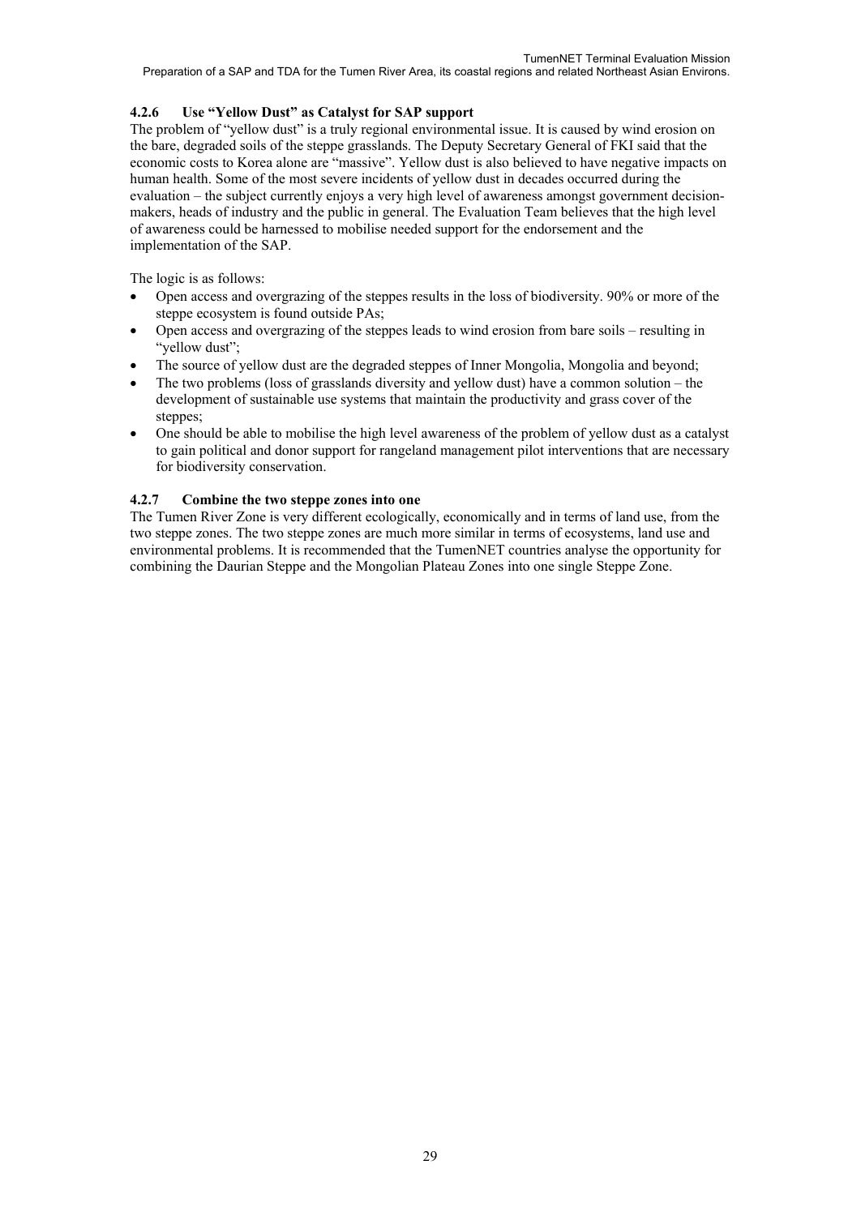#### 4.2.6 Use "Yellow Dust" as Catalyst for SAP support

The problem of "yellow dust" is a truly regional environmental issue. It is caused by wind erosion on the bare, degraded soils of the steppe grasslands. The Deputy Secretary General of FKI said that the economic costs to Korea alone are "massive". Yellow dust is also believed to have negative impacts on human health. Some of the most severe incidents of yellow dust in decades occurred during the evaluation – the subject currently enjoys a very high level of awareness amongst government decision-makers, heads of industry and the public in general. The Evaluation Team believes that the high level of awareness could be harnessed to mobilise needed support for the endorsement and the implementation of the SAP.

The logic is as follows:

- Open access and overgrazing of the steppes results in the loss of biodiversity. 90% or more of the steppe ecosystem is found outside PAs;
- Open access and overgrazing of the steppes leads to wind erosion from bare soils – resulting in "yellow dust";
- The source of yellow dust are the degraded steppes of Inner Mongolia, Mongolia and beyond;
- The two problems (loss of grasslands diversity and yellow dust) have a common solution – the development of sustainable use systems that maintain the productivity and grass cover of the steppes;
- One should be able to mobilise the high level awareness of the problem of yellow dust as a catalyst to gain political and donor support for rangeland management pilot interventions that are necessary for biodiversity conservation.

#### 4.2.7 Combine the two steppe zones into one

The Tumen River Zone is very different ecologically, economically and in terms of land use, from the two steppe zones. The two steppe zones are much more similar in terms of ecosystems, land use and environmental problems. It is recommended that the TumenNET countries analyse the opportunity for combining the Daurian Steppe and the Mongolian Plateau Zones into one single Steppe Zone.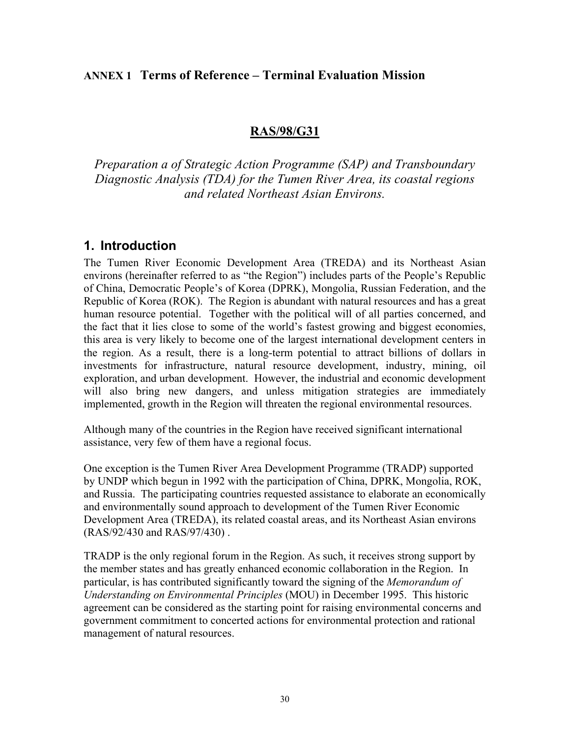## ANNEX 1 Terms of Reference – Terminal Evaluation Mission

### RAS/98/G31

*Preparation a of Strategic Action Programme (SAP) and Transboundary Diagnostic Analysis (TDA) for the Tumen River Area, its coastal regions and related Northeast Asian Environs.*

## 1. Introduction

The Tumen River Economic Development Area (TREDA) and its Northeast Asian environs (hereinafter referred to as "the Region") includes parts of the People's Republic of China, Democratic People's of Korea (DPRK), Mongolia, Russian Federation, and the Republic of Korea (ROK). The Region is abundant with natural resources and has a great human resource potential. Together with the political will of all parties concerned, and the fact that it lies close to some of the world's fastest growing and biggest economies, this area is very likely to become one of the largest international development centers in the region. As a result, there is a long-term potential to attract billions of dollars in investments for infrastructure, natural resource development, industry, mining, oil exploration, and urban development. However, the industrial and economic development will also bring new dangers, and unless mitigation strategies are immediately implemented, growth in the Region will threaten the regional environmental resources.

Although many of the countries in the Region have received significant international assistance, very few of them have a regional focus.

One exception is the Tumen River Area Development Programme (TRADP) supported by UNDP which begun in 1992 with the participation of China, DPRK, Mongolia, ROK, and Russia. The participating countries requested assistance to elaborate an economically and environmentally sound approach to development of the Tumen River Economic Development Area (TREDA), its related coastal areas, and its Northeast Asian environs (RAS/92/430 and RAS/97/430) .

TRADP is the only regional forum in the Region. As such, it receives strong support by the member states and has greatly enhanced economic collaboration in the Region. In particular, is has contributed significantly toward the signing of the *Memorandum of Understanding on Environmental Principles* (MOU) in December 1995. This historic agreement can be considered as the starting point for raising environmental concerns and government commitment to concerted actions for environmental protection and rational management of natural resources.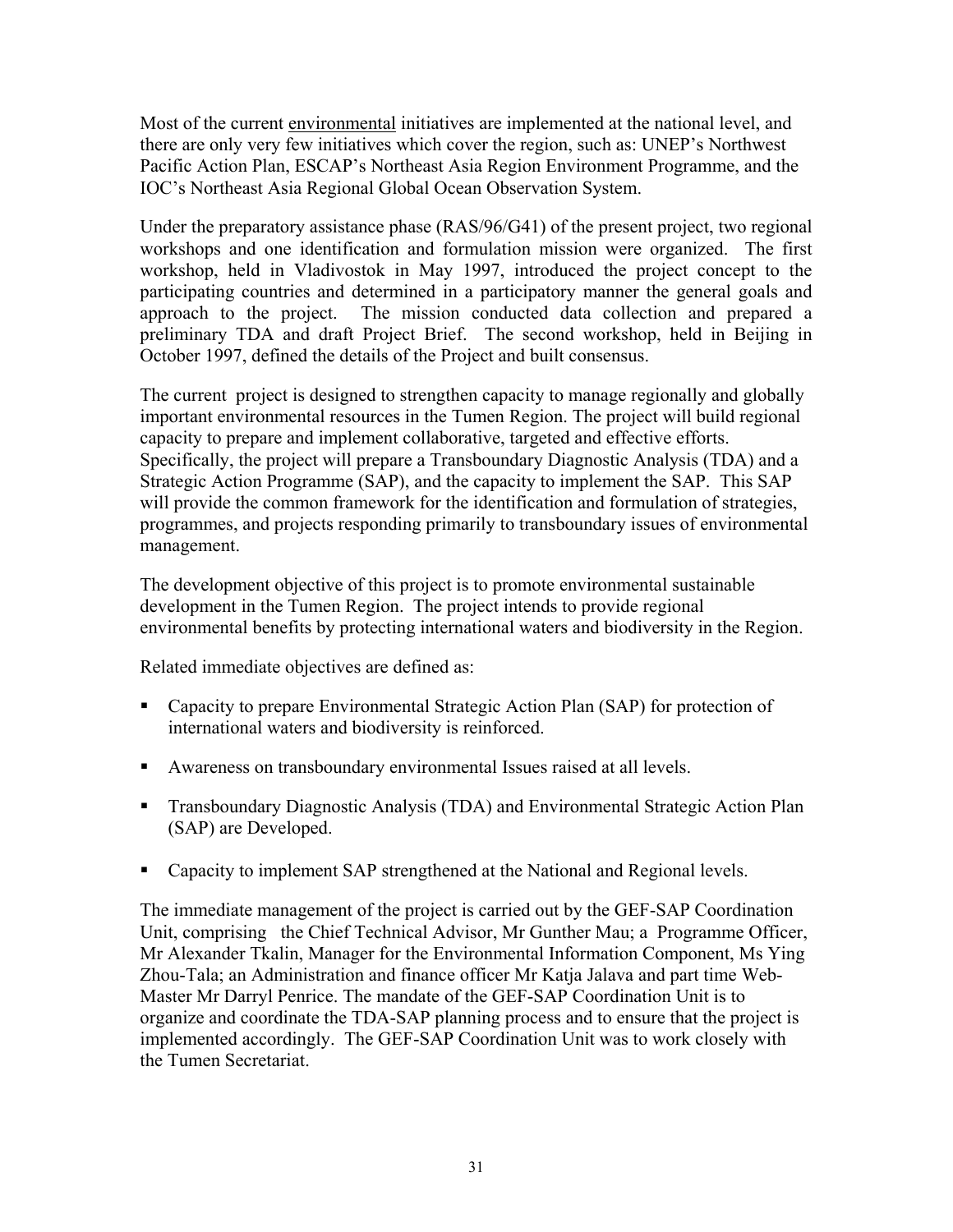Most of the current environmental initiatives are implemented at the national level, and there are only very few initiatives which cover the region, such as: UNEP's Northwest Pacific Action Plan, ESCAP's Northeast Asia Region Environment Programme, and the IOC's Northeast Asia Regional Global Ocean Observation System.

Under the preparatory assistance phase (RAS/96/G41) of the present project, two regional workshops and one identification and formulation mission were organized. The first workshop, held in Vladivostok in May 1997, introduced the project concept to the participating countries and determined in a participatory manner the general goals and approach to the project. The mission conducted data collection and prepared a preliminary TDA and draft Project Brief. The second workshop, held in Beijing in October 1997, defined the details of the Project and built consensus.

The current project is designed to strengthen capacity to manage regionally and globally important environmental resources in the Tumen Region. The project will build regional capacity to prepare and implement collaborative, targeted and effective efforts. Specifically, the project will prepare a Transboundary Diagnostic Analysis (TDA) and a Strategic Action Programme (SAP), and the capacity to implement the SAP. This SAP will provide the common framework for the identification and formulation of strategies, programmes, and projects responding primarily to transboundary issues of environmental management.

The development objective of this project is to promote environmental sustainable development in the Tumen Region. The project intends to provide regional environmental benefits by protecting international waters and biodiversity in the Region.

Related immediate objectives are defined as:

- Capacity to prepare Environmental Strategic Action Plan (SAP) for protection of international waters and biodiversity is reinforced.
- Awareness on transboundary environmental Issues raised at all levels.
- Transboundary Diagnostic Analysis (TDA) and Environmental Strategic Action Plan (SAP) are Developed.
- Capacity to implement SAP strengthened at the National and Regional levels.

The immediate management of the project is carried out by the GEF-SAP Coordination Unit, comprising the Chief Technical Advisor, Mr Gunther Mau; a Programme Officer, Mr Alexander Tkalin, Manager for the Environmental Information Component, Ms Ying Zhou-Tala; an Administration and finance officer Mr Katja Jalava and part time Web-Master Mr Darryl Penrice. The mandate of the GEF-SAP Coordination Unit is to organize and coordinate the TDA-SAP planning process and to ensure that the project is implemented accordingly. The GEF-SAP Coordination Unit was to work closely with the Tumen Secretariat.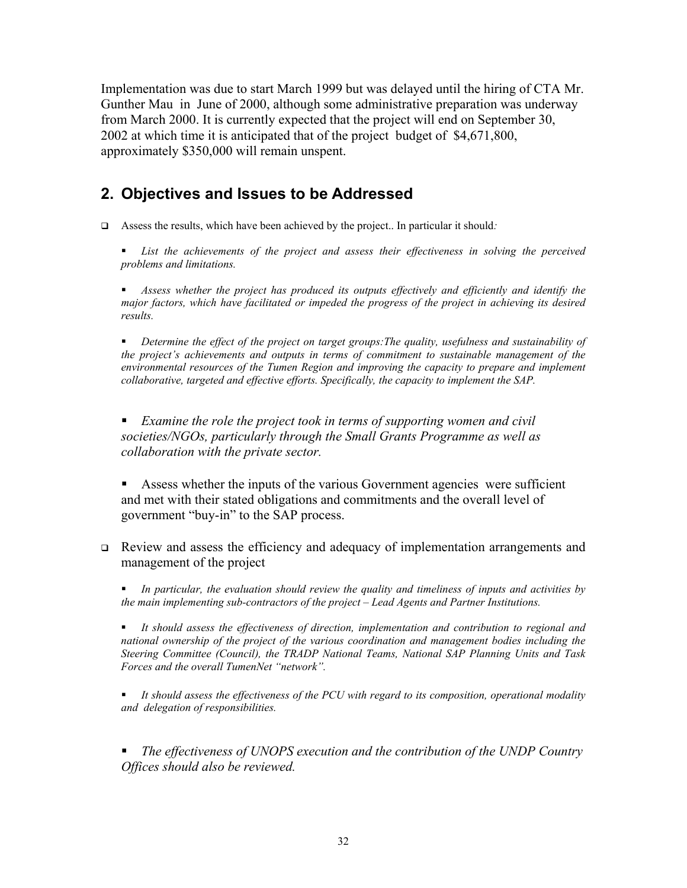Implementation was due to start March 1999 but was delayed until the hiring of CTA Mr. Gunther Mau in June of 2000, although some administrative preparation was underway from March 2000. It is currently expected that the project will end on September 30, 2002 at which time it is anticipated that of the project budget of $4,671,800, approximately $350,000 will remain unspent.

## 2. Objectives and Issues to be Addressed

- Assess the results, which have been achieved by the project.. In particular it should*:*

  - *List the achievements of the project and assess their effectiveness in solving the perceived problems and limitations.*

  - *Assess whether the project has produced its outputs effectively and efficiently and identify the major factors, which have facilitated or impeded the progress of the project in achieving its desired results.*

  - *Determine the effect of the project on target groups:The quality, usefulness and sustainability of the project's achievements and outputs in terms of commitment to sustainable management of the environmental resources of the Tumen Region and improving the capacity to prepare and implement collaborative, targeted and effective efforts. Specifically, the capacity to implement the SAP.*

  - *Examine the role the project took in terms of supporting women and civil societies/NGOs, particularly through the Small Grants Programme as well as collaboration with the private sector.*

  - Assess whether the inputs of the various Government agencies were sufficient and met with their stated obligations and commitments and the overall level of government "buy-in" to the SAP process.

- Review and assess the efficiency and adequacy of implementation arrangements and management of the project

  - *In particular, the evaluation should review the quality and timeliness of inputs and activities by the main implementing sub-contractors of the project – Lead Agents and Partner Institutions.*

  - *It should assess the effectiveness of direction, implementation and contribution to regional and national ownership of the project of the various coordination and management bodies including the Steering Committee (Council), the TRADP National Teams, National SAP Planning Units and Task Forces and the overall TumenNet "network".*

  - *It should assess the effectiveness of the PCU with regard to its composition, operational modality and delegation of responsibilities.*

  - *The effectiveness of UNOPS execution and the contribution of the UNDP Country Offices should also be reviewed.*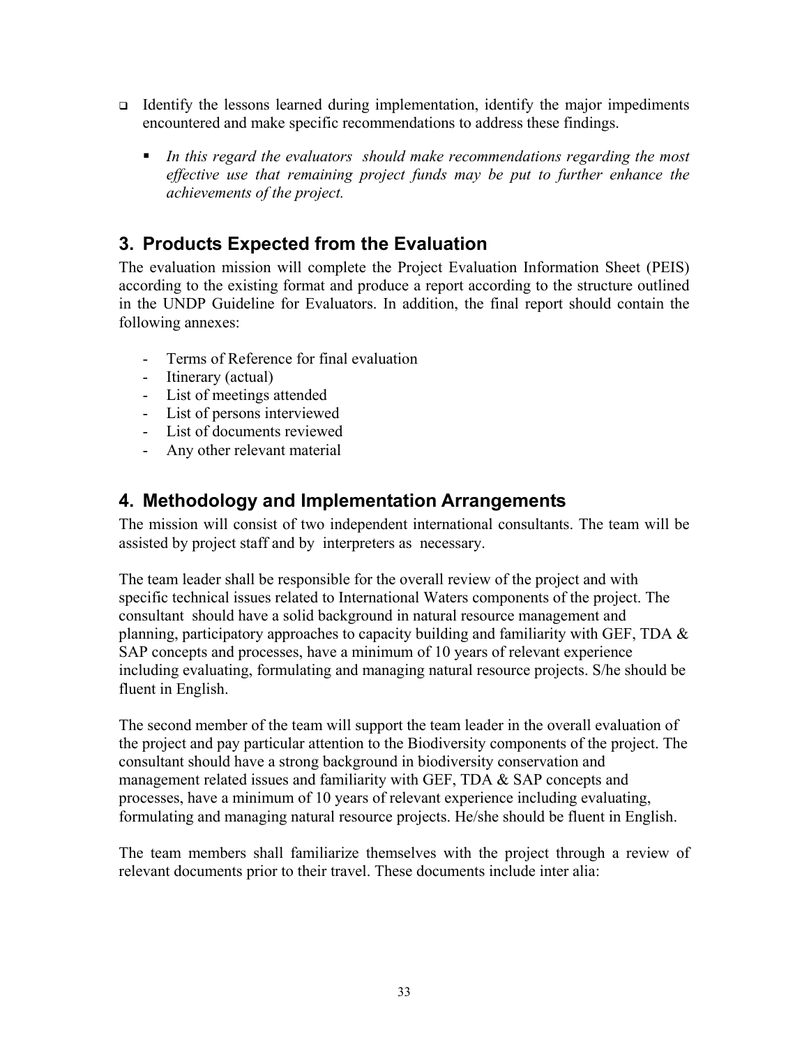- Identify the lessons learned during implementation, identify the major impediments encountered and make specific recommendations to address these findings.

  - *In this regard the evaluators should make recommendations regarding the most effective use that remaining project funds may be put to further enhance the achievements of the project.*

## 3. Products Expected from the Evaluation

The evaluation mission will complete the Project Evaluation Information Sheet (PEIS) according to the existing format and produce a report according to the structure outlined in the UNDP Guideline for Evaluators. In addition, the final report should contain the following annexes:

- Terms of Reference for final evaluation
- Itinerary (actual)
- List of meetings attended
- List of persons interviewed
- List of documents reviewed
- Any other relevant material

## 4. Methodology and Implementation Arrangements

The mission will consist of two independent international consultants. The team will be assisted by project staff and by interpreters as necessary.

The team leader shall be responsible for the overall review of the project and with specific technical issues related to International Waters components of the project. The consultant should have a solid background in natural resource management and planning, participatory approaches to capacity building and familiarity with GEF, TDA & SAP concepts and processes, have a minimum of 10 years of relevant experience including evaluating, formulating and managing natural resource projects. S/he should be fluent in English.

The second member of the team will support the team leader in the overall evaluation of the project and pay particular attention to the Biodiversity components of the project. The consultant should have a strong background in biodiversity conservation and management related issues and familiarity with GEF, TDA & SAP concepts and processes, have a minimum of 10 years of relevant experience including evaluating, formulating and managing natural resource projects. He/she should be fluent in English.

The team members shall familiarize themselves with the project through a review of relevant documents prior to their travel. These documents include inter alia: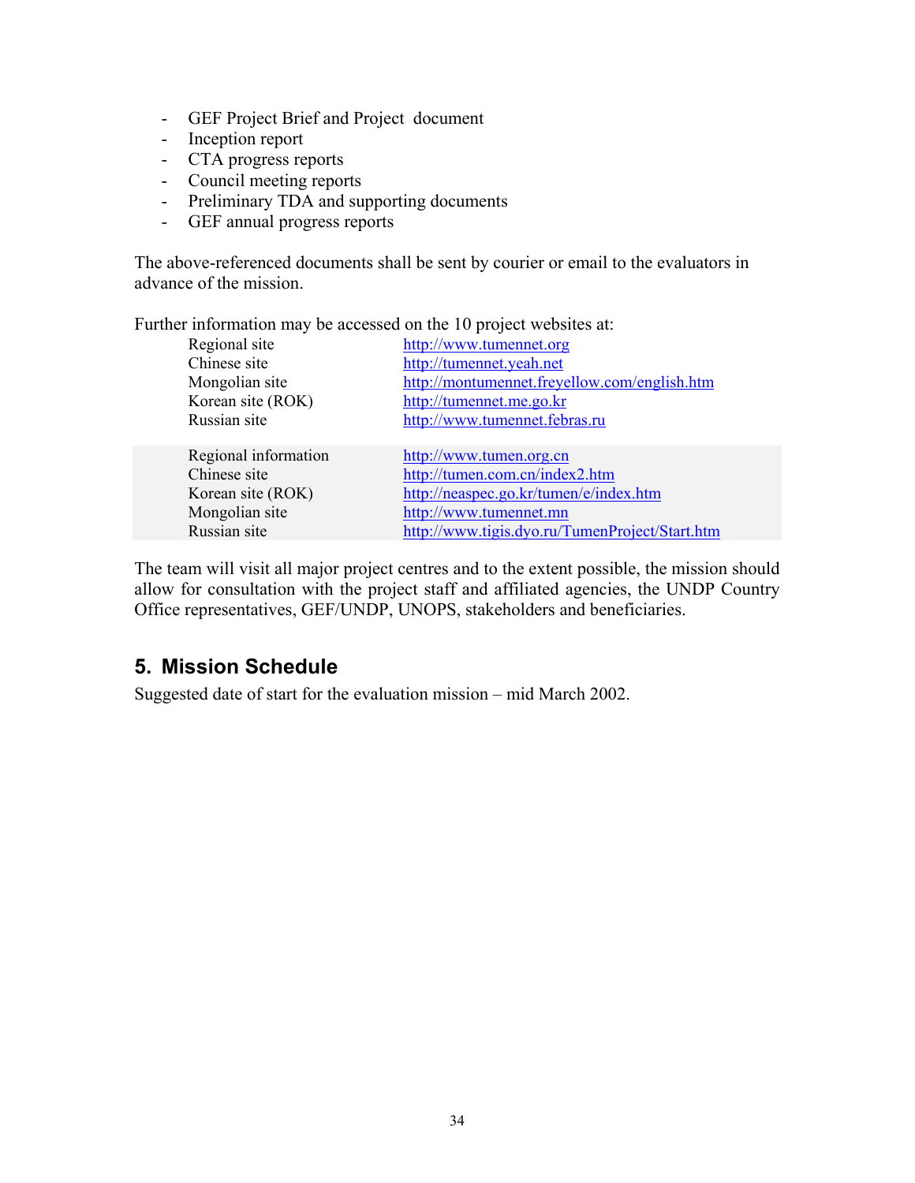- GEF Project Brief and Project document
- Inception report
- CTA progress reports
- Council meeting reports
- Preliminary TDA and supporting documents
- GEF annual progress reports

The above-referenced documents shall be sent by courier or email to the evaluators in advance of the mission.

Further information may be accessed on the 10 project websites at:

| | |
|---|---|
| Regional site | http://www.tumennet.org |
| Chinese site | http://tumennet.yeah.net |
| Mongolian site | http://montumennet.freyellow.com/english.htm |
| Korean site (ROK) | http://tumennet.me.go.kr |
| Russian site | http://www.tumennet.febras.ru |
| Regional information | http://www.tumen.org.cn |
| Chinese site | http://tumen.com.cn/index2.htm |
| Korean site (ROK) | http://neaspec.go.kr/tumen/e/index.htm |
| Mongolian site | http://www.tumennet.mn |
| Russian site | http://www.tigis.dyo.ru/TumenProject/Start.htm |

The team will visit all major project centres and to the extent possible, the mission should allow for consultation with the project staff and affiliated agencies, the UNDP Country Office representatives, GEF/UNDP, UNOPS, stakeholders and beneficiaries.

## 5. Mission Schedule

Suggested date of start for the evaluation mission – mid March 2002.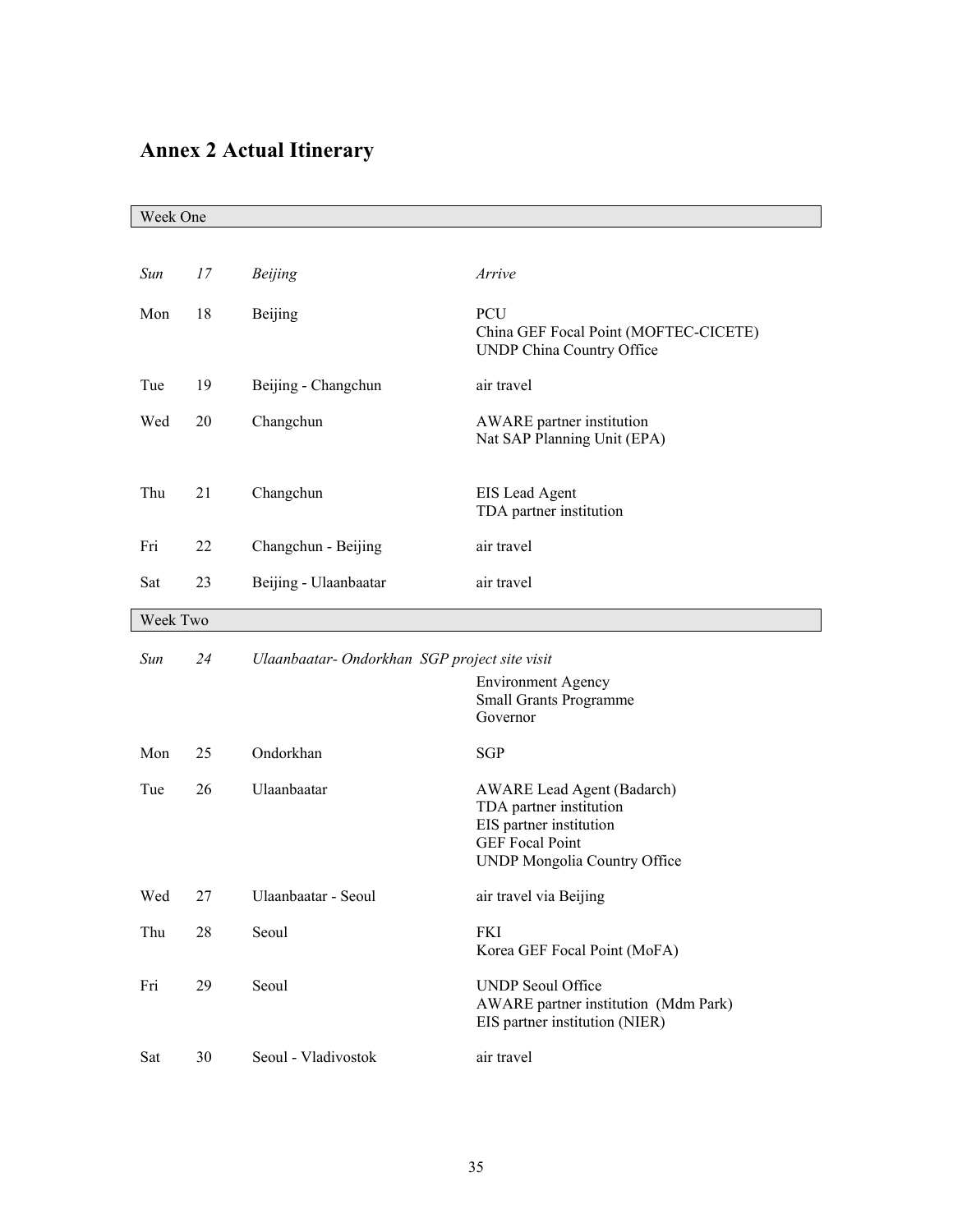# Annex 2 Actual Itinerary

| Week One | | | |
|---|---|---|---|
| *Sun* | *17* | *Beijing* | *Arrive* |
| Mon | 18 | Beijing | PCU<br>China GEF Focal Point (MOFTEC-CICETE)<br>UNDP China Country Office |
| Tue | 19 | Beijing - Changchun | air travel |
| Wed | 20 | Changchun | AWARE partner institution<br>Nat SAP Planning Unit (EPA) |
| Thu | 21 | Changchun | EIS Lead Agent<br>TDA partner institution |
| Fri | 22 | Changchun - Beijing | air travel |
| Sat | 23 | Beijing - Ulaanbaatar | air travel |
| **Week Two** | | | |
| *Sun* | *24* | *Ulaanbaatar- Ondorkhan SGP project site visit* | Environment Agency<br>Small Grants Programme<br>Governor |
| Mon | 25 | Ondorkhan | SGP |
| Tue | 26 | Ulaanbaatar | AWARE Lead Agent (Badarch)<br>TDA partner institution<br>EIS partner institution<br>GEF Focal Point<br>UNDP Mongolia Country Office |
| Wed | 27 | Ulaanbaatar - Seoul | air travel via Beijing |
| Thu | 28 | Seoul | FKI<br>Korea GEF Focal Point (MoFA) |
| Fri | 29 | Seoul | UNDP Seoul Office<br>AWARE partner institution (Mdm Park)<br>EIS partner institution (NIER) |
| Sat | 30 | Seoul - Vladivostok | air travel |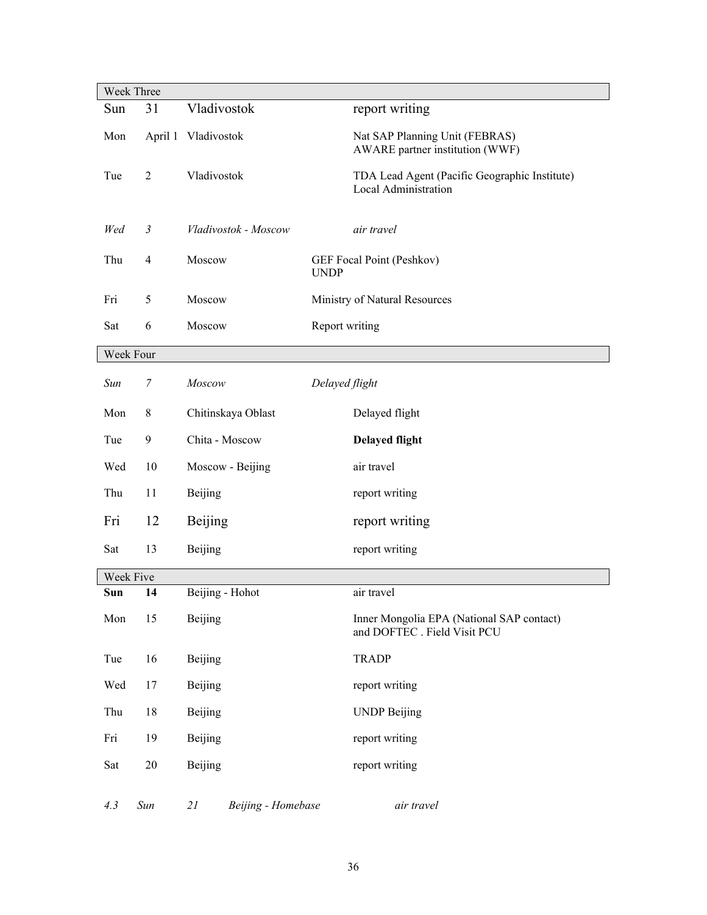| Week Three | | | |
|---|---|---|---|
| Sun | 31 | Vladivostok | report writing |
| Mon | April 1 | Vladivostok | Nat SAP Planning Unit (FEBRAS)<br>AWARE partner institution (WWF) |
| Tue | 2 | Vladivostok | TDA Lead Agent (Pacific Geographic Institute)<br>Local Administration |
| *Wed* | *3* | *Vladivostok - Moscow* | *air travel* |
| Thu | 4 | Moscow | GEF Focal Point (Peshkov)<br>UNDP |
| Fri | 5 | Moscow | Ministry of Natural Resources |
| Sat | 6 | Moscow | Report writing |
| **Week Four** | | | |
| *Sun* | *7* | *Moscow* | *Delayed flight* |
| Mon | 8 | Chitinskaya Oblast | Delayed flight |
| Tue | 9 | Chita - Moscow | **Delayed flight** |
| Wed | 10 | Moscow - Beijing | air travel |
| Thu | 11 | Beijing | report writing |
| Fri | 12 | Beijing | report writing |
| Sat | 13 | Beijing | report writing |
| **Week Five** | | | |
| **Sun** | **14** | Beijing - Hohot | air travel |
| Mon | 15 | Beijing | Inner Mongolia EPA (National SAP contact)<br>and DOFTEC . Field Visit PCU |
| Tue | 16 | Beijing | TRADP |
| Wed | 17 | Beijing | report writing |
| Thu | 18 | Beijing | UNDP Beijing |
| Fri | 19 | Beijing | report writing |
| Sat | 20 | Beijing | report writing |

*4.3 Sun 21 Beijing - Homebase air travel*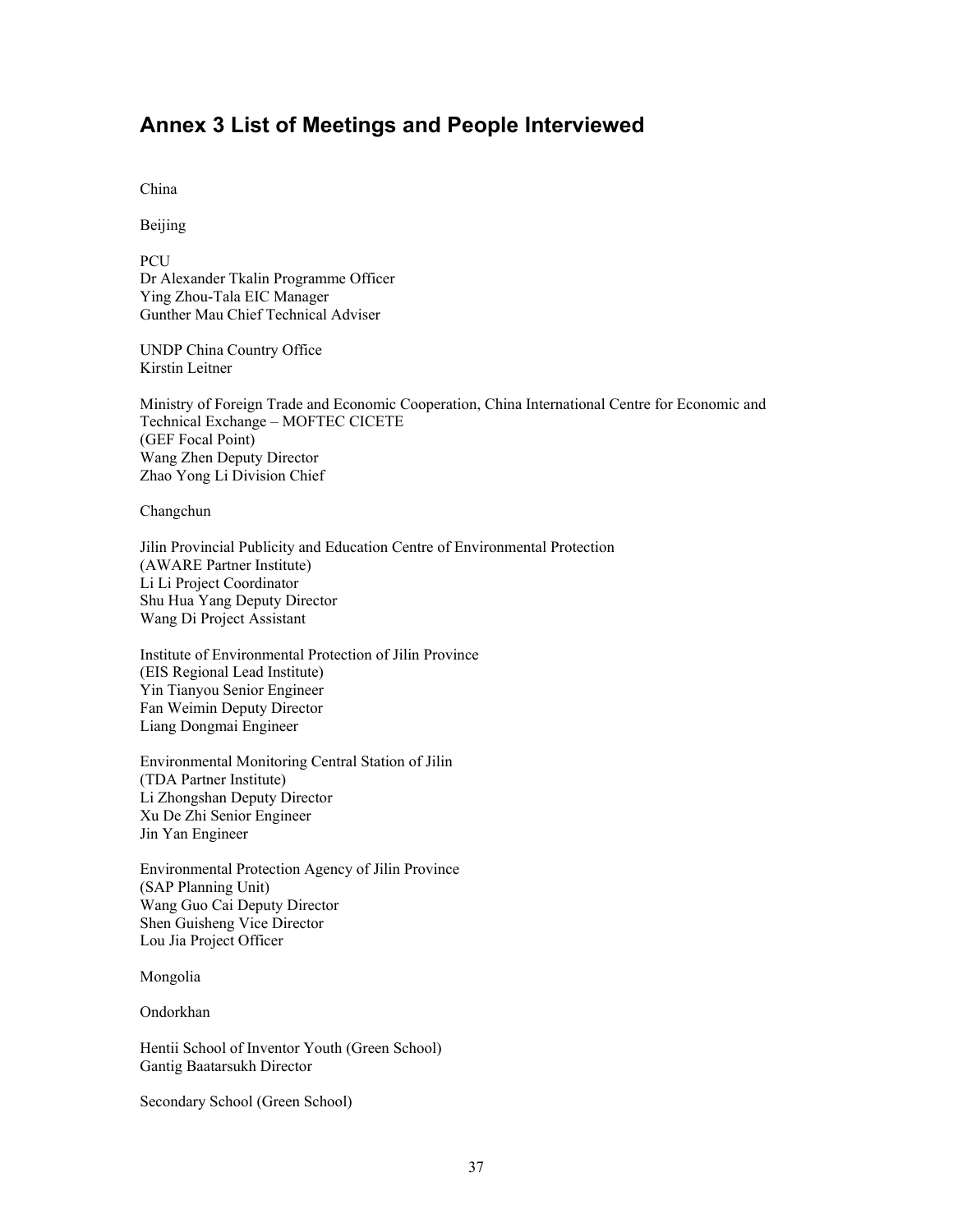## Annex 3 List of Meetings and People Interviewed

China

Beijing

PCU
Dr Alexander Tkalin Programme Officer
Ying Zhou-Tala EIC Manager
Gunther Mau Chief Technical Adviser

UNDP China Country Office
Kirstin Leitner

Ministry of Foreign Trade and Economic Cooperation, China International Centre for Economic and Technical Exchange – MOFTEC CICETE
(GEF Focal Point)
Wang Zhen Deputy Director
Zhao Yong Li Division Chief

Changchun

Jilin Provincial Publicity and Education Centre of Environmental Protection
(AWARE Partner Institute)
Li Li Project Coordinator
Shu Hua Yang Deputy Director
Wang Di Project Assistant

Institute of Environmental Protection of Jilin Province
(EIS Regional Lead Institute)
Yin Tianyou Senior Engineer
Fan Weimin Deputy Director
Liang Dongmai Engineer

Environmental Monitoring Central Station of Jilin
(TDA Partner Institute)
Li Zhongshan Deputy Director
Xu De Zhi Senior Engineer
Jin Yan Engineer

Environmental Protection Agency of Jilin Province
(SAP Planning Unit)
Wang Guo Cai Deputy Director
Shen Guisheng Vice Director
Lou Jia Project Officer

Mongolia

Ondorkhan

Hentii School of Inventor Youth (Green School)
Gantig Baatarsukh Director

Secondary School (Green School)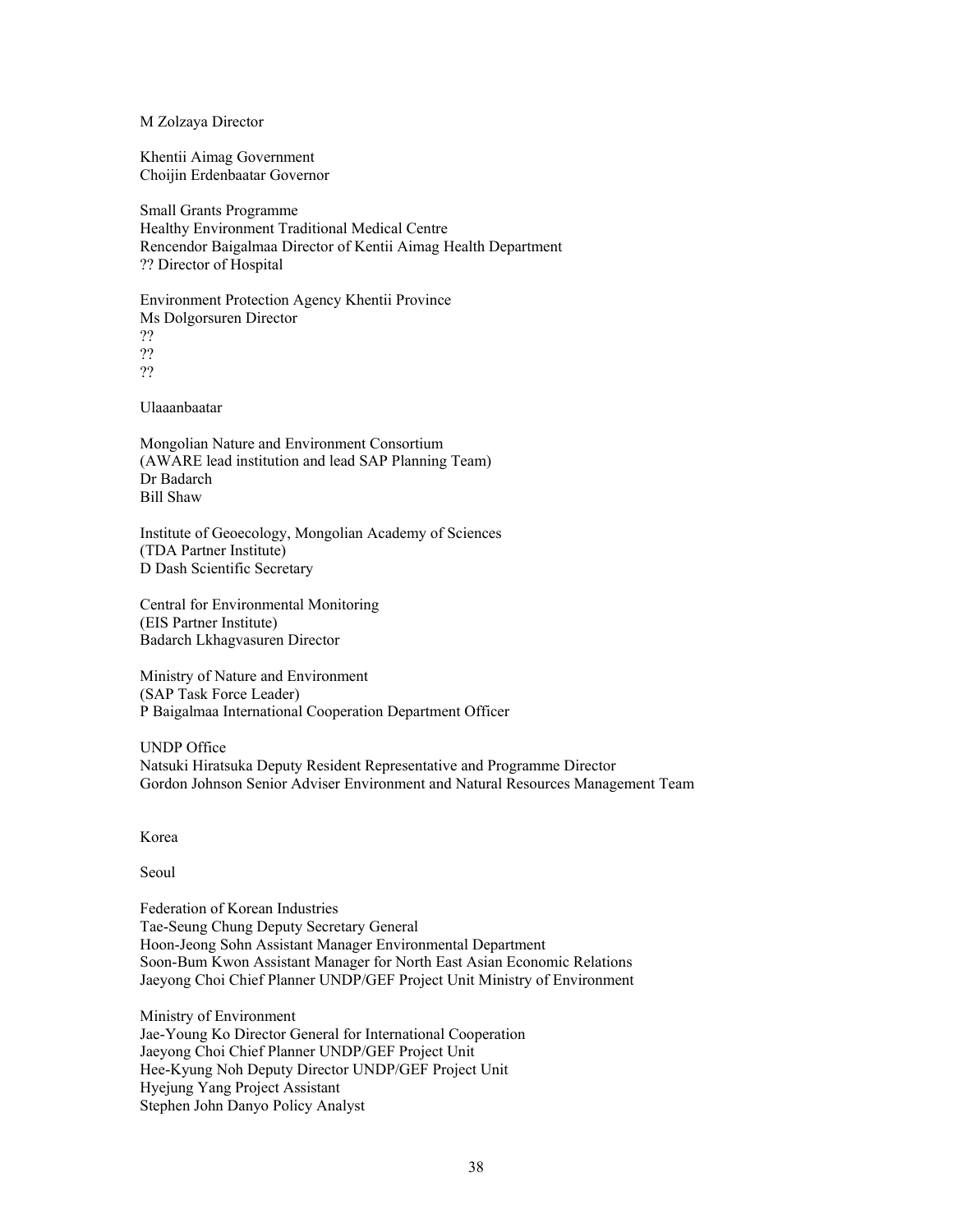M Zolzaya Director

Khentii Aimag Government
Choijin Erdenbaatar Governor

Small Grants Programme
Healthy Environment Traditional Medical Centre
Rencendor Baigalmaa Director of Kentii Aimag Health Department
?? Director of Hospital

Environment Protection Agency Khentii Province
Ms Dolgorsuren Director
??
??
??

Ulaaanbaatar

Mongolian Nature and Environment Consortium
(AWARE lead institution and lead SAP Planning Team)
Dr Badarch
Bill Shaw

Institute of Geoecology, Mongolian Academy of Sciences
(TDA Partner Institute)
D Dash Scientific Secretary

Central for Environmental Monitoring
(EIS Partner Institute)
Badarch Lkhagvasuren Director

Ministry of Nature and Environment
(SAP Task Force Leader)
P Baigalmaa International Cooperation Department Officer

UNDP Office
Natsuki Hiratsuka Deputy Resident Representative and Programme Director
Gordon Johnson Senior Adviser Environment and Natural Resources Management Team

Korea

Seoul

Federation of Korean Industries
Tae-Seung Chung Deputy Secretary General
Hoon-Jeong Sohn Assistant Manager Environmental Department
Soon-Bum Kwon Assistant Manager for North East Asian Economic Relations
Jaeyong Choi Chief Planner UNDP/GEF Project Unit Ministry of Environment

Ministry of Environment
Jae-Young Ko Director General for International Cooperation
Jaeyong Choi Chief Planner UNDP/GEF Project Unit
Hee-Kyung Noh Deputy Director UNDP/GEF Project Unit
Hyejung Yang Project Assistant
Stephen John Danyo Policy Analyst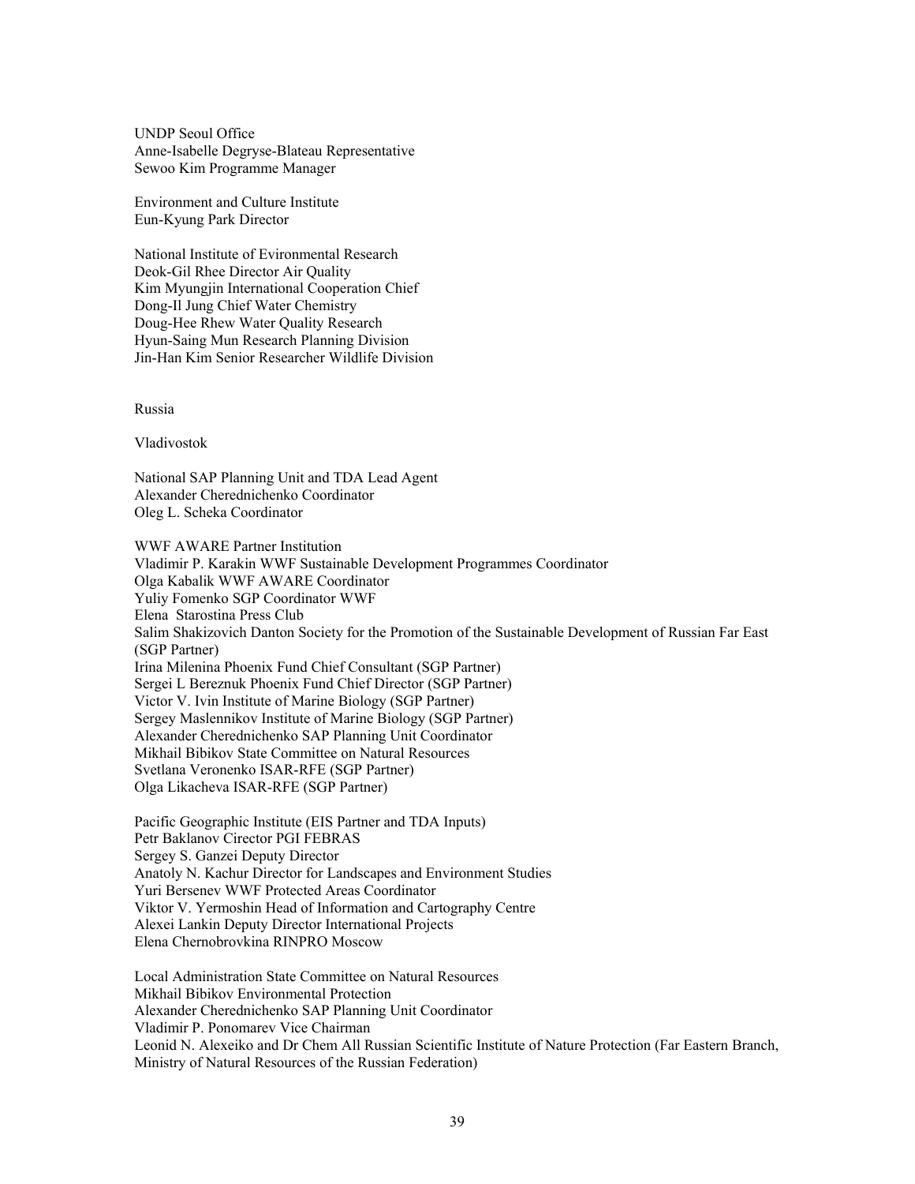UNDP Seoul Office
Anne-Isabelle Degryse-Blateau Representative
Sewoo Kim Programme Manager

Environment and Culture Institute
Eun-Kyung Park Director

National Institute of Evironmental Research
Deok-Gil Rhee Director Air Quality
Kim Myungjin International Cooperation Chief
Dong-Il Jung Chief Water Chemistry
Doug-Hee Rhew Water Quality Research
Hyun-Saing Mun Research Planning Division
Jin-Han Kim Senior Researcher Wildlife Division

Russia

Vladivostok

National SAP Planning Unit and TDA Lead Agent
Alexander Cherednichenko Coordinator
Oleg L. Scheka Coordinator

WWF AWARE Partner Institution
Vladimir P. Karakin WWF Sustainable Development Programmes Coordinator
Olga Kabalik WWF AWARE Coordinator
Yuliy Fomenko SGP Coordinator WWF
Elena Starostina Press Club
Salim Shakizovich Danton Society for the Promotion of the Sustainable Development of Russian Far East (SGP Partner)
Irina Milenina Phoenix Fund Chief Consultant (SGP Partner)
Sergei L Bereznuk Phoenix Fund Chief Director (SGP Partner)
Victor V. Ivin Institute of Marine Biology (SGP Partner)
Sergey Maslennikov Institute of Marine Biology (SGP Partner)
Alexander Cherednichenko SAP Planning Unit Coordinator
Mikhail Bibikov State Committee on Natural Resources
Svetlana Veronenko ISAR-RFE (SGP Partner)
Olga Likacheva ISAR-RFE (SGP Partner)

Pacific Geographic Institute (EIS Partner and TDA Inputs)
Petr Baklanov Cirector PGI FEBRAS
Sergey S. Ganzei Deputy Director
Anatoly N. Kachur Director for Landscapes and Environment Studies
Yuri Bersenev WWF Protected Areas Coordinator
Viktor V. Yermoshin Head of Information and Cartography Centre
Alexei Lankin Deputy Director International Projects
Elena Chernobrovkina RINPRO Moscow

Local Administration State Committee on Natural Resources
Mikhail Bibikov Environmental Protection
Alexander Cherednichenko SAP Planning Unit Coordinator
Vladimir P. Ponomarev Vice Chairman
Leonid N. Alexeiko and Dr Chem All Russian Scientific Institute of Nature Protection (Far Eastern Branch, Ministry of Natural Resources of the Russian Federation)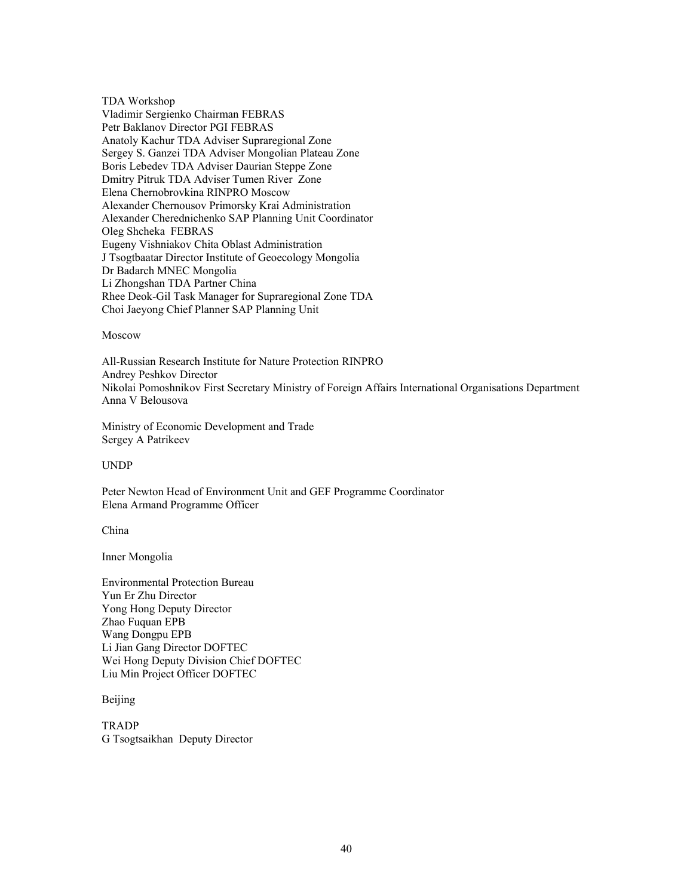TDA Workshop
Vladimir Sergienko Chairman FEBRAS
Petr Baklanov Director PGI FEBRAS
Anatoly Kachur TDA Adviser Supraregional Zone
Sergey S. Ganzei TDA Adviser Mongolian Plateau Zone
Boris Lebedev TDA Adviser Daurian Steppe Zone
Dmitry Pitruk TDA Adviser Tumen River Zone
Elena Chernobrovkina RINPRO Moscow
Alexander Chernousov Primorsky Krai Administration
Alexander Cherednichenko SAP Planning Unit Coordinator
Oleg Shcheka FEBRAS
Eugeny Vishniakov Chita Oblast Administration
J Tsogtbaatar Director Institute of Geoecology Mongolia
Dr Badarch MNEC Mongolia
Li Zhongshan TDA Partner China
Rhee Deok-Gil Task Manager for Supraregional Zone TDA
Choi Jaeyong Chief Planner SAP Planning Unit

Moscow

All-Russian Research Institute for Nature Protection RINPRO
Andrey Peshkov Director
Nikolai Pomoshnikov First Secretary Ministry of Foreign Affairs International Organisations Department
Anna V Belousova

Ministry of Economic Development and Trade
Sergey A Patrikeev

UNDP

Peter Newton Head of Environment Unit and GEF Programme Coordinator
Elena Armand Programme Officer

China

Inner Mongolia

Environmental Protection Bureau
Yun Er Zhu Director
Yong Hong Deputy Director
Zhao Fuquan EPB
Wang Dongpu EPB
Li Jian Gang Director DOFTEC
Wei Hong Deputy Division Chief DOFTEC
Liu Min Project Officer DOFTEC

Beijing

TRADP
G Tsogtsaikhan Deputy Director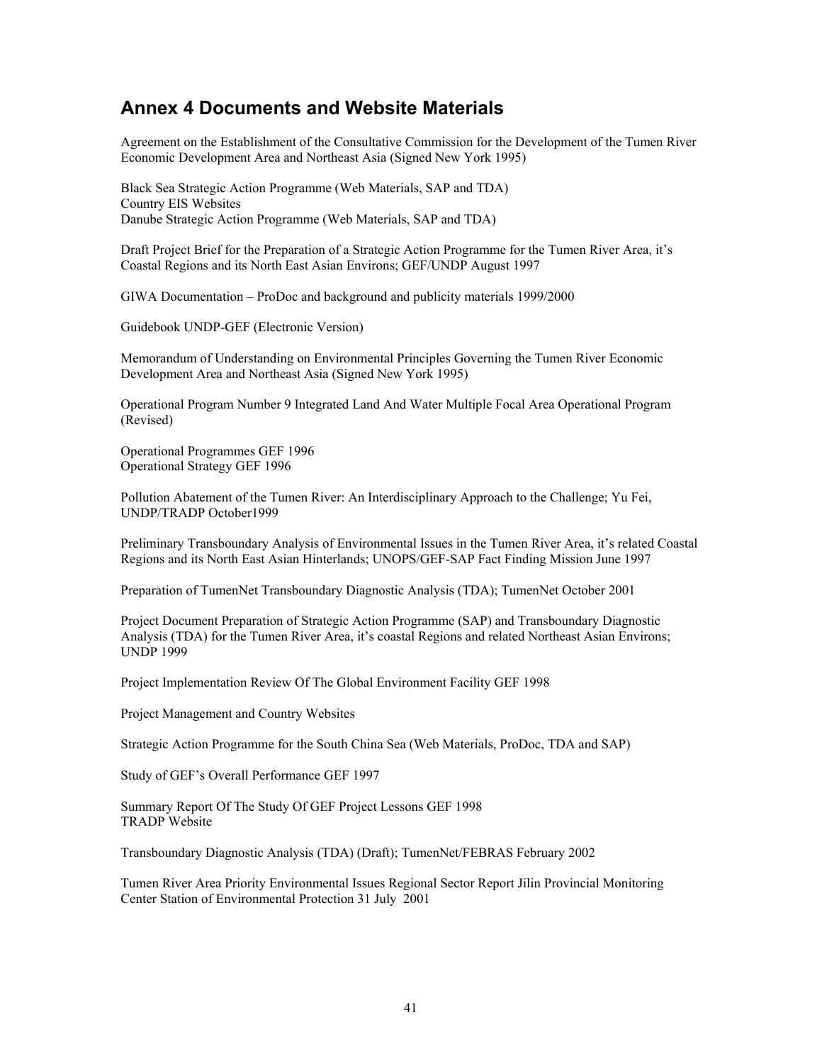## Annex 4 Documents and Website Materials

Agreement on the Establishment of the Consultative Commission for the Development of the Tumen River Economic Development Area and Northeast Asia (Signed New York 1995)

Black Sea Strategic Action Programme (Web Materials, SAP and TDA)
Country EIS Websites
Danube Strategic Action Programme (Web Materials, SAP and TDA)

Draft Project Brief for the Preparation of a Strategic Action Programme for the Tumen River Area, it's Coastal Regions and its North East Asian Environs; GEF/UNDP August 1997

GIWA Documentation – ProDoc and background and publicity materials 1999/2000

Guidebook UNDP-GEF (Electronic Version)

Memorandum of Understanding on Environmental Principles Governing the Tumen River Economic Development Area and Northeast Asia (Signed New York 1995)

Operational Program Number 9 Integrated Land And Water Multiple Focal Area Operational Program (Revised)

Operational Programmes GEF 1996
Operational Strategy GEF 1996

Pollution Abatement of the Tumen River: An Interdisciplinary Approach to the Challenge; Yu Fei, UNDP/TRADP October1999

Preliminary Transboundary Analysis of Environmental Issues in the Tumen River Area, it's related Coastal Regions and its North East Asian Hinterlands; UNOPS/GEF-SAP Fact Finding Mission June 1997

Preparation of TumenNet Transboundary Diagnostic Analysis (TDA); TumenNet October 2001

Project Document Preparation of Strategic Action Programme (SAP) and Transboundary Diagnostic Analysis (TDA) for the Tumen River Area, it's coastal Regions and related Northeast Asian Environs; UNDP 1999

Project Implementation Review Of The Global Environment Facility GEF 1998

Project Management and Country Websites

Strategic Action Programme for the South China Sea (Web Materials, ProDoc, TDA and SAP)

Study of GEF's Overall Performance GEF 1997

Summary Report Of The Study Of GEF Project Lessons GEF 1998
TRADP Website

Transboundary Diagnostic Analysis (TDA) (Draft); TumenNet/FEBRAS February 2002

Tumen River Area Priority Environmental Issues Regional Sector Report Jilin Provincial Monitoring Center Station of Environmental Protection 31 July 2001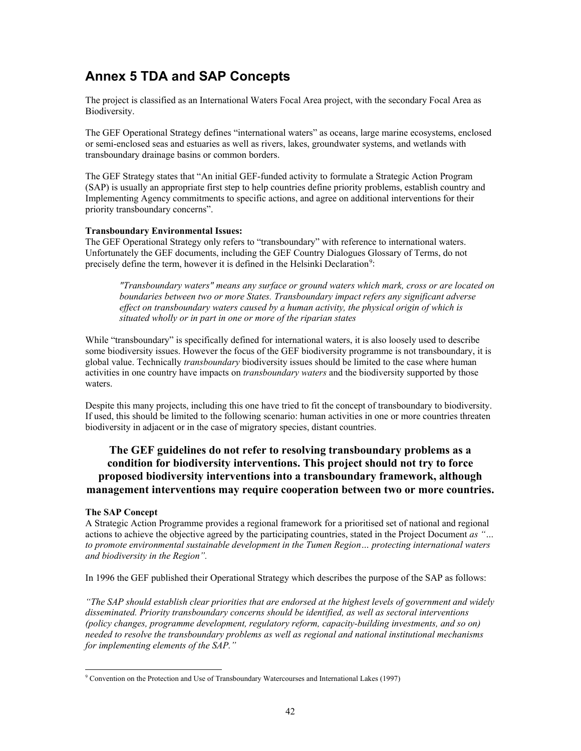# Annex 5 TDA and SAP Concepts

The project is classified as an International Waters Focal Area project, with the secondary Focal Area as Biodiversity.

The GEF Operational Strategy defines "international waters" as oceans, large marine ecosystems, enclosed or semi-enclosed seas and estuaries as well as rivers, lakes, groundwater systems, and wetlands with transboundary drainage basins or common borders.

The GEF Strategy states that "An initial GEF-funded activity to formulate a Strategic Action Program (SAP) is usually an appropriate first step to help countries define priority problems, establish country and Implementing Agency commitments to specific actions, and agree on additional interventions for their priority transboundary concerns".

**Transboundary Environmental Issues:**
The GEF Operational Strategy only refers to "transboundary" with reference to international waters. Unfortunately the GEF documents, including the GEF Country Dialogues Glossary of Terms, do not precisely define the term, however it is defined in the Helsinki Declaration[9]:

> *"Transboundary waters" means any surface or ground waters which mark, cross or are located on boundaries between two or more States. Transboundary impact refers any significant adverse effect on transboundary waters caused by a human activity, the physical origin of which is situated wholly or in part in one or more of the riparian states*

While "transboundary" is specifically defined for international waters, it is also loosely used to describe some biodiversity issues. However the focus of the GEF biodiversity programme is not transboundary, it is global value. Technically *transboundary* biodiversity issues should be limited to the case where human activities in one country have impacts on *transboundary waters* and the biodiversity supported by those waters.

Despite this many projects, including this one have tried to fit the concept of transboundary to biodiversity. If used, this should be limited to the following scenario: human activities in one or more countries threaten biodiversity in adjacent or in the case of migratory species, distant countries.

**The GEF guidelines do not refer to resolving transboundary problems as a condition for biodiversity interventions. This project should not try to force proposed biodiversity interventions into a transboundary framework, although management interventions may require cooperation between two or more countries.**

**The SAP Concept**
A Strategic Action Programme provides a regional framework for a prioritised set of national and regional actions to achieve the objective agreed by the participating countries, stated in the Project Document *as "… to promote environmental sustainable development in the Tumen Region… protecting international waters and biodiversity in the Region".*

In 1996 the GEF published their Operational Strategy which describes the purpose of the SAP as follows:

*"The SAP should establish clear priorities that are endorsed at the highest levels of government and widely disseminated. Priority transboundary concerns should be identified, as well as sectoral interventions (policy changes, programme development, regulatory reform, capacity-building investments, and so on) needed to resolve the transboundary problems as well as regional and national institutional mechanisms for implementing elements of the SAP."*

---

[9] Convention on the Protection and Use of Transboundary Watercourses and International Lakes (1997)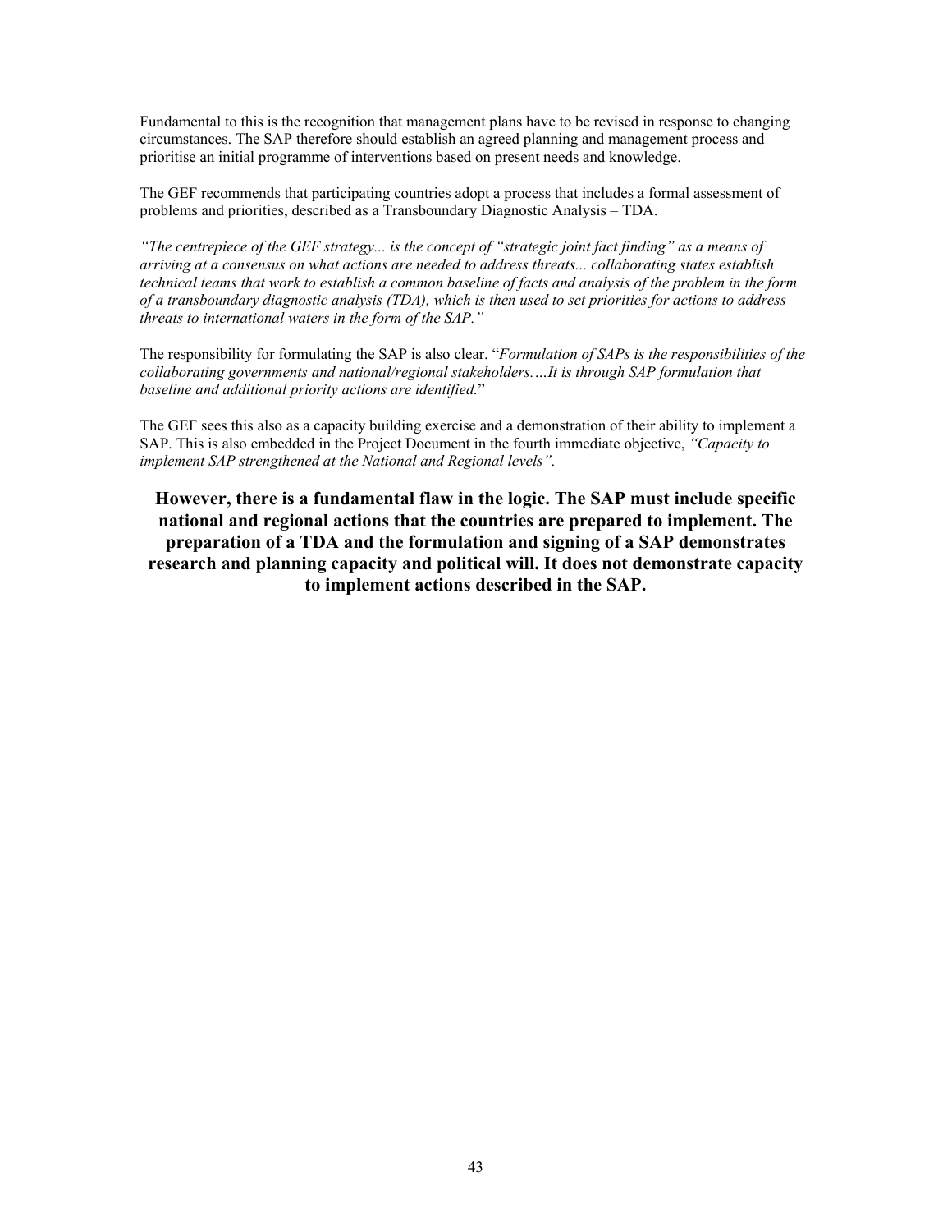Fundamental to this is the recognition that management plans have to be revised in response to changing circumstances. The SAP therefore should establish an agreed planning and management process and prioritise an initial programme of interventions based on present needs and knowledge.

The GEF recommends that participating countries adopt a process that includes a formal assessment of problems and priorities, described as a Transboundary Diagnostic Analysis – TDA.

*"The centrepiece of the GEF strategy... is the concept of "strategic joint fact finding" as a means of arriving at a consensus on what actions are needed to address threats... collaborating states establish technical teams that work to establish a common baseline of facts and analysis of the problem in the form of a transboundary diagnostic analysis (TDA), which is then used to set priorities for actions to address threats to international waters in the form of the SAP."*

The responsibility for formulating the SAP is also clear. "*Formulation of SAPs is the responsibilities of the collaborating governments and national/regional stakeholders….It is through SAP formulation that baseline and additional priority actions are identified.*"

The GEF sees this also as a capacity building exercise and a demonstration of their ability to implement a SAP. This is also embedded in the Project Document in the fourth immediate objective, *"Capacity to implement SAP strengthened at the National and Regional levels".*

**However, there is a fundamental flaw in the logic. The SAP must include specific national and regional actions that the countries are prepared to implement. The preparation of a TDA and the formulation and signing of a SAP demonstrates research and planning capacity and political will. It does not demonstrate capacity to implement actions described in the SAP.**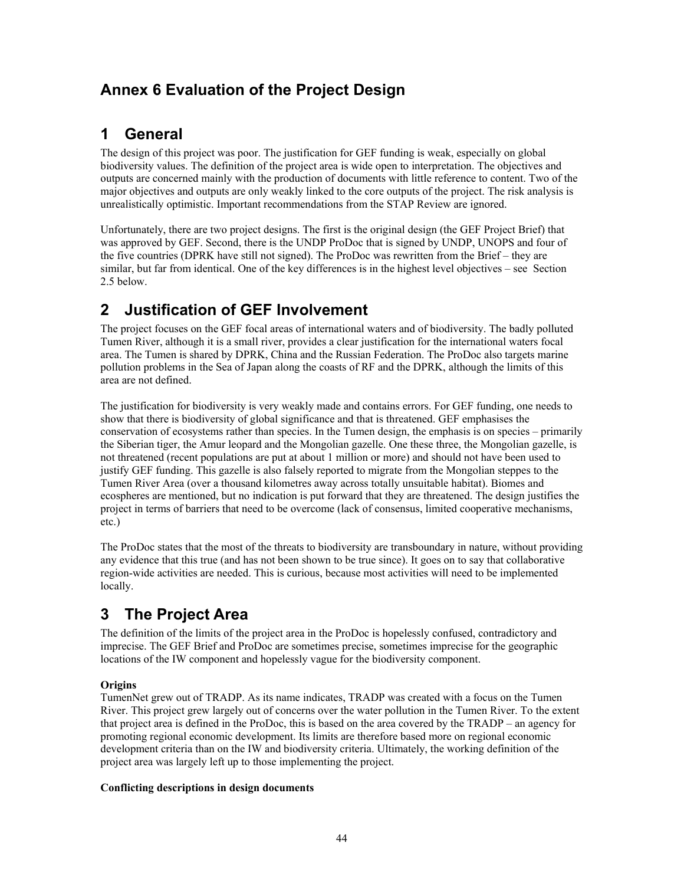# Annex 6 Evaluation of the Project Design

## 1 General

The design of this project was poor. The justification for GEF funding is weak, especially on global biodiversity values. The definition of the project area is wide open to interpretation. The objectives and outputs are concerned mainly with the production of documents with little reference to content. Two of the major objectives and outputs are only weakly linked to the core outputs of the project. The risk analysis is unrealistically optimistic. Important recommendations from the STAP Review are ignored.

Unfortunately, there are two project designs. The first is the original design (the GEF Project Brief) that was approved by GEF. Second, there is the UNDP ProDoc that is signed by UNDP, UNOPS and four of the five countries (DPRK have still not signed). The ProDoc was rewritten from the Brief – they are similar, but far from identical. One of the key differences is in the highest level objectives – see Section 2.5 below.

## 2 Justification of GEF Involvement

The project focuses on the GEF focal areas of international waters and of biodiversity. The badly polluted Tumen River, although it is a small river, provides a clear justification for the international waters focal area. The Tumen is shared by DPRK, China and the Russian Federation. The ProDoc also targets marine pollution problems in the Sea of Japan along the coasts of RF and the DPRK, although the limits of this area are not defined.

The justification for biodiversity is very weakly made and contains errors. For GEF funding, one needs to show that there is biodiversity of global significance and that is threatened. GEF emphasises the conservation of ecosystems rather than species. In the Tumen design, the emphasis is on species – primarily the Siberian tiger, the Amur leopard and the Mongolian gazelle. One these three, the Mongolian gazelle, is not threatened (recent populations are put at about 1 million or more) and should not have been used to justify GEF funding. This gazelle is also falsely reported to migrate from the Mongolian steppes to the Tumen River Area (over a thousand kilometres away across totally unsuitable habitat). Biomes and ecospheres are mentioned, but no indication is put forward that they are threatened. The design justifies the project in terms of barriers that need to be overcome (lack of consensus, limited cooperative mechanisms, etc.)

The ProDoc states that the most of the threats to biodiversity are transboundary in nature, without providing any evidence that this true (and has not been shown to be true since). It goes on to say that collaborative region-wide activities are needed. This is curious, because most activities will need to be implemented locally.

## 3 The Project Area

The definition of the limits of the project area in the ProDoc is hopelessly confused, contradictory and imprecise. The GEF Brief and ProDoc are sometimes precise, sometimes imprecise for the geographic locations of the IW component and hopelessly vague for the biodiversity component.

**Origins**

TumenNet grew out of TRADP. As its name indicates, TRADP was created with a focus on the Tumen River. This project grew largely out of concerns over the water pollution in the Tumen River. To the extent that project area is defined in the ProDoc, this is based on the area covered by the TRADP – an agency for promoting regional economic development. Its limits are therefore based more on regional economic development criteria than on the IW and biodiversity criteria. Ultimately, the working definition of the project area was largely left up to those implementing the project.

**Conflicting descriptions in design documents**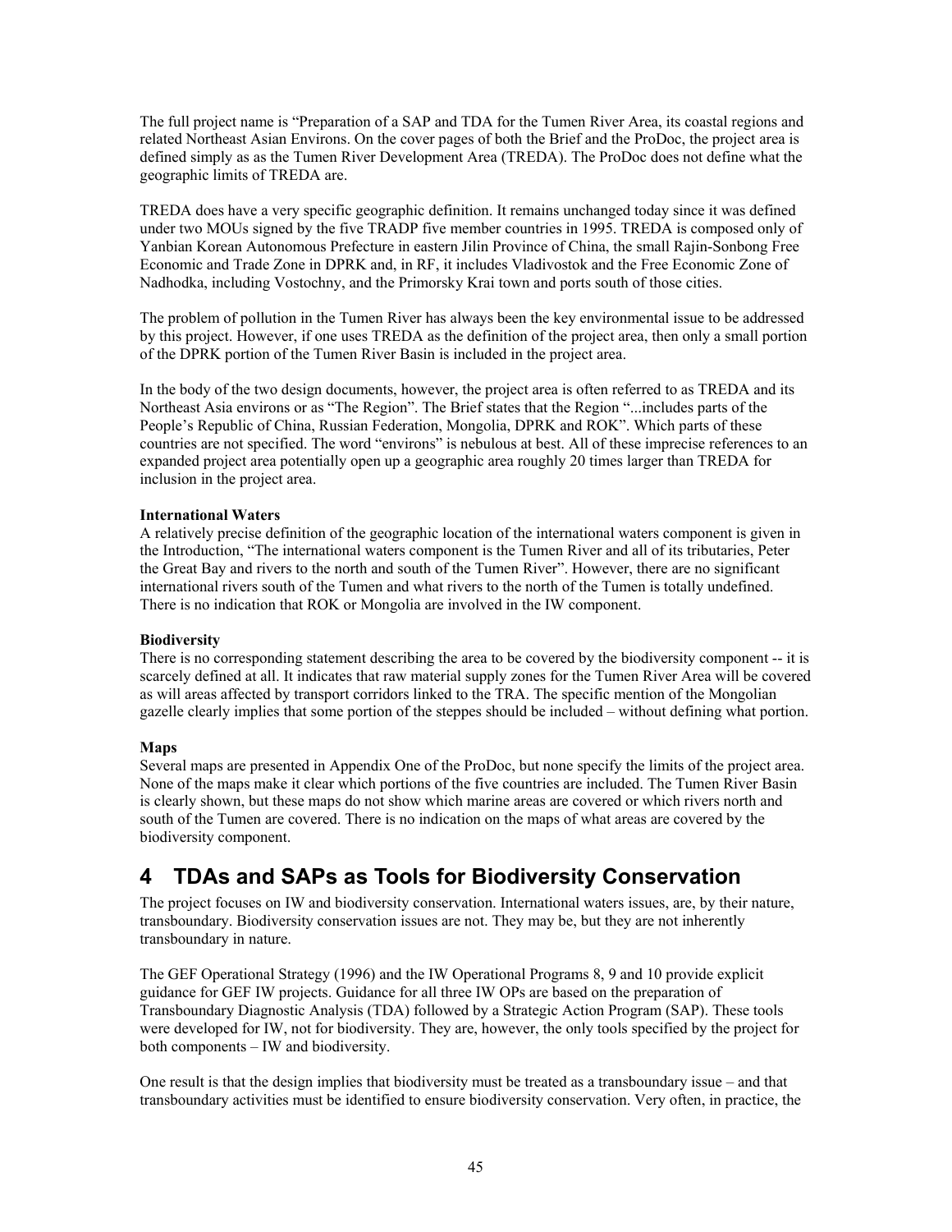The full project name is "Preparation of a SAP and TDA for the Tumen River Area, its coastal regions and related Northeast Asian Environs. On the cover pages of both the Brief and the ProDoc, the project area is defined simply as as the Tumen River Development Area (TREDA). The ProDoc does not define what the geographic limits of TREDA are.

TREDA does have a very specific geographic definition. It remains unchanged today since it was defined under two MOUs signed by the five TRADP five member countries in 1995. TREDA is composed only of Yanbian Korean Autonomous Prefecture in eastern Jilin Province of China, the small Rajin-Sonbong Free Economic and Trade Zone in DPRK and, in RF, it includes Vladivostok and the Free Economic Zone of Nadhodka, including Vostochny, and the Primorsky Krai town and ports south of those cities.

The problem of pollution in the Tumen River has always been the key environmental issue to be addressed by this project. However, if one uses TREDA as the definition of the project area, then only a small portion of the DPRK portion of the Tumen River Basin is included in the project area.

In the body of the two design documents, however, the project area is often referred to as TREDA and its Northeast Asia environs or as "The Region". The Brief states that the Region "...includes parts of the People's Republic of China, Russian Federation, Mongolia, DPRK and ROK". Which parts of these countries are not specified. The word "environs" is nebulous at best. All of these imprecise references to an expanded project area potentially open up a geographic area roughly 20 times larger than TREDA for inclusion in the project area.

**International Waters**
A relatively precise definition of the geographic location of the international waters component is given in the Introduction, "The international waters component is the Tumen River and all of its tributaries, Peter the Great Bay and rivers to the north and south of the Tumen River". However, there are no significant international rivers south of the Tumen and what rivers to the north of the Tumen is totally undefined. There is no indication that ROK or Mongolia are involved in the IW component.

**Biodiversity**
There is no corresponding statement describing the area to be covered by the biodiversity component -- it is scarcely defined at all. It indicates that raw material supply zones for the Tumen River Area will be covered as will areas affected by transport corridors linked to the TRA. The specific mention of the Mongolian gazelle clearly implies that some portion of the steppes should be included – without defining what portion.

**Maps**
Several maps are presented in Appendix One of the ProDoc, but none specify the limits of the project area. None of the maps make it clear which portions of the five countries are included. The Tumen River Basin is clearly shown, but these maps do not show which marine areas are covered or which rivers north and south of the Tumen are covered. There is no indication on the maps of what areas are covered by the biodiversity component.

# 4 TDAs and SAPs as Tools for Biodiversity Conservation

The project focuses on IW and biodiversity conservation. International waters issues, are, by their nature, transboundary. Biodiversity conservation issues are not. They may be, but they are not inherently transboundary in nature.

The GEF Operational Strategy (1996) and the IW Operational Programs 8, 9 and 10 provide explicit guidance for GEF IW projects. Guidance for all three IW OPs are based on the preparation of Transboundary Diagnostic Analysis (TDA) followed by a Strategic Action Program (SAP). These tools were developed for IW, not for biodiversity. They are, however, the only tools specified by the project for both components – IW and biodiversity.

One result is that the design implies that biodiversity must be treated as a transboundary issue – and that transboundary activities must be identified to ensure biodiversity conservation. Very often, in practice, the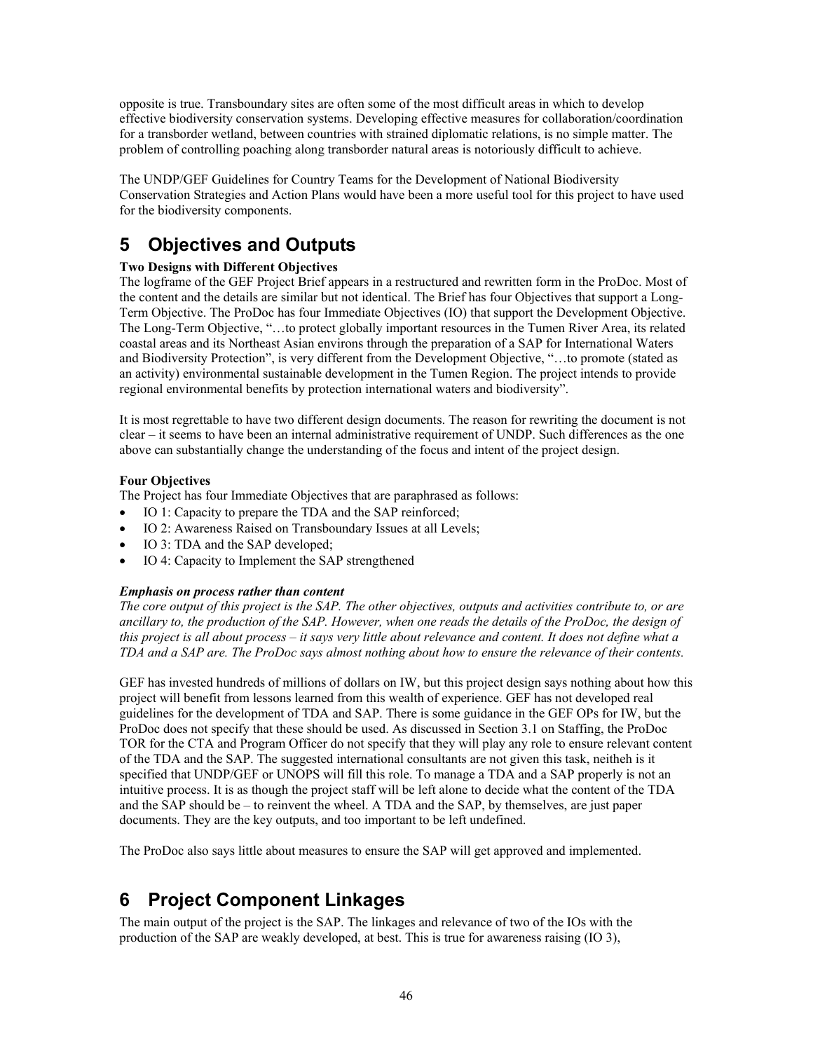opposite is true. Transboundary sites are often some of the most difficult areas in which to develop effective biodiversity conservation systems. Developing effective measures for collaboration/coordination for a transborder wetland, between countries with strained diplomatic relations, is no simple matter. The problem of controlling poaching along transborder natural areas is notoriously difficult to achieve.

The UNDP/GEF Guidelines for Country Teams for the Development of National Biodiversity Conservation Strategies and Action Plans would have been a more useful tool for this project to have used for the biodiversity components.

# 5 Objectives and Outputs

**Two Designs with Different Objectives**

The logframe of the GEF Project Brief appears in a restructured and rewritten form in the ProDoc. Most of the content and the details are similar but not identical. The Brief has four Objectives that support a Long-Term Objective. The ProDoc has four Immediate Objectives (IO) that support the Development Objective. The Long-Term Objective, "…to protect globally important resources in the Tumen River Area, its related coastal areas and its Northeast Asian environs through the preparation of a SAP for International Waters and Biodiversity Protection", is very different from the Development Objective, "…to promote (stated as an activity) environmental sustainable development in the Tumen Region. The project intends to provide regional environmental benefits by protection international waters and biodiversity".

It is most regrettable to have two different design documents. The reason for rewriting the document is not clear – it seems to have been an internal administrative requirement of UNDP. Such differences as the one above can substantially change the understanding of the focus and intent of the project design.

**Four Objectives**

The Project has four Immediate Objectives that are paraphrased as follows:

- IO 1: Capacity to prepare the TDA and the SAP reinforced;
- IO 2: Awareness Raised on Transboundary Issues at all Levels;
- IO 3: TDA and the SAP developed;
- IO 4: Capacity to Implement the SAP strengthened

***Emphasis on process rather than content***

*The core output of this project is the SAP. The other objectives, outputs and activities contribute to, or are ancillary to, the production of the SAP. However, when one reads the details of the ProDoc, the design of this project is all about process – it says very little about relevance and content. It does not define what a TDA and a SAP are. The ProDoc says almost nothing about how to ensure the relevance of their contents.*

GEF has invested hundreds of millions of dollars on IW, but this project design says nothing about how this project will benefit from lessons learned from this wealth of experience. GEF has not developed real guidelines for the development of TDA and SAP. There is some guidance in the GEF OPs for IW, but the ProDoc does not specify that these should be used. As discussed in Section 3.1 on Staffing, the ProDoc TOR for the CTA and Program Officer do not specify that they will play any role to ensure relevant content of the TDA and the SAP. The suggested international consultants are not given this task, neitheh is it specified that UNDP/GEF or UNOPS will fill this role. To manage a TDA and a SAP properly is not an intuitive process. It is as though the project staff will be left alone to decide what the content of the TDA and the SAP should be – to reinvent the wheel. A TDA and the SAP, by themselves, are just paper documents. They are the key outputs, and too important to be left undefined.

The ProDoc also says little about measures to ensure the SAP will get approved and implemented.

# 6 Project Component Linkages

The main output of the project is the SAP. The linkages and relevance of two of the IOs with the production of the SAP are weakly developed, at best. This is true for awareness raising (IO 3),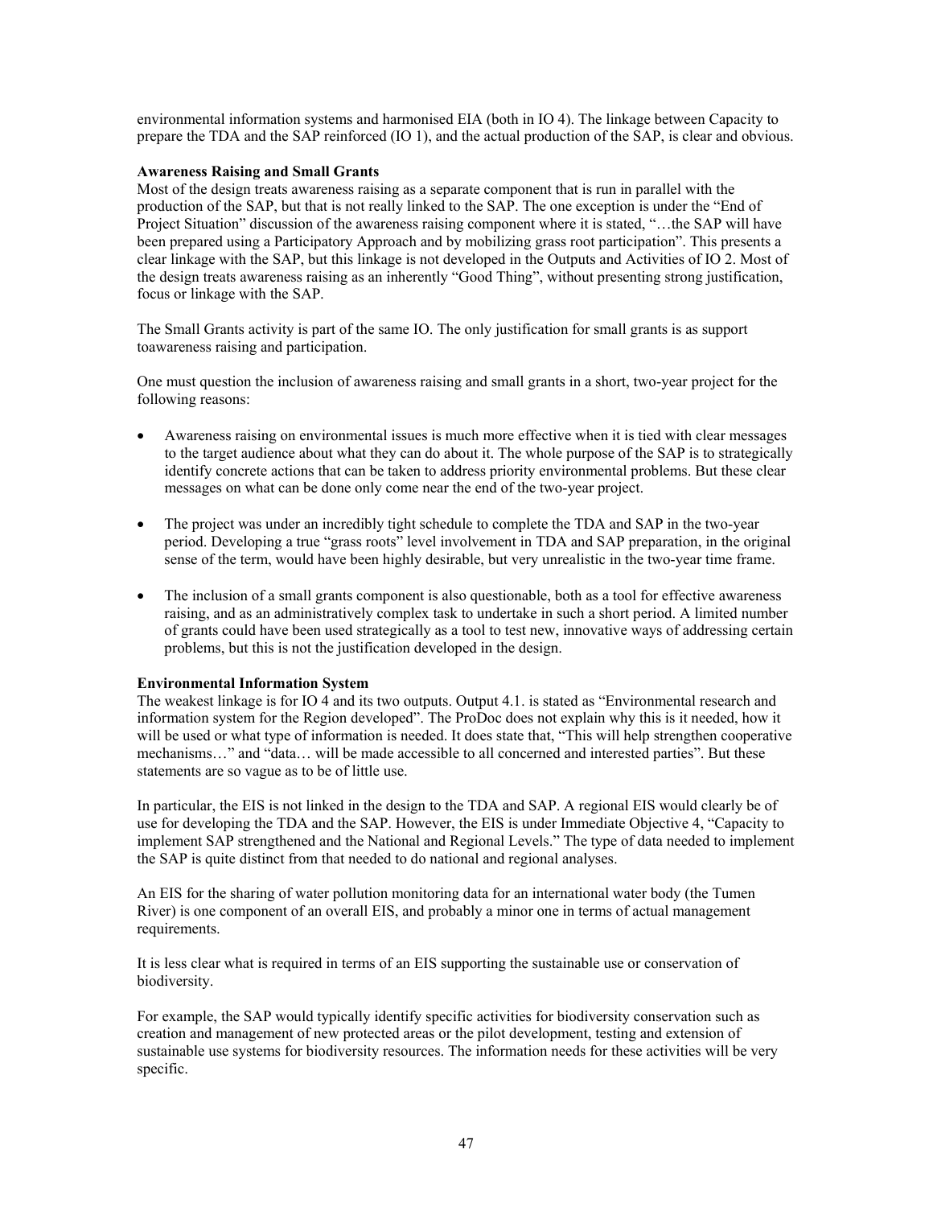environmental information systems and harmonised EIA (both in IO 4). The linkage between Capacity to prepare the TDA and the SAP reinforced (IO 1), and the actual production of the SAP, is clear and obvious.

**Awareness Raising and Small Grants**

Most of the design treats awareness raising as a separate component that is run in parallel with the production of the SAP, but that is not really linked to the SAP. The one exception is under the "End of Project Situation" discussion of the awareness raising component where it is stated, "…the SAP will have been prepared using a Participatory Approach and by mobilizing grass root participation". This presents a clear linkage with the SAP, but this linkage is not developed in the Outputs and Activities of IO 2. Most of the design treats awareness raising as an inherently "Good Thing", without presenting strong justification, focus or linkage with the SAP.

The Small Grants activity is part of the same IO. The only justification for small grants is as support toawareness raising and participation.

One must question the inclusion of awareness raising and small grants in a short, two-year project for the following reasons:

- Awareness raising on environmental issues is much more effective when it is tied with clear messages to the target audience about what they can do about it. The whole purpose of the SAP is to strategically identify concrete actions that can be taken to address priority environmental problems. But these clear messages on what can be done only come near the end of the two-year project.

- The project was under an incredibly tight schedule to complete the TDA and SAP in the two-year period. Developing a true "grass roots" level involvement in TDA and SAP preparation, in the original sense of the term, would have been highly desirable, but very unrealistic in the two-year time frame.

- The inclusion of a small grants component is also questionable, both as a tool for effective awareness raising, and as an administratively complex task to undertake in such a short period. A limited number of grants could have been used strategically as a tool to test new, innovative ways of addressing certain problems, but this is not the justification developed in the design.

**Environmental Information System**

The weakest linkage is for IO 4 and its two outputs. Output 4.1. is stated as "Environmental research and information system for the Region developed". The ProDoc does not explain why this is it needed, how it will be used or what type of information is needed. It does state that, "This will help strengthen cooperative mechanisms…" and "data… will be made accessible to all concerned and interested parties". But these statements are so vague as to be of little use.

In particular, the EIS is not linked in the design to the TDA and SAP. A regional EIS would clearly be of use for developing the TDA and the SAP. However, the EIS is under Immediate Objective 4, "Capacity to implement SAP strengthened and the National and Regional Levels." The type of data needed to implement the SAP is quite distinct from that needed to do national and regional analyses.

An EIS for the sharing of water pollution monitoring data for an international water body (the Tumen River) is one component of an overall EIS, and probably a minor one in terms of actual management requirements.

It is less clear what is required in terms of an EIS supporting the sustainable use or conservation of biodiversity.

For example, the SAP would typically identify specific activities for biodiversity conservation such as creation and management of new protected areas or the pilot development, testing and extension of sustainable use systems for biodiversity resources. The information needs for these activities will be very specific.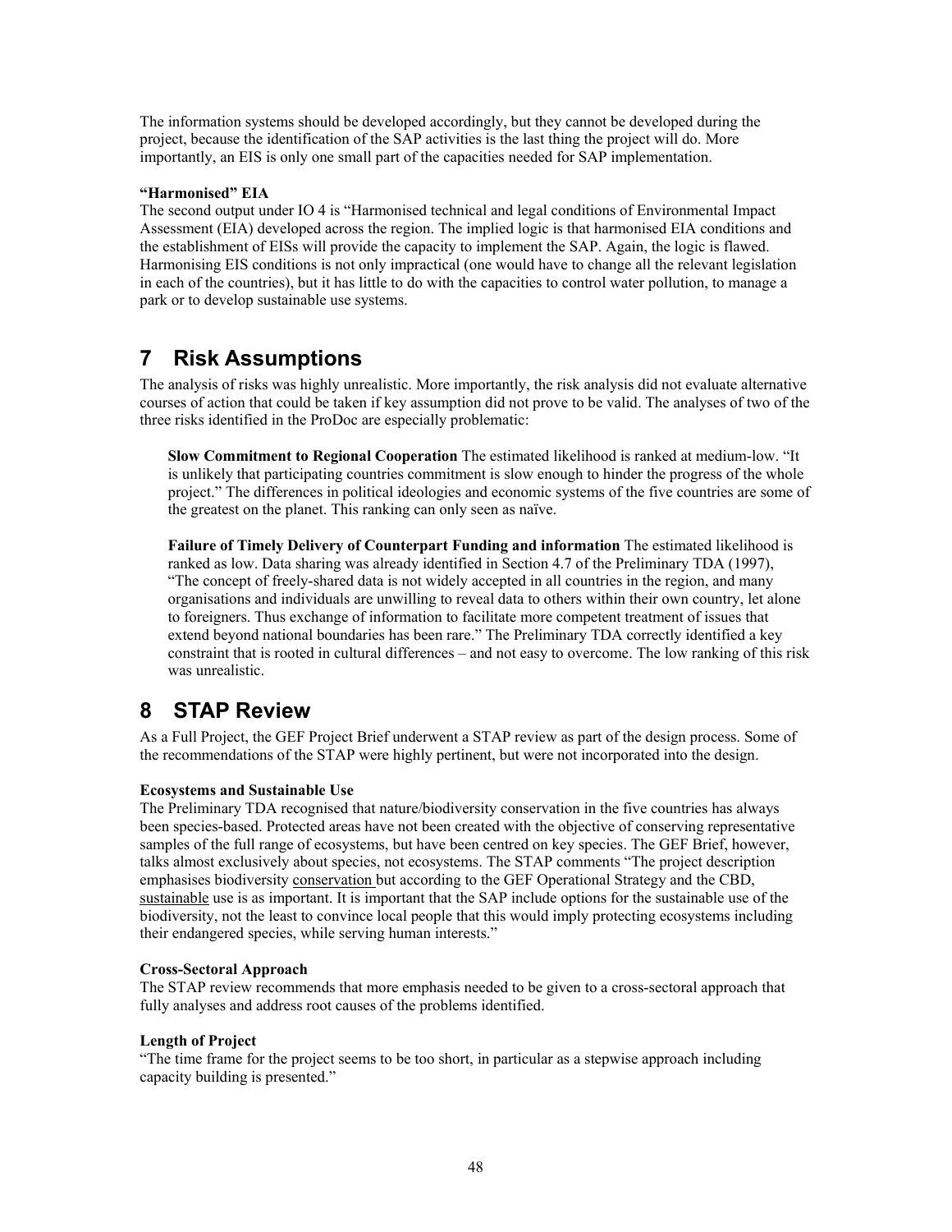The information systems should be developed accordingly, but they cannot be developed during the project, because the identification of the SAP activities is the last thing the project will do. More importantly, an EIS is only one small part of the capacities needed for SAP implementation.

**"Harmonised" EIA**

The second output under IO 4 is "Harmonised technical and legal conditions of Environmental Impact Assessment (EIA) developed across the region. The implied logic is that harmonised EIA conditions and the establishment of EISs will provide the capacity to implement the SAP. Again, the logic is flawed. Harmonising EIS conditions is not only impractical (one would have to change all the relevant legislation in each of the countries), but it has little to do with the capacities to control water pollution, to manage a park or to develop sustainable use systems.

# 7 Risk Assumptions

The analysis of risks was highly unrealistic. More importantly, the risk analysis did not evaluate alternative courses of action that could be taken if key assumption did not prove to be valid. The analyses of two of the three risks identified in the ProDoc are especially problematic:

> **Slow Commitment to Regional Cooperation** The estimated likelihood is ranked at medium-low. "It is unlikely that participating countries commitment is slow enough to hinder the progress of the whole project." The differences in political ideologies and economic systems of the five countries are some of the greatest on the planet. This ranking can only seen as naïve.
>
> **Failure of Timely Delivery of Counterpart Funding and information** The estimated likelihood is ranked as low. Data sharing was already identified in Section 4.7 of the Preliminary TDA (1997), "The concept of freely-shared data is not widely accepted in all countries in the region, and many organisations and individuals are unwilling to reveal data to others within their own country, let alone to foreigners. Thus exchange of information to facilitate more competent treatment of issues that extend beyond national boundaries has been rare." The Preliminary TDA correctly identified a key constraint that is rooted in cultural differences – and not easy to overcome. The low ranking of this risk was unrealistic.

# 8 STAP Review

As a Full Project, the GEF Project Brief underwent a STAP review as part of the design process. Some of the recommendations of the STAP were highly pertinent, but were not incorporated into the design.

**Ecosystems and Sustainable Use**

The Preliminary TDA recognised that nature/biodiversity conservation in the five countries has always been species-based. Protected areas have not been created with the objective of conserving representative samples of the full range of ecosystems, but have been centred on key species. The GEF Brief, however, talks almost exclusively about species, not ecosystems. The STAP comments "The project description emphasises biodiversity <u>conservation</u> but according to the GEF Operational Strategy and the CBD, <u>sustainable</u> use is as important. It is important that the SAP include options for the sustainable use of the biodiversity, not the least to convince local people that this would imply protecting ecosystems including their endangered species, while serving human interests."

**Cross-Sectoral Approach**

The STAP review recommends that more emphasis needed to be given to a cross-sectoral approach that fully analyses and address root causes of the problems identified.

**Length of Project**

"The time frame for the project seems to be too short, in particular as a stepwise approach including capacity building is presented."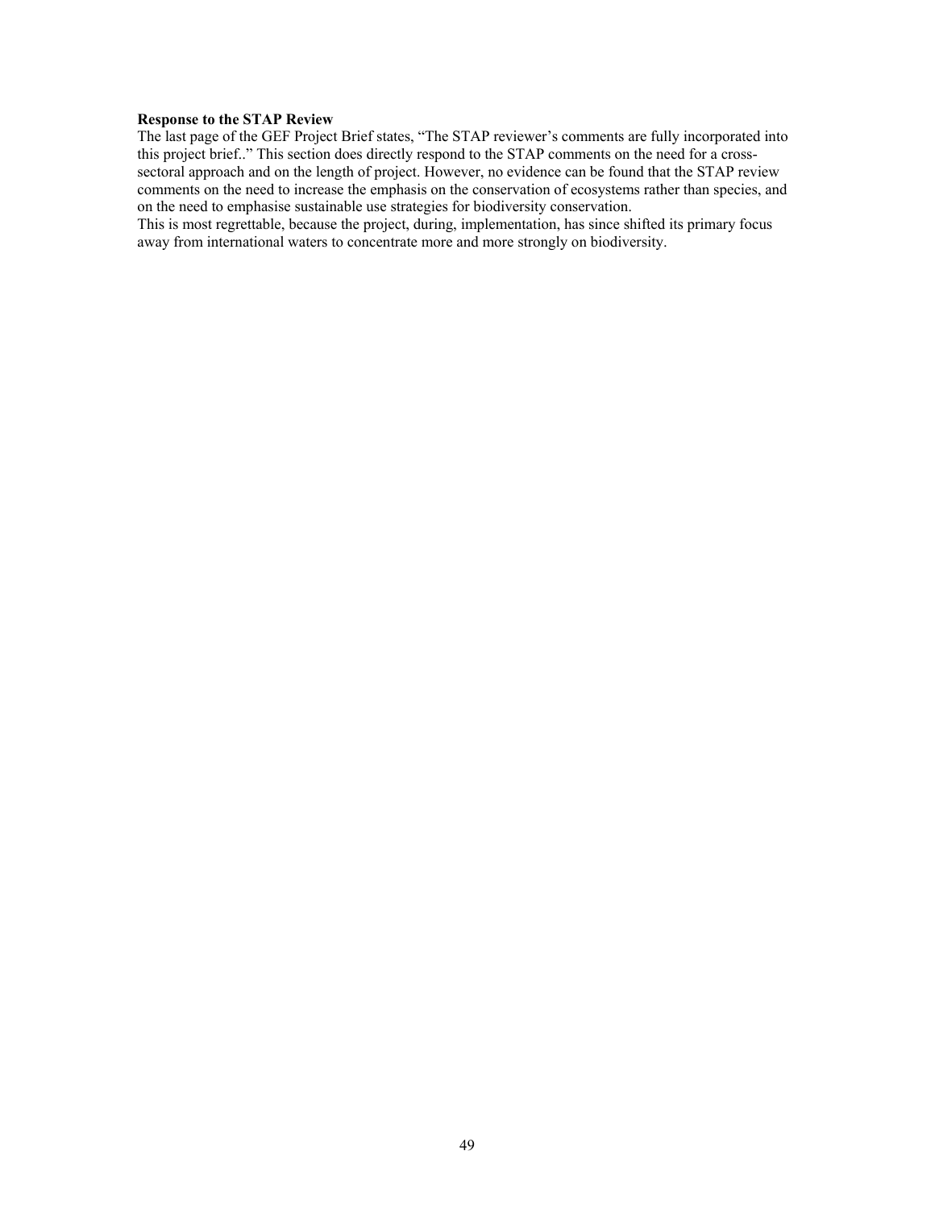**Response to the STAP Review**

The last page of the GEF Project Brief states, "The STAP reviewer's comments are fully incorporated into this project brief.." This section does directly respond to the STAP comments on the need for a cross-sectoral approach and on the length of project. However, no evidence can be found that the STAP review comments on the need to increase the emphasis on the conservation of ecosystems rather than species, and on the need to emphasise sustainable use strategies for biodiversity conservation.

This is most regrettable, because the project, during, implementation, has since shifted its primary focus away from international waters to concentrate more and more strongly on biodiversity.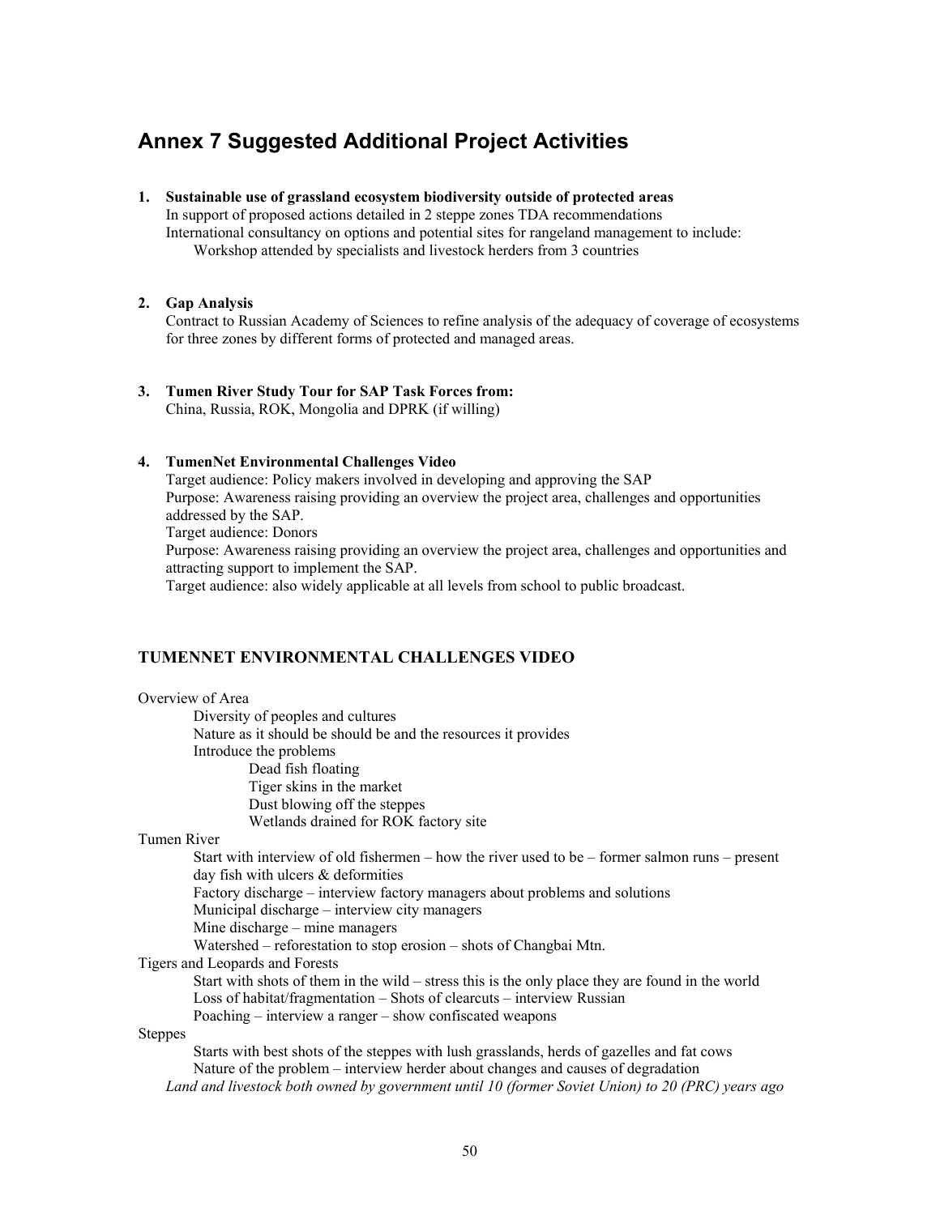# Annex 7 Suggested Additional Project Activities

1. **Sustainable use of grassland ecosystem biodiversity outside of protected areas**
   In support of proposed actions detailed in 2 steppe zones TDA recommendations
   International consultancy on options and potential sites for rangeland management to include:
   - Workshop attended by specialists and livestock herders from 3 countries

2. **Gap Analysis**
   Contract to Russian Academy of Sciences to refine analysis of the adequacy of coverage of ecosystems for three zones by different forms of protected and managed areas.

3. **Tumen River Study Tour for SAP Task Forces from:**
   China, Russia, ROK, Mongolia and DPRK (if willing)

4. **TumenNet Environmental Challenges Video**
   Target audience: Policy makers involved in developing and approving the SAP
   Purpose: Awareness raising providing an overview the project area, challenges and opportunities addressed by the SAP.
   Target audience: Donors
   Purpose: Awareness raising providing an overview the project area, challenges and opportunities and attracting support to implement the SAP.
   Target audience: also widely applicable at all levels from school to public broadcast.

### TUMENNET ENVIRONMENTAL CHALLENGES VIDEO

Overview of Area
- Diversity of peoples and cultures
- Nature as it should be should be and the resources it provides
- Introduce the problems
  - Dead fish floating
  - Tiger skins in the market
  - Dust blowing off the steppes
  - Wetlands drained for ROK factory site

Tumen River
- Start with interview of old fishermen – how the river used to be – former salmon runs – present day fish with ulcers & deformities
- Factory discharge – interview factory managers about problems and solutions
- Municipal discharge – interview city managers
- Mine discharge – mine managers
- Watershed – reforestation to stop erosion – shots of Changbai Mtn.

Tigers and Leopards and Forests
- Start with shots of them in the wild – stress this is the only place they are found in the world
- Loss of habitat/fragmentation – Shots of clearcuts – interview Russian
- Poaching – interview a ranger – show confiscated weapons

Steppes
- Starts with best shots of the steppes with lush grasslands, herds of gazelles and fat cows
- Nature of the problem – interview herder about changes and causes of degradation

*Land and livestock both owned by government until 10 (former Soviet Union) to 20 (PRC) years ago*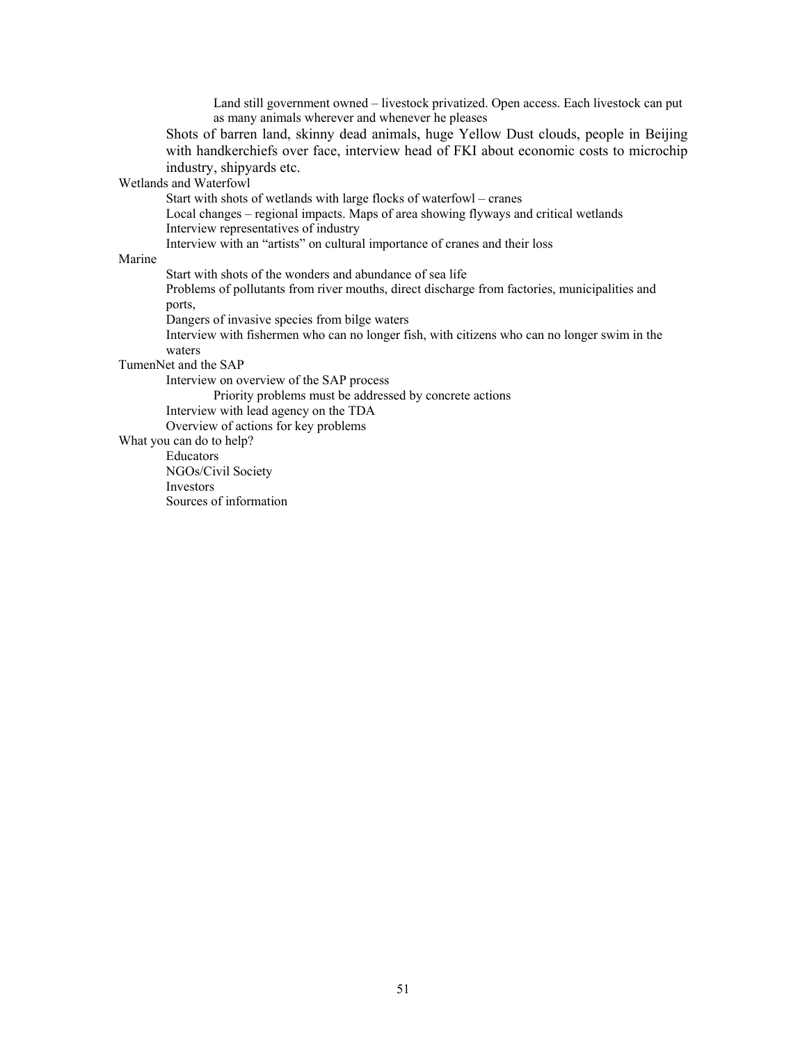- Land still government owned – livestock privatized. Open access. Each livestock can put as many animals wherever and whenever he pleases

Shots of barren land, skinny dead animals, huge Yellow Dust clouds, people in Beijing with handkerchiefs over face, interview head of FKI about economic costs to microchip industry, shipyards etc.

Wetlands and Waterfowl

- Start with shots of wetlands with large flocks of waterfowl – cranes
- Local changes – regional impacts. Maps of area showing flyways and critical wetlands
- Interview representatives of industry
- Interview with an "artists" on cultural importance of cranes and their loss

Marine

- Start with shots of the wonders and abundance of sea life
- Problems of pollutants from river mouths, direct discharge from factories, municipalities and ports,
- Dangers of invasive species from bilge waters
- Interview with fishermen who can no longer fish, with citizens who can no longer swim in the waters

TumenNet and the SAP

- Interview on overview of the SAP process
  - Priority problems must be addressed by concrete actions
- Interview with lead agency on the TDA
- Overview of actions for key problems

What you can do to help?

- Educators
- NGOs/Civil Society
- Investors
- Sources of information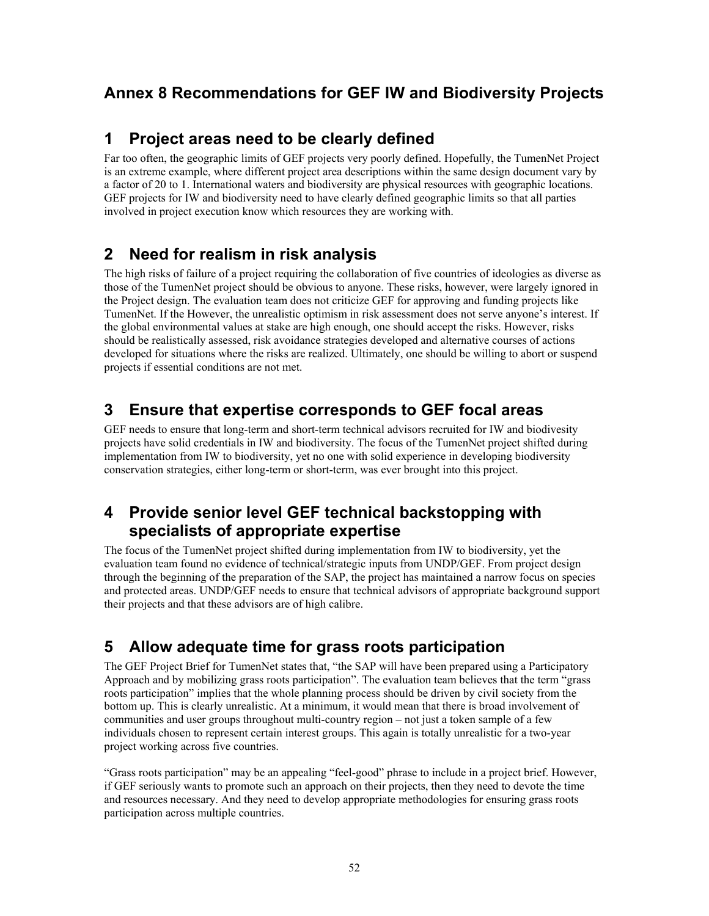# Annex 8 Recommendations for GEF IW and Biodiversity Projects

## 1 Project areas need to be clearly defined

Far too often, the geographic limits of GEF projects very poorly defined. Hopefully, the TumenNet Project is an extreme example, where different project area descriptions within the same design document vary by a factor of 20 to 1. International waters and biodiversity are physical resources with geographic locations. GEF projects for IW and biodiversity need to have clearly defined geographic limits so that all parties involved in project execution know which resources they are working with.

## 2 Need for realism in risk analysis

The high risks of failure of a project requiring the collaboration of five countries of ideologies as diverse as those of the TumenNet project should be obvious to anyone. These risks, however, were largely ignored in the Project design. The evaluation team does not criticize GEF for approving and funding projects like TumenNet. If the However, the unrealistic optimism in risk assessment does not serve anyone's interest. If the global environmental values at stake are high enough, one should accept the risks. However, risks should be realistically assessed, risk avoidance strategies developed and alternative courses of actions developed for situations where the risks are realized. Ultimately, one should be willing to abort or suspend projects if essential conditions are not met.

## 3 Ensure that expertise corresponds to GEF focal areas

GEF needs to ensure that long-term and short-term technical advisors recruited for IW and biodivesity projects have solid credentials in IW and biodiversity. The focus of the TumenNet project shifted during implementation from IW to biodiversity, yet no one with solid experience in developing biodiversity conservation strategies, either long-term or short-term, was ever brought into this project.

## 4 Provide senior level GEF technical backstopping with specialists of appropriate expertise

The focus of the TumenNet project shifted during implementation from IW to biodiversity, yet the evaluation team found no evidence of technical/strategic inputs from UNDP/GEF. From project design through the beginning of the preparation of the SAP, the project has maintained a narrow focus on species and protected areas. UNDP/GEF needs to ensure that technical advisors of appropriate background support their projects and that these advisors are of high calibre.

## 5 Allow adequate time for grass roots participation

The GEF Project Brief for TumenNet states that, "the SAP will have been prepared using a Participatory Approach and by mobilizing grass roots participation". The evaluation team believes that the term "grass roots participation" implies that the whole planning process should be driven by civil society from the bottom up. This is clearly unrealistic. At a minimum, it would mean that there is broad involvement of communities and user groups throughout multi-country region – not just a token sample of a few individuals chosen to represent certain interest groups. This again is totally unrealistic for a two-year project working across five countries.

"Grass roots participation" may be an appealing "feel-good" phrase to include in a project brief. However, if GEF seriously wants to promote such an approach on their projects, then they need to devote the time and resources necessary. And they need to develop appropriate methodologies for ensuring grass roots participation across multiple countries.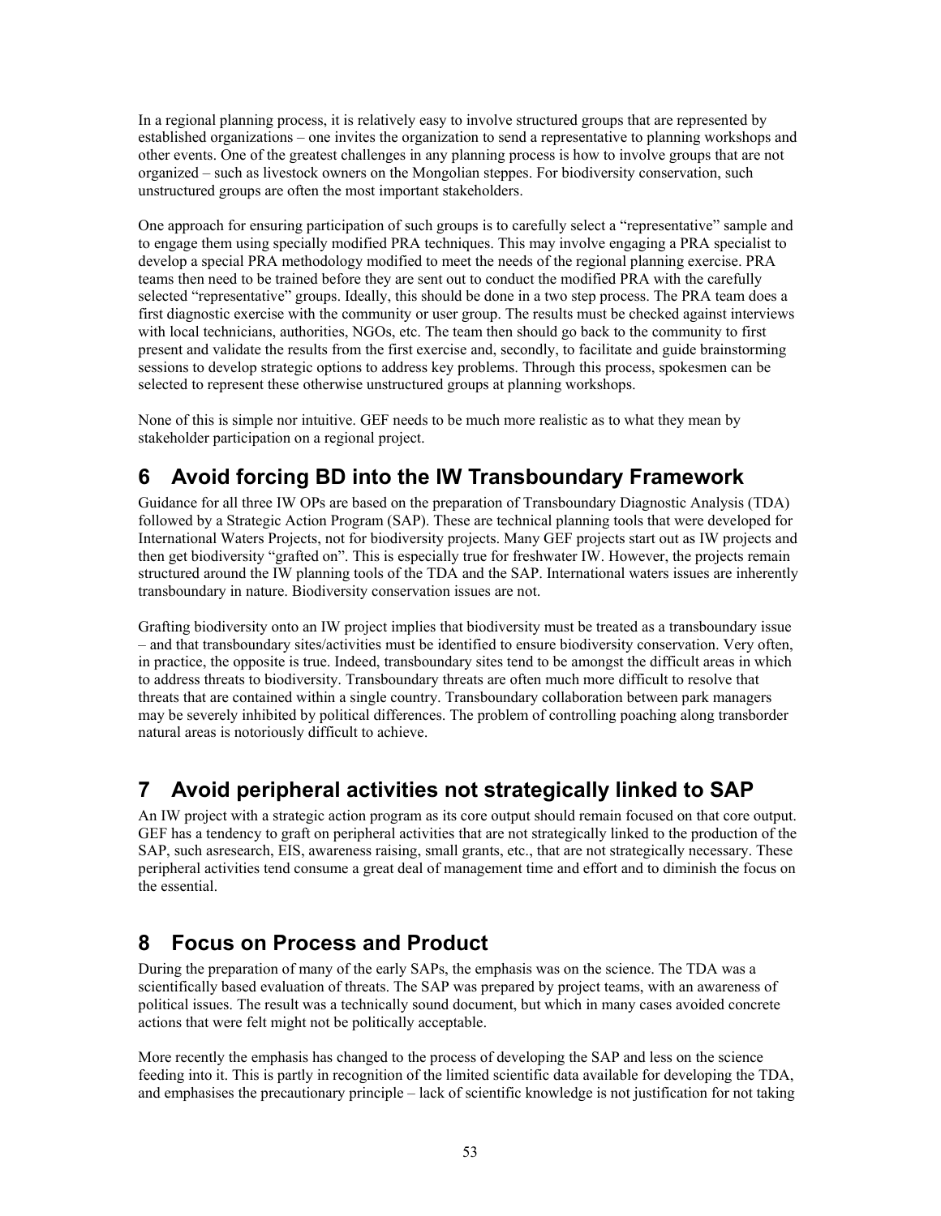In a regional planning process, it is relatively easy to involve structured groups that are represented by established organizations – one invites the organization to send a representative to planning workshops and other events. One of the greatest challenges in any planning process is how to involve groups that are not organized – such as livestock owners on the Mongolian steppes. For biodiversity conservation, such unstructured groups are often the most important stakeholders.

One approach for ensuring participation of such groups is to carefully select a "representative" sample and to engage them using specially modified PRA techniques. This may involve engaging a PRA specialist to develop a special PRA methodology modified to meet the needs of the regional planning exercise. PRA teams then need to be trained before they are sent out to conduct the modified PRA with the carefully selected "representative" groups. Ideally, this should be done in a two step process. The PRA team does a first diagnostic exercise with the community or user group. The results must be checked against interviews with local technicians, authorities, NGOs, etc. The team then should go back to the community to first present and validate the results from the first exercise and, secondly, to facilitate and guide brainstorming sessions to develop strategic options to address key problems. Through this process, spokesmen can be selected to represent these otherwise unstructured groups at planning workshops.

None of this is simple nor intuitive. GEF needs to be much more realistic as to what they mean by stakeholder participation on a regional project.

## 6 Avoid forcing BD into the IW Transboundary Framework

Guidance for all three IW OPs are based on the preparation of Transboundary Diagnostic Analysis (TDA) followed by a Strategic Action Program (SAP). These are technical planning tools that were developed for International Waters Projects, not for biodiversity projects. Many GEF projects start out as IW projects and then get biodiversity "grafted on". This is especially true for freshwater IW. However, the projects remain structured around the IW planning tools of the TDA and the SAP. International waters issues are inherently transboundary in nature. Biodiversity conservation issues are not.

Grafting biodiversity onto an IW project implies that biodiversity must be treated as a transboundary issue – and that transboundary sites/activities must be identified to ensure biodiversity conservation. Very often, in practice, the opposite is true. Indeed, transboundary sites tend to be amongst the difficult areas in which to address threats to biodiversity. Transboundary threats are often much more difficult to resolve that threats that are contained within a single country. Transboundary collaboration between park managers may be severely inhibited by political differences. The problem of controlling poaching along transborder natural areas is notoriously difficult to achieve.

## 7 Avoid peripheral activities not strategically linked to SAP

An IW project with a strategic action program as its core output should remain focused on that core output. GEF has a tendency to graft on peripheral activities that are not strategically linked to the production of the SAP, such asresearch, EIS, awareness raising, small grants, etc., that are not strategically necessary. These peripheral activities tend consume a great deal of management time and effort and to diminish the focus on the essential.

## 8 Focus on Process and Product

During the preparation of many of the early SAPs, the emphasis was on the science. The TDA was a scientifically based evaluation of threats. The SAP was prepared by project teams, with an awareness of political issues. The result was a technically sound document, but which in many cases avoided concrete actions that were felt might not be politically acceptable.

More recently the emphasis has changed to the process of developing the SAP and less on the science feeding into it. This is partly in recognition of the limited scientific data available for developing the TDA, and emphasises the precautionary principle – lack of scientific knowledge is not justification for not taking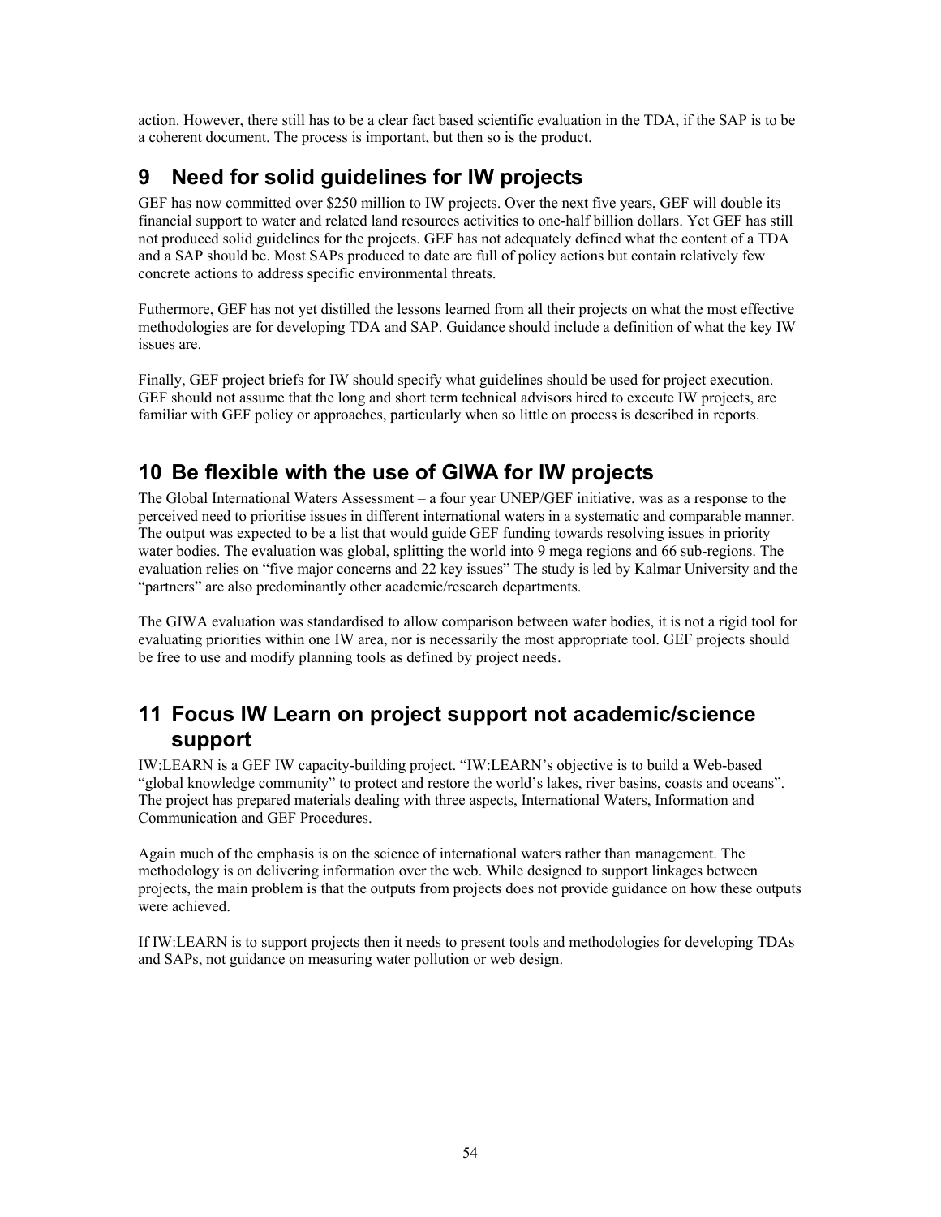action. However, there still has to be a clear fact based scientific evaluation in the TDA, if the SAP is to be a coherent document. The process is important, but then so is the product.

## 9 Need for solid guidelines for IW projects

GEF has now committed over $250 million to IW projects. Over the next five years, GEF will double its financial support to water and related land resources activities to one-half billion dollars. Yet GEF has still not produced solid guidelines for the projects. GEF has not adequately defined what the content of a TDA and a SAP should be. Most SAPs produced to date are full of policy actions but contain relatively few concrete actions to address specific environmental threats.

Futhermore, GEF has not yet distilled the lessons learned from all their projects on what the most effective methodologies are for developing TDA and SAP. Guidance should include a definition of what the key IW issues are.

Finally, GEF project briefs for IW should specify what guidelines should be used for project execution. GEF should not assume that the long and short term technical advisors hired to execute IW projects, are familiar with GEF policy or approaches, particularly when so little on process is described in reports.

## 10 Be flexible with the use of GIWA for IW projects

The Global International Waters Assessment – a four year UNEP/GEF initiative, was as a response to the perceived need to prioritise issues in different international waters in a systematic and comparable manner. The output was expected to be a list that would guide GEF funding towards resolving issues in priority water bodies. The evaluation was global, splitting the world into 9 mega regions and 66 sub-regions. The evaluation relies on "five major concerns and 22 key issues" The study is led by Kalmar University and the "partners" are also predominantly other academic/research departments.

The GIWA evaluation was standardised to allow comparison between water bodies, it is not a rigid tool for evaluating priorities within one IW area, nor is necessarily the most appropriate tool. GEF projects should be free to use and modify planning tools as defined by project needs.

## 11 Focus IW Learn on project support not academic/science support

IW:LEARN is a GEF IW capacity-building project. "IW:LEARN's objective is to build a Web-based "global knowledge community" to protect and restore the world's lakes, river basins, coasts and oceans". The project has prepared materials dealing with three aspects, International Waters, Information and Communication and GEF Procedures.

Again much of the emphasis is on the science of international waters rather than management. The methodology is on delivering information over the web. While designed to support linkages between projects, the main problem is that the outputs from projects does not provide guidance on how these outputs were achieved.

If IW:LEARN is to support projects then it needs to present tools and methodologies for developing TDAs and SAPs, not guidance on measuring water pollution or web design.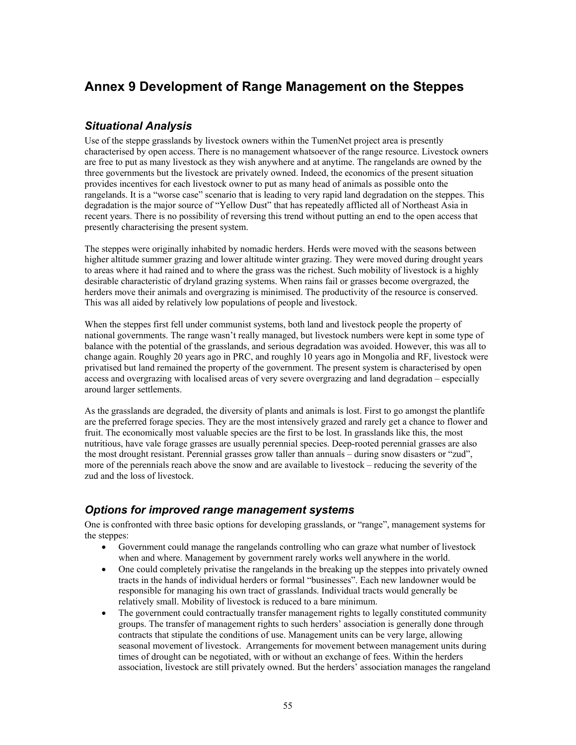# Annex 9 Development of Range Management on the Steppes

## *Situational Analysis*

Use of the steppe grasslands by livestock owners within the TumenNet project area is presently characterised by open access. There is no management whatsoever of the range resource. Livestock owners are free to put as many livestock as they wish anywhere and at anytime. The rangelands are owned by the three governments but the livestock are privately owned. Indeed, the economics of the present situation provides incentives for each livestock owner to put as many head of animals as possible onto the rangelands. It is a "worse case" scenario that is leading to very rapid land degradation on the steppes. This degradation is the major source of "Yellow Dust" that has repeatedly afflicted all of Northeast Asia in recent years. There is no possibility of reversing this trend without putting an end to the open access that presently characterising the present system.

The steppes were originally inhabited by nomadic herders. Herds were moved with the seasons between higher altitude summer grazing and lower altitude winter grazing. They were moved during drought years to areas where it had rained and to where the grass was the richest. Such mobility of livestock is a highly desirable characteristic of dryland grazing systems. When rains fail or grasses become overgrazed, the herders move their animals and overgrazing is minimised. The productivity of the resource is conserved. This was all aided by relatively low populations of people and livestock.

When the steppes first fell under communist systems, both land and livestock people the property of national governments. The range wasn't really managed, but livestock numbers were kept in some type of balance with the potential of the grasslands, and serious degradation was avoided. However, this was all to change again. Roughly 20 years ago in PRC, and roughly 10 years ago in Mongolia and RF, livestock were privatised but land remained the property of the government. The present system is characterised by open access and overgrazing with localised areas of very severe overgrazing and land degradation – especially around larger settlements.

As the grasslands are degraded, the diversity of plants and animals is lost. First to go amongst the plantlife are the preferred forage species. They are the most intensively grazed and rarely get a chance to flower and fruit. The economically most valuable species are the first to be lost. In grasslands like this, the most nutritious, have vale forage grasses are usually perennial species. Deep-rooted perennial grasses are also the most drought resistant. Perennial grasses grow taller than annuals – during snow disasters or "zud", more of the perennials reach above the snow and are available to livestock – reducing the severity of the zud and the loss of livestock.

## *Options for improved range management systems*

One is confronted with three basic options for developing grasslands, or "range", management systems for the steppes:

- Government could manage the rangelands controlling who can graze what number of livestock when and where. Management by government rarely works well anywhere in the world.
- One could completely privatise the rangelands in the breaking up the steppes into privately owned tracts in the hands of individual herders or formal "businesses". Each new landowner would be responsible for managing his own tract of grasslands. Individual tracts would generally be relatively small. Mobility of livestock is reduced to a bare minimum.
- The government could contractually transfer management rights to legally constituted community groups. The transfer of management rights to such herders' association is generally done through contracts that stipulate the conditions of use. Management units can be very large, allowing seasonal movement of livestock. Arrangements for movement between management units during times of drought can be negotiated, with or without an exchange of fees. Within the herders association, livestock are still privately owned. But the herders' association manages the rangeland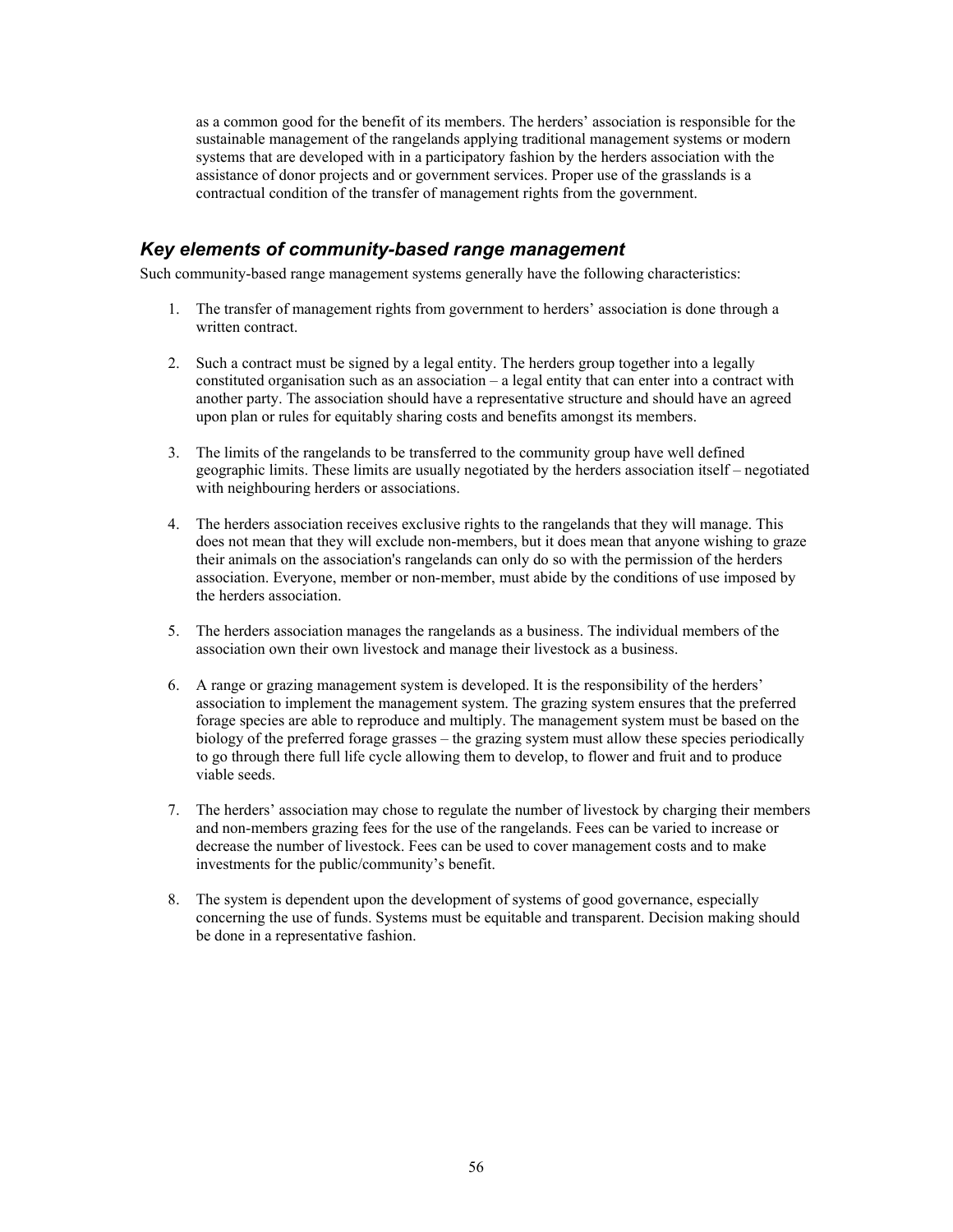as a common good for the benefit of its members. The herders' association is responsible for the sustainable management of the rangelands applying traditional management systems or modern systems that are developed with in a participatory fashion by the herders association with the assistance of donor projects and or government services. Proper use of the grasslands is a contractual condition of the transfer of management rights from the government.

### *Key elements of community-based range management*

Such community-based range management systems generally have the following characteristics:

1. The transfer of management rights from government to herders' association is done through a written contract.

2. Such a contract must be signed by a legal entity. The herders group together into a legally constituted organisation such as an association – a legal entity that can enter into a contract with another party. The association should have a representative structure and should have an agreed upon plan or rules for equitably sharing costs and benefits amongst its members.

3. The limits of the rangelands to be transferred to the community group have well defined geographic limits. These limits are usually negotiated by the herders association itself – negotiated with neighbouring herders or associations.

4. The herders association receives exclusive rights to the rangelands that they will manage. This does not mean that they will exclude non-members, but it does mean that anyone wishing to graze their animals on the association's rangelands can only do so with the permission of the herders association. Everyone, member or non-member, must abide by the conditions of use imposed by the herders association.

5. The herders association manages the rangelands as a business. The individual members of the association own their own livestock and manage their livestock as a business.

6. A range or grazing management system is developed. It is the responsibility of the herders' association to implement the management system. The grazing system ensures that the preferred forage species are able to reproduce and multiply. The management system must be based on the biology of the preferred forage grasses – the grazing system must allow these species periodically to go through there full life cycle allowing them to develop, to flower and fruit and to produce viable seeds.

7. The herders' association may chose to regulate the number of livestock by charging their members and non-members grazing fees for the use of the rangelands. Fees can be varied to increase or decrease the number of livestock. Fees can be used to cover management costs and to make investments for the public/community's benefit.

8. The system is dependent upon the development of systems of good governance, especially concerning the use of funds. Systems must be equitable and transparent. Decision making should be done in a representative fashion.